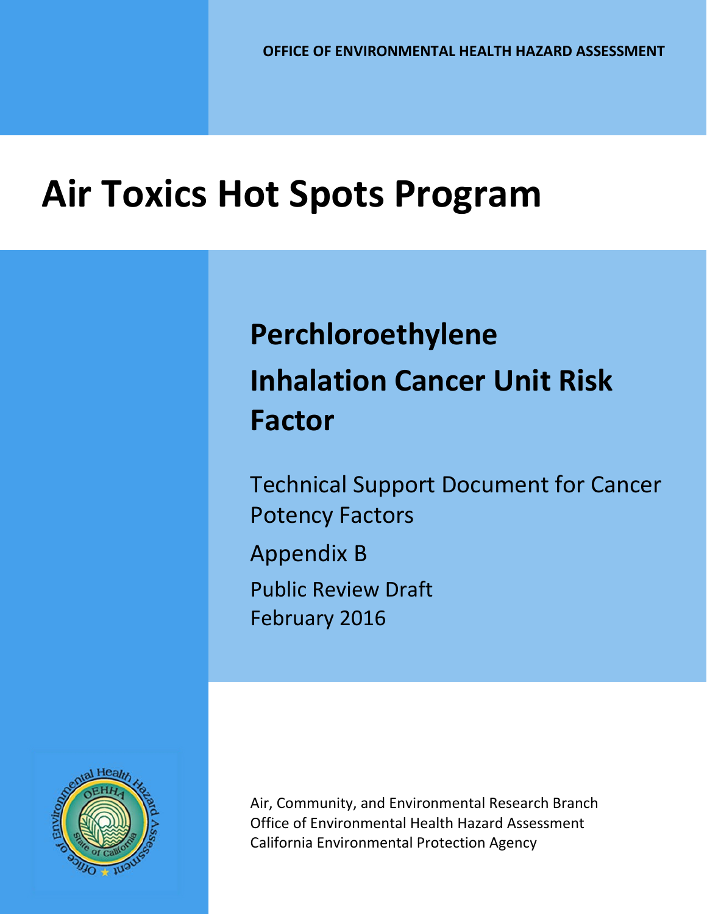OFFICE OF ENVIRONMENTAL HEALTH HAZARD ASSESSMENT

# Air Toxics Hot Spots Program

## Perchloroethylene Inhalation Cancer Unit Risk Factor

Technical Support Document for Cancer Potency Factors

Appendix B

Public Review Draft

February 2016

Air, Community, and Environmental Research Branch
Office of Environmental Health Hazard Assessment
California Environmental Protection Agency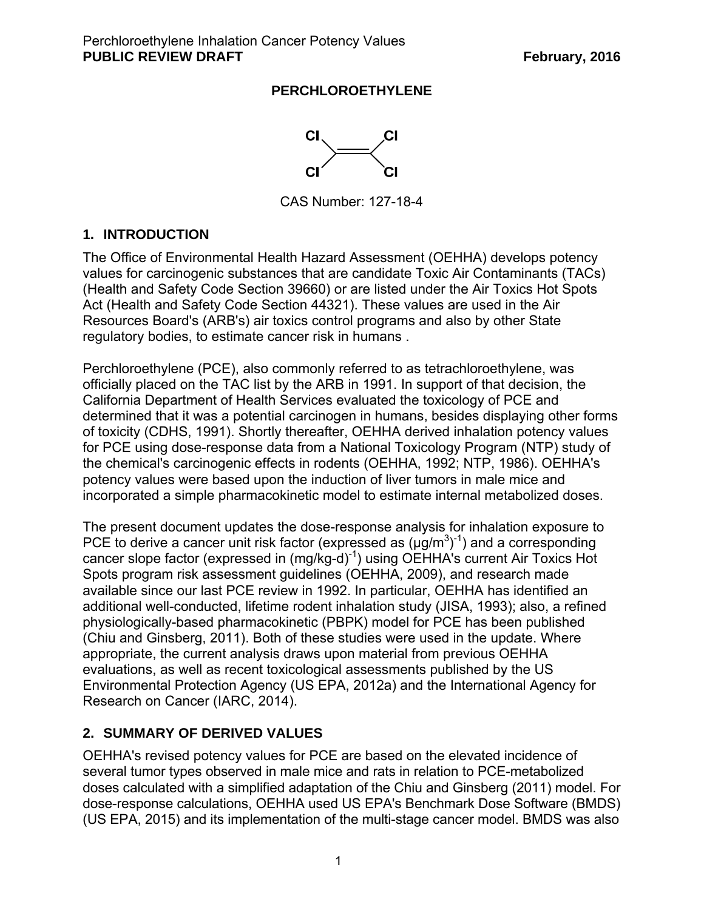# PERCHLOROETHYLENE

CAS Number: 127-18-4

## 1. INTRODUCTION

The Office of Environmental Health Hazard Assessment (OEHHA) develops potency values for carcinogenic substances that are candidate Toxic Air Contaminants (TACs) (Health and Safety Code Section 39660) or are listed under the Air Toxics Hot Spots Act (Health and Safety Code Section 44321). These values are used in the Air Resources Board's (ARB's) air toxics control programs and also by other State regulatory bodies, to estimate cancer risk in humans .

Perchloroethylene (PCE), also commonly referred to as tetrachloroethylene, was officially placed on the TAC list by the ARB in 1991. In support of that decision, the California Department of Health Services evaluated the toxicology of PCE and determined that it was a potential carcinogen in humans, besides displaying other forms of toxicity (CDHS, 1991). Shortly thereafter, OEHHA derived inhalation potency values for PCE using dose-response data from a National Toxicology Program (NTP) study of the chemical's carcinogenic effects in rodents (OEHHA, 1992; NTP, 1986). OEHHA's potency values were based upon the induction of liver tumors in male mice and incorporated a simple pharmacokinetic model to estimate internal metabolized doses.

The present document updates the dose-response analysis for inhalation exposure to PCE to derive a cancer unit risk factor (expressed as $(\mu g/m^3)^{-1}$) and a corresponding cancer slope factor (expressed in $(mg/kg\text{-}d)^{-1}$) using OEHHA's current Air Toxics Hot Spots program risk assessment guidelines (OEHHA, 2009), and research made available since our last PCE review in 1992. In particular, OEHHA has identified an additional well-conducted, lifetime rodent inhalation study (JISA, 1993); also, a refined physiologically-based pharmacokinetic (PBPK) model for PCE has been published (Chiu and Ginsberg, 2011). Both of these studies were used in the update. Where appropriate, the current analysis draws upon material from previous OEHHA evaluations, as well as recent toxicological assessments published by the US Environmental Protection Agency (US EPA, 2012a) and the International Agency for Research on Cancer (IARC, 2014).

## 2. SUMMARY OF DERIVED VALUES

OEHHA's revised potency values for PCE are based on the elevated incidence of several tumor types observed in male mice and rats in relation to PCE-metabolized doses calculated with a simplified adaptation of the Chiu and Ginsberg (2011) model. For dose-response calculations, OEHHA used US EPA's Benchmark Dose Software (BMDS) (US EPA, 2015) and its implementation of the multi-stage cancer model. BMDS was also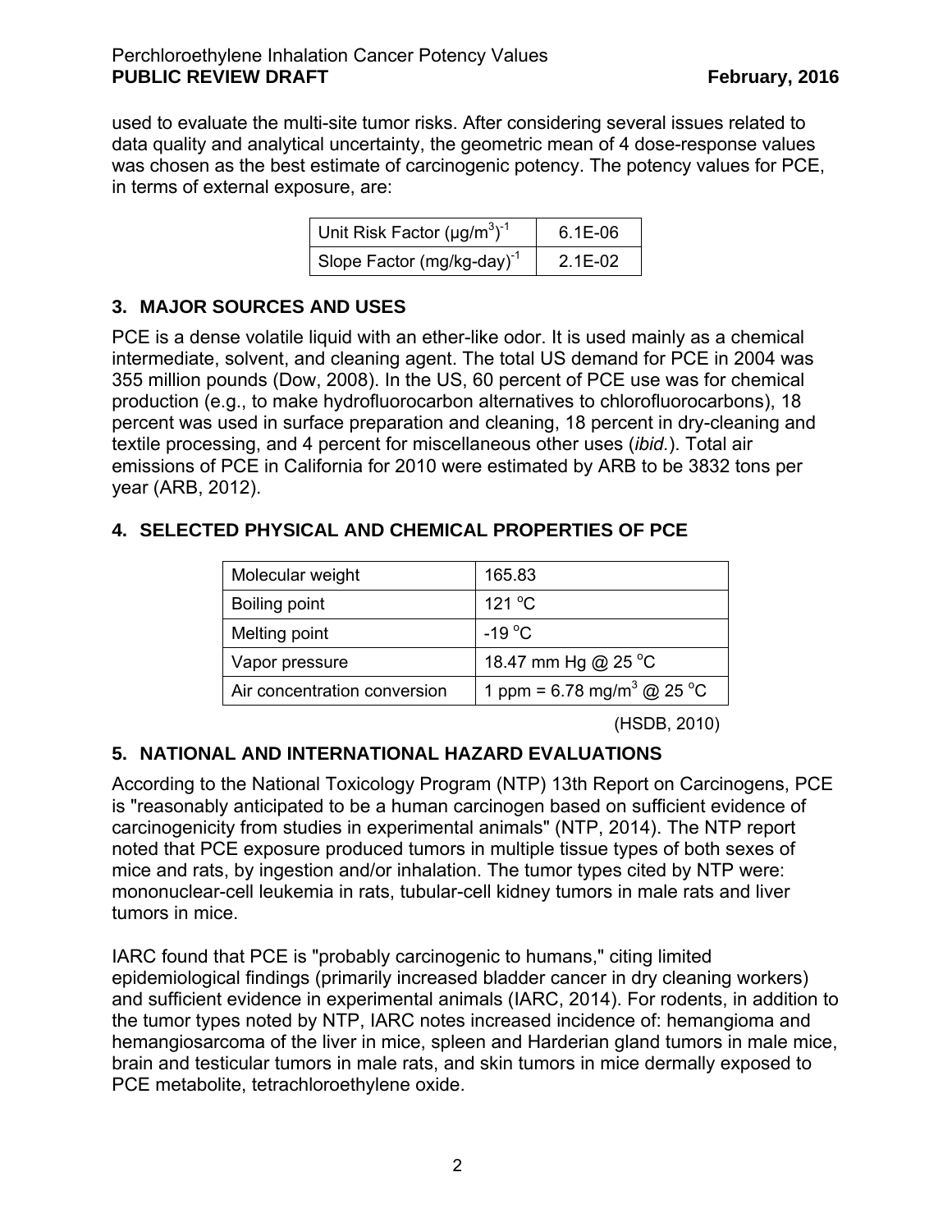used to evaluate the multi-site tumor risks. After considering several issues related to data quality and analytical uncertainty, the geometric mean of 4 dose-response values was chosen as the best estimate of carcinogenic potency. The potency values for PCE, in terms of external exposure, are:

| | |
|---|---|
| Unit Risk Factor $(\mu g/m^3)^{-1}$ | 6.1E-06 |
| Slope Factor $(mg/kg\text{-}day)^{-1}$ | 2.1E-02 |

## 3. MAJOR SOURCES AND USES

PCE is a dense volatile liquid with an ether-like odor. It is used mainly as a chemical intermediate, solvent, and cleaning agent. The total US demand for PCE in 2004 was 355 million pounds (Dow, 2008). In the US, 60 percent of PCE use was for chemical production (e.g., to make hydrofluorocarbon alternatives to chlorofluorocarbons), 18 percent was used in surface preparation and cleaning, 18 percent in dry-cleaning and textile processing, and 4 percent for miscellaneous other uses (*ibid.*). Total air emissions of PCE in California for 2010 were estimated by ARB to be 3832 tons per year (ARB, 2012).

## 4. SELECTED PHYSICAL AND CHEMICAL PROPERTIES OF PCE

| | |
|---|---|
| Molecular weight | 165.83 |
| Boiling point | 121 °C |
| Melting point | -19 °C |
| Vapor pressure | 18.47 mm Hg @ 25 °C |
| Air concentration conversion | 1 ppm = 6.78 $mg/m^3$ @ 25 °C |

(HSDB, 2010)

## 5. NATIONAL AND INTERNATIONAL HAZARD EVALUATIONS

According to the National Toxicology Program (NTP) 13th Report on Carcinogens, PCE is "reasonably anticipated to be a human carcinogen based on sufficient evidence of carcinogenicity from studies in experimental animals" (NTP, 2014). The NTP report noted that PCE exposure produced tumors in multiple tissue types of both sexes of mice and rats, by ingestion and/or inhalation. The tumor types cited by NTP were: mononuclear-cell leukemia in rats, tubular-cell kidney tumors in male rats and liver tumors in mice.

IARC found that PCE is "probably carcinogenic to humans," citing limited epidemiological findings (primarily increased bladder cancer in dry cleaning workers) and sufficient evidence in experimental animals (IARC, 2014). For rodents, in addition to the tumor types noted by NTP, IARC notes increased incidence of: hemangioma and hemangiosarcoma of the liver in mice, spleen and Harderian gland tumors in male mice, brain and testicular tumors in male rats, and skin tumors in mice dermally exposed to PCE metabolite, tetrachloroethylene oxide.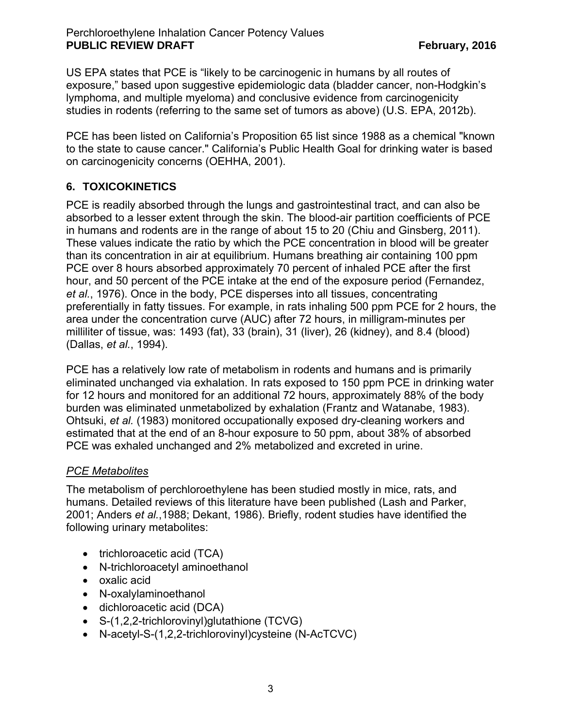US EPA states that PCE is "likely to be carcinogenic in humans by all routes of exposure," based upon suggestive epidemiologic data (bladder cancer, non-Hodgkin's lymphoma, and multiple myeloma) and conclusive evidence from carcinogenicity studies in rodents (referring to the same set of tumors as above) (U.S. EPA, 2012b).

PCE has been listed on California's Proposition 65 list since 1988 as a chemical "known to the state to cause cancer." California's Public Health Goal for drinking water is based on carcinogenicity concerns (OEHHA, 2001).

## 6. TOXICOKINETICS

PCE is readily absorbed through the lungs and gastrointestinal tract, and can also be absorbed to a lesser extent through the skin. The blood-air partition coefficients of PCE in humans and rodents are in the range of about 15 to 20 (Chiu and Ginsberg, 2011). These values indicate the ratio by which the PCE concentration in blood will be greater than its concentration in air at equilibrium. Humans breathing air containing 100 ppm PCE over 8 hours absorbed approximately 70 percent of inhaled PCE after the first hour, and 50 percent of the PCE intake at the end of the exposure period (Fernandez, *et al.*, 1976). Once in the body, PCE disperses into all tissues, concentrating preferentially in fatty tissues. For example, in rats inhaling 500 ppm PCE for 2 hours, the area under the concentration curve (AUC) after 72 hours, in milligram-minutes per milliliter of tissue, was: 1493 (fat), 33 (brain), 31 (liver), 26 (kidney), and 8.4 (blood) (Dallas, *et al.*, 1994).

PCE has a relatively low rate of metabolism in rodents and humans and is primarily eliminated unchanged via exhalation. In rats exposed to 150 ppm PCE in drinking water for 12 hours and monitored for an additional 72 hours, approximately 88% of the body burden was eliminated unmetabolized by exhalation (Frantz and Watanabe, 1983). Ohtsuki, *et al.* (1983) monitored occupationally exposed dry-cleaning workers and estimated that at the end of an 8-hour exposure to 50 ppm, about 38% of absorbed PCE was exhaled unchanged and 2% metabolized and excreted in urine.

### *PCE Metabolites*

The metabolism of perchloroethylene has been studied mostly in mice, rats, and humans. Detailed reviews of this literature have been published (Lash and Parker, 2001; Anders *et al.*,1988; Dekant, 1986). Briefly, rodent studies have identified the following urinary metabolites:

- trichloroacetic acid (TCA)
- N-trichloroacetyl aminoethanol
- oxalic acid
- N-oxalylaminoethanol
- dichloroacetic acid (DCA)
- S-(1,2,2-trichlorovinyl)glutathione (TCVG)
- N-acetyl-S-(1,2,2-trichlorovinyl)cysteine (N-AcTCVC)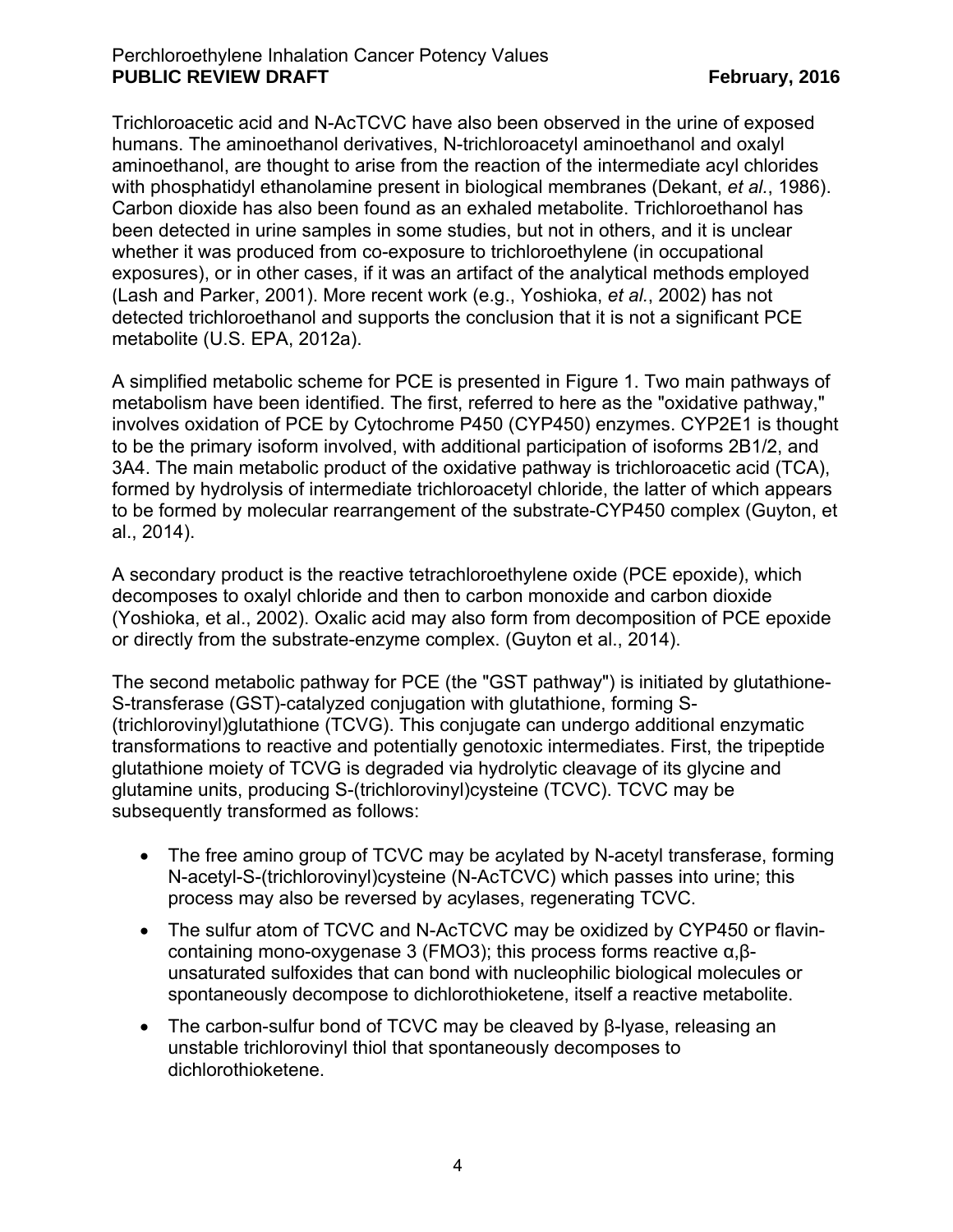Trichloroacetic acid and N-AcTCVC have also been observed in the urine of exposed humans. The aminoethanol derivatives, N-trichloroacetyl aminoethanol and oxalyl aminoethanol, are thought to arise from the reaction of the intermediate acyl chlorides with phosphatidyl ethanolamine present in biological membranes (Dekant, *et al.*, 1986). Carbon dioxide has also been found as an exhaled metabolite. Trichloroethanol has been detected in urine samples in some studies, but not in others, and it is unclear whether it was produced from co-exposure to trichloroethylene (in occupational exposures), or in other cases, if it was an artifact of the analytical methods employed (Lash and Parker, 2001). More recent work (e.g., Yoshioka, *et al.*, 2002) has not detected trichloroethanol and supports the conclusion that it is not a significant PCE metabolite (U.S. EPA, 2012a).

A simplified metabolic scheme for PCE is presented in Figure 1. Two main pathways of metabolism have been identified. The first, referred to here as the "oxidative pathway," involves oxidation of PCE by Cytochrome P450 (CYP450) enzymes. CYP2E1 is thought to be the primary isoform involved, with additional participation of isoforms 2B1/2, and 3A4. The main metabolic product of the oxidative pathway is trichloroacetic acid (TCA), formed by hydrolysis of intermediate trichloroacetyl chloride, the latter of which appears to be formed by molecular rearrangement of the substrate-CYP450 complex (Guyton, et al., 2014).

A secondary product is the reactive tetrachloroethylene oxide (PCE epoxide), which decomposes to oxalyl chloride and then to carbon monoxide and carbon dioxide (Yoshioka, et al., 2002). Oxalic acid may also form from decomposition of PCE epoxide or directly from the substrate-enzyme complex. (Guyton et al., 2014).

The second metabolic pathway for PCE (the "GST pathway") is initiated by glutathione-S-transferase (GST)-catalyzed conjugation with glutathione, forming S-(trichlorovinyl)glutathione (TCVG). This conjugate can undergo additional enzymatic transformations to reactive and potentially genotoxic intermediates. First, the tripeptide glutathione moiety of TCVG is degraded via hydrolytic cleavage of its glycine and glutamine units, producing S-(trichlorovinyl)cysteine (TCVC). TCVC may be subsequently transformed as follows:

- The free amino group of TCVC may be acylated by N-acetyl transferase, forming N-acetyl-S-(trichlorovinyl)cysteine (N-AcTCVC) which passes into urine; this process may also be reversed by acylases, regenerating TCVC.
- The sulfur atom of TCVC and N-AcTCVC may be oxidized by CYP450 or flavin-containing mono-oxygenase 3 (FMO3); this process forms reactive α,β-unsaturated sulfoxides that can bond with nucleophilic biological molecules or spontaneously decompose to dichlorothioketene, itself a reactive metabolite.
- The carbon-sulfur bond of TCVC may be cleaved by β-lyase, releasing an unstable trichlorovinyl thiol that spontaneously decomposes to dichlorothioketene.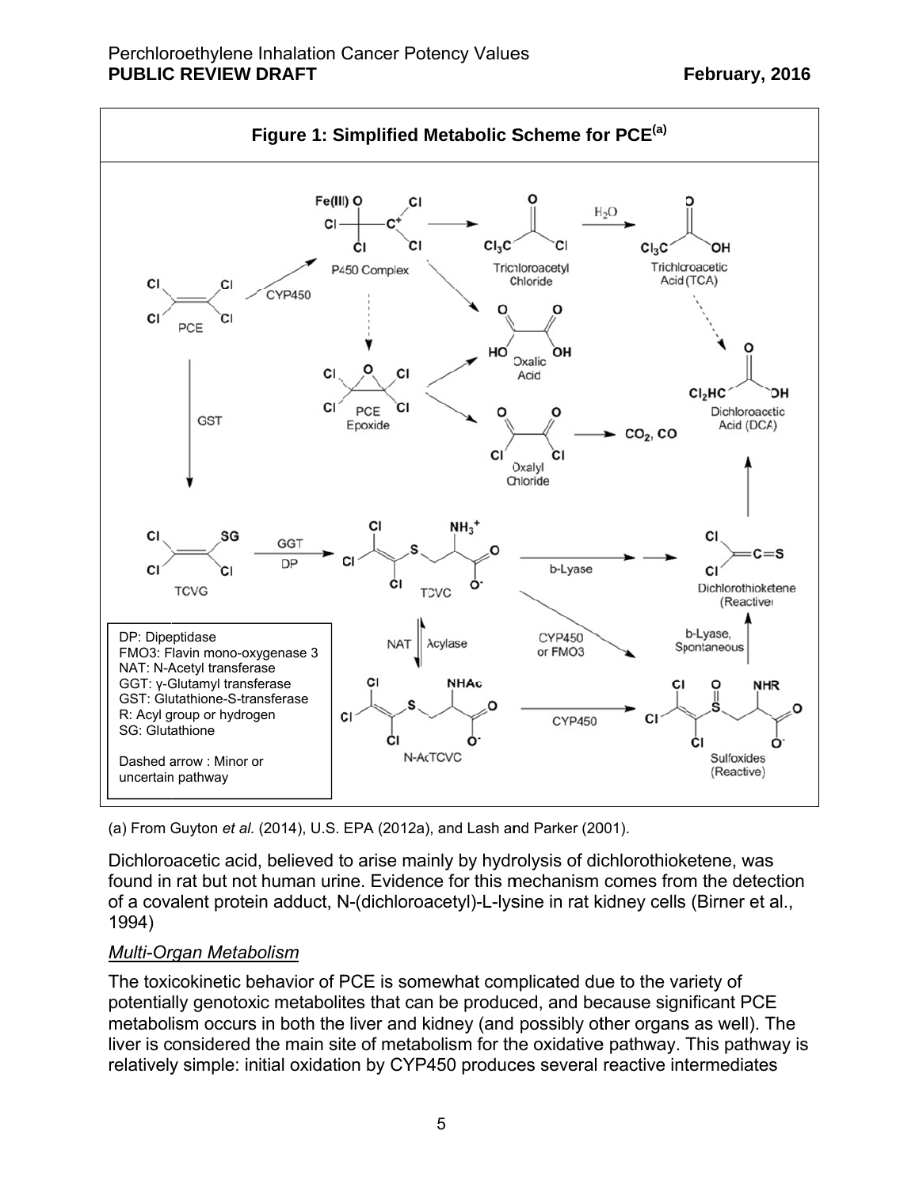**Figure 1: Simplified Metabolic Scheme for PCE[(a)]**

DP: Dipeptidase
FMO3: Flavin mono-oxygenase 3
NAT: N-Acetyl transferase
GGT: γ-Glutamyl transferase
GST: Glutathione-S-transferase
R: Acyl group or hydrogen
SG: Glutathione

Dashed arrow : Minor or uncertain pathway

(a) From Guyton *et al.* (2014), U.S. EPA (2012a), and Lash and Parker (2001).

Dichloroacetic acid, believed to arise mainly by hydrolysis of dichlorothioketene, was found in rat but not human urine. Evidence for this mechanism comes from the detection of a covalent protein adduct, N-(dichloroacetyl)-L-lysine in rat kidney cells (Birner et al., 1994)

### *Multi-Organ Metabolism*

The toxicokinetic behavior of PCE is somewhat complicated due to the variety of potentially genotoxic metabolites that can be produced, and because significant PCE metabolism occurs in both the liver and kidney (and possibly other organs as well). The liver is considered the main site of metabolism for the oxidative pathway. This pathway is relatively simple: initial oxidation by CYP450 produces several reactive intermediates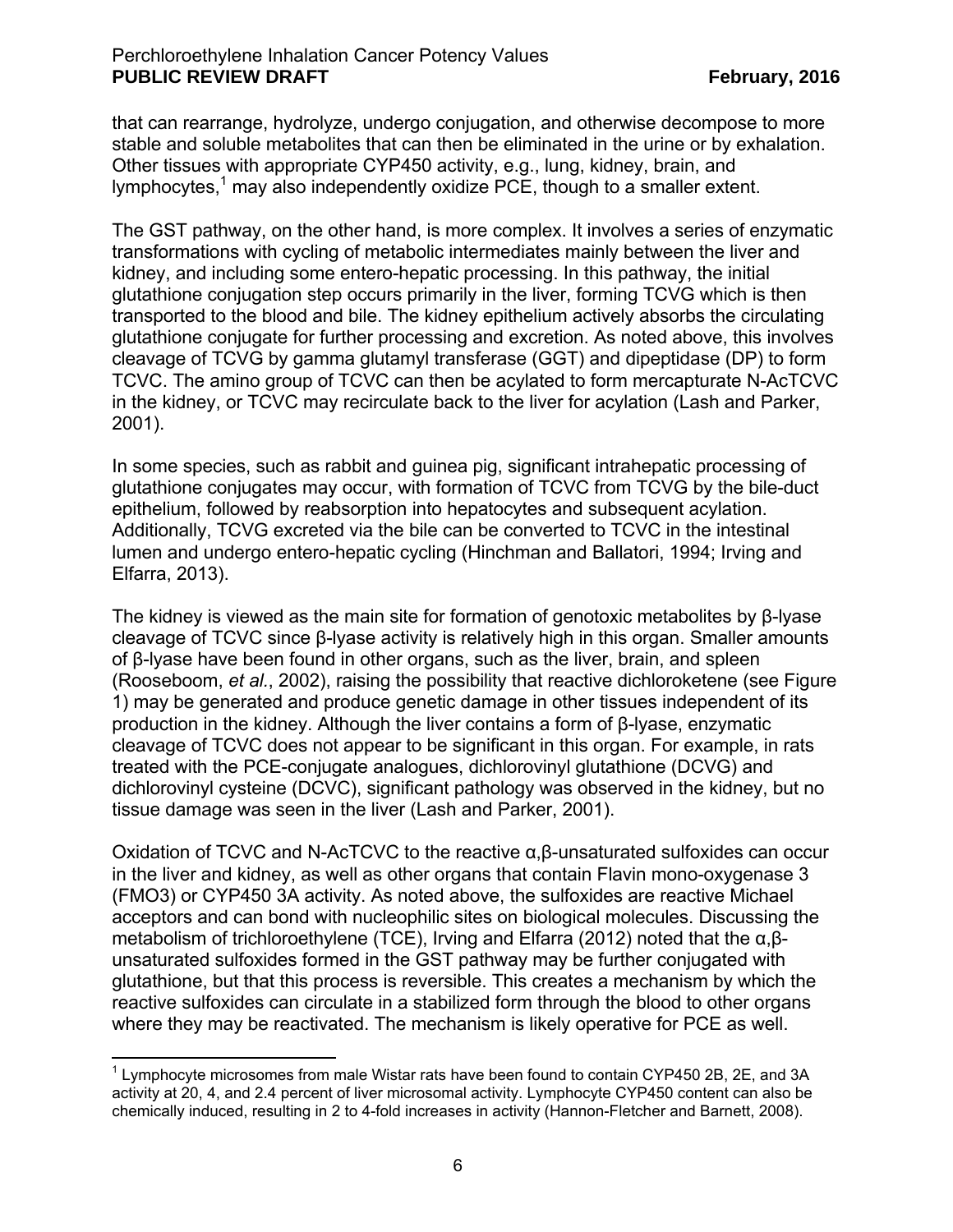that can rearrange, hydrolyze, undergo conjugation, and otherwise decompose to more stable and soluble metabolites that can then be eliminated in the urine or by exhalation. Other tissues with appropriate CYP450 activity, e.g., lung, kidney, brain, and lymphocytes,[1] may also independently oxidize PCE, though to a smaller extent.

The GST pathway, on the other hand, is more complex. It involves a series of enzymatic transformations with cycling of metabolic intermediates mainly between the liver and kidney, and including some entero-hepatic processing. In this pathway, the initial glutathione conjugation step occurs primarily in the liver, forming TCVG which is then transported to the blood and bile. The kidney epithelium actively absorbs the circulating glutathione conjugate for further processing and excretion. As noted above, this involves cleavage of TCVG by gamma glutamyl transferase (GGT) and dipeptidase (DP) to form TCVC. The amino group of TCVC can then be acylated to form mercapturate N-AcTCVC in the kidney, or TCVC may recirculate back to the liver for acylation (Lash and Parker, 2001).

In some species, such as rabbit and guinea pig, significant intrahepatic processing of glutathione conjugates may occur, with formation of TCVC from TCVG by the bile-duct epithelium, followed by reabsorption into hepatocytes and subsequent acylation. Additionally, TCVG excreted via the bile can be converted to TCVC in the intestinal lumen and undergo entero-hepatic cycling (Hinchman and Ballatori, 1994; Irving and Elfarra, 2013).

The kidney is viewed as the main site for formation of genotoxic metabolites by β-lyase cleavage of TCVC since β-lyase activity is relatively high in this organ. Smaller amounts of β-lyase have been found in other organs, such as the liver, brain, and spleen (Rooseboom, *et al.*, 2002), raising the possibility that reactive dichloroketene (see Figure 1) may be generated and produce genetic damage in other tissues independent of its production in the kidney. Although the liver contains a form of β-lyase, enzymatic cleavage of TCVC does not appear to be significant in this organ. For example, in rats treated with the PCE-conjugate analogues, dichlorovinyl glutathione (DCVG) and dichlorovinyl cysteine (DCVC), significant pathology was observed in the kidney, but no tissue damage was seen in the liver (Lash and Parker, 2001).

Oxidation of TCVC and N-AcTCVC to the reactive α,β-unsaturated sulfoxides can occur in the liver and kidney, as well as other organs that contain Flavin mono-oxygenase 3 (FMO3) or CYP450 3A activity. As noted above, the sulfoxides are reactive Michael acceptors and can bond with nucleophilic sites on biological molecules. Discussing the metabolism of trichloroethylene (TCE), Irving and Elfarra (2012) noted that the α,β-unsaturated sulfoxides formed in the GST pathway may be further conjugated with glutathione, but that this process is reversible. This creates a mechanism by which the reactive sulfoxides can circulate in a stabilized form through the blood to other organs where they may be reactivated. The mechanism is likely operative for PCE as well.

---

[1] Lymphocyte microsomes from male Wistar rats have been found to contain CYP450 2B, 2E, and 3A activity at 20, 4, and 2.4 percent of liver microsomal activity. Lymphocyte CYP450 content can also be chemically induced, resulting in 2 to 4-fold increases in activity (Hannon-Fletcher and Barnett, 2008).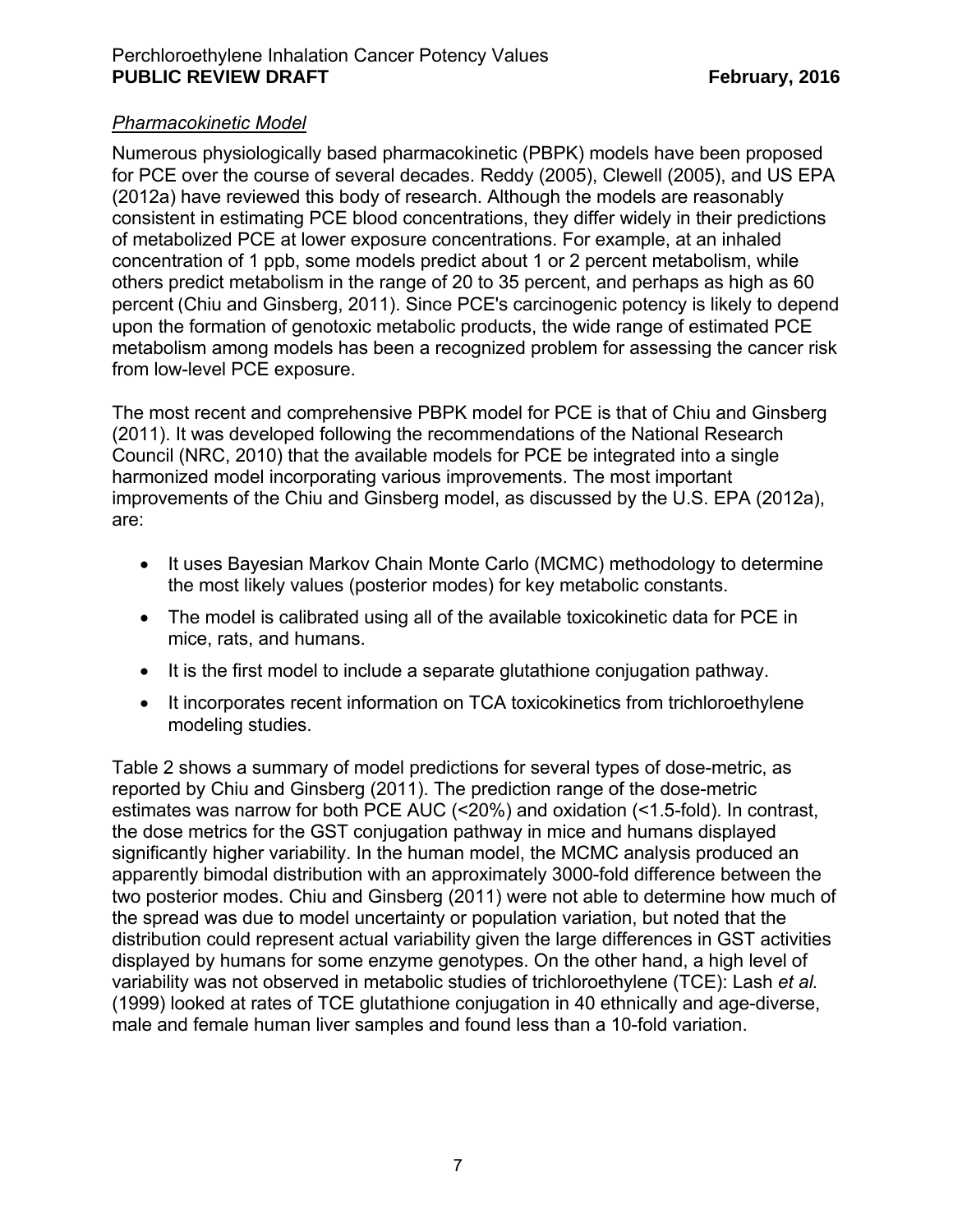*Pharmacokinetic Model*

Numerous physiologically based pharmacokinetic (PBPK) models have been proposed for PCE over the course of several decades. Reddy (2005), Clewell (2005), and US EPA (2012a) have reviewed this body of research. Although the models are reasonably consistent in estimating PCE blood concentrations, they differ widely in their predictions of metabolized PCE at lower exposure concentrations. For example, at an inhaled concentration of 1 ppb, some models predict about 1 or 2 percent metabolism, while others predict metabolism in the range of 20 to 35 percent, and perhaps as high as 60 percent (Chiu and Ginsberg, 2011). Since PCE's carcinogenic potency is likely to depend upon the formation of genotoxic metabolic products, the wide range of estimated PCE metabolism among models has been a recognized problem for assessing the cancer risk from low-level PCE exposure.

The most recent and comprehensive PBPK model for PCE is that of Chiu and Ginsberg (2011). It was developed following the recommendations of the National Research Council (NRC, 2010) that the available models for PCE be integrated into a single harmonized model incorporating various improvements. The most important improvements of the Chiu and Ginsberg model, as discussed by the U.S. EPA (2012a), are:

- It uses Bayesian Markov Chain Monte Carlo (MCMC) methodology to determine the most likely values (posterior modes) for key metabolic constants.
- The model is calibrated using all of the available toxicokinetic data for PCE in mice, rats, and humans.
- It is the first model to include a separate glutathione conjugation pathway.
- It incorporates recent information on TCA toxicokinetics from trichloroethylene modeling studies.

Table 2 shows a summary of model predictions for several types of dose-metric, as reported by Chiu and Ginsberg (2011). The prediction range of the dose-metric estimates was narrow for both PCE AUC (<20%) and oxidation (<1.5-fold). In contrast, the dose metrics for the GST conjugation pathway in mice and humans displayed significantly higher variability. In the human model, the MCMC analysis produced an apparently bimodal distribution with an approximately 3000-fold difference between the two posterior modes. Chiu and Ginsberg (2011) were not able to determine how much of the spread was due to model uncertainty or population variation, but noted that the distribution could represent actual variability given the large differences in GST activities displayed by humans for some enzyme genotypes. On the other hand, a high level of variability was not observed in metabolic studies of trichloroethylene (TCE): Lash *et al.* (1999) looked at rates of TCE glutathione conjugation in 40 ethnically and age-diverse, male and female human liver samples and found less than a 10-fold variation.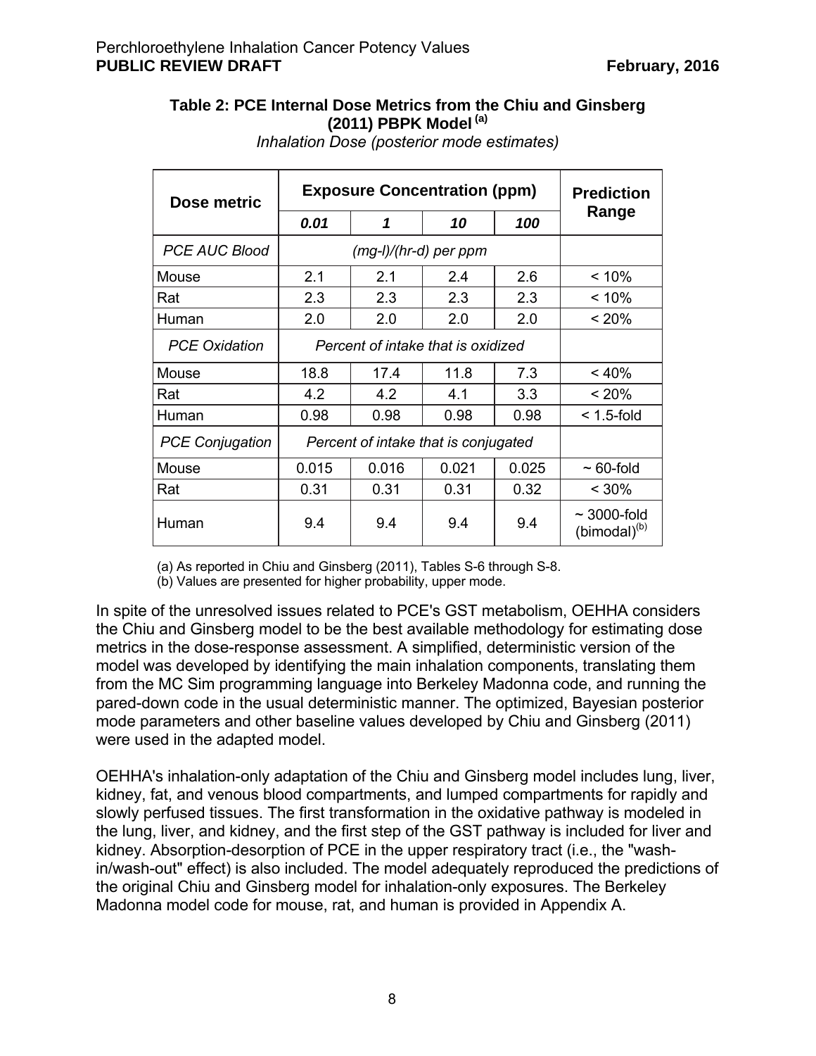**Table 2: PCE Internal Dose Metrics from the Chiu and Ginsberg (2011) PBPK Model [(a)]**

*Inhalation Dose (posterior mode estimates)*

| Dose metric | Exposure Concentration (ppm) | | | | Prediction Range |
|---|---|---|---|---|---|
| | ***0.01*** | ***1*** | ***10*** | ***100*** | |
| *PCE AUC Blood* | *(mg-l)/(hr-d) per ppm* | | | | |
| Mouse | 2.1 | 2.1 | 2.4 | 2.6 | < 10% |
| Rat | 2.3 | 2.3 | 2.3 | 2.3 | < 10% |
| Human | 2.0 | 2.0 | 2.0 | 2.0 | < 20% |
| *PCE Oxidation* | *Percent of intake that is oxidized* | | | | |
| Mouse | 18.8 | 17.4 | 11.8 | 7.3 | < 40% |
| Rat | 4.2 | 4.2 | 4.1 | 3.3 | < 20% |
| Human | 0.98 | 0.98 | 0.98 | 0.98 | < 1.5-fold |
| *PCE Conjugation* | *Percent of intake that is conjugated* | | | | |
| Mouse | 0.015 | 0.016 | 0.021 | 0.025 | ~ 60-fold |
| Rat | 0.31 | 0.31 | 0.31 | 0.32 | < 30% |
| Human | 9.4 | 9.4 | 9.4 | 9.4 | ~ 3000-fold (bimodal)[(b)] |

(a) As reported in Chiu and Ginsberg (2011), Tables S-6 through S-8.
(b) Values are presented for higher probability, upper mode.

In spite of the unresolved issues related to PCE's GST metabolism, OEHHA considers the Chiu and Ginsberg model to be the best available methodology for estimating dose metrics in the dose-response assessment. A simplified, deterministic version of the model was developed by identifying the main inhalation components, translating them from the MC Sim programming language into Berkeley Madonna code, and running the pared-down code in the usual deterministic manner. The optimized, Bayesian posterior mode parameters and other baseline values developed by Chiu and Ginsberg (2011) were used in the adapted model.

OEHHA's inhalation-only adaptation of the Chiu and Ginsberg model includes lung, liver, kidney, fat, and venous blood compartments, and lumped compartments for rapidly and slowly perfused tissues. The first transformation in the oxidative pathway is modeled in the lung, liver, and kidney, and the first step of the GST pathway is included for liver and kidney. Absorption-desorption of PCE in the upper respiratory tract (i.e., the "wash-in/wash-out" effect) is also included. The model adequately reproduced the predictions of the original Chiu and Ginsberg model for inhalation-only exposures. The Berkeley Madonna model code for mouse, rat, and human is provided in Appendix A.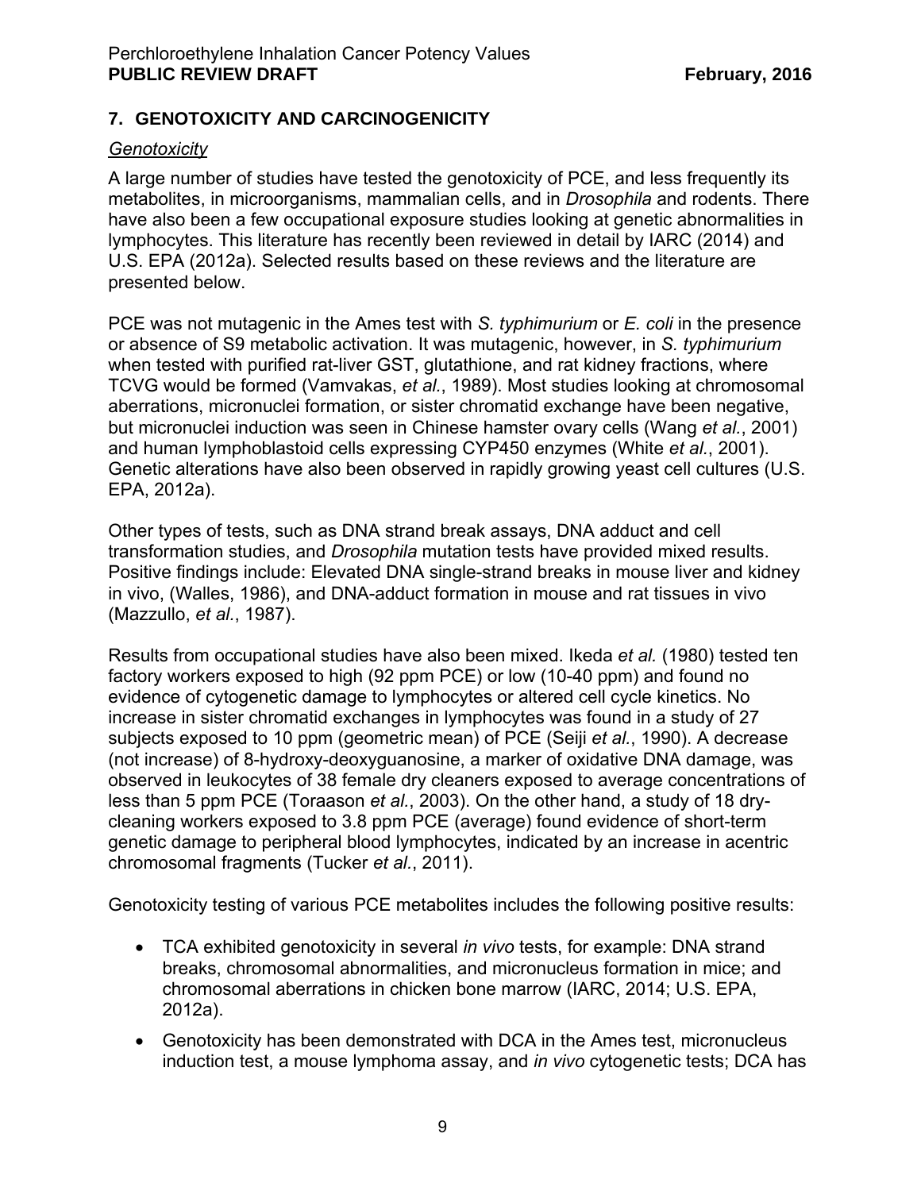## 7. GENOTOXICITY AND CARCINOGENICITY

### *Genotoxicity*

A large number of studies have tested the genotoxicity of PCE, and less frequently its metabolites, in microorganisms, mammalian cells, and in *Drosophila* and rodents. There have also been a few occupational exposure studies looking at genetic abnormalities in lymphocytes. This literature has recently been reviewed in detail by IARC (2014) and U.S. EPA (2012a). Selected results based on these reviews and the literature are presented below.

PCE was not mutagenic in the Ames test with *S. typhimurium* or *E. coli* in the presence or absence of S9 metabolic activation. It was mutagenic, however, in *S. typhimurium* when tested with purified rat-liver GST, glutathione, and rat kidney fractions, where TCVG would be formed (Vamvakas, *et al.*, 1989). Most studies looking at chromosomal aberrations, micronuclei formation, or sister chromatid exchange have been negative, but micronuclei induction was seen in Chinese hamster ovary cells (Wang *et al.*, 2001) and human lymphoblastoid cells expressing CYP450 enzymes (White *et al.*, 2001). Genetic alterations have also been observed in rapidly growing yeast cell cultures (U.S. EPA, 2012a).

Other types of tests, such as DNA strand break assays, DNA adduct and cell transformation studies, and *Drosophila* mutation tests have provided mixed results. Positive findings include: Elevated DNA single-strand breaks in mouse liver and kidney in vivo, (Walles, 1986), and DNA-adduct formation in mouse and rat tissues in vivo (Mazzullo, *et al.*, 1987).

Results from occupational studies have also been mixed. Ikeda *et al.* (1980) tested ten factory workers exposed to high (92 ppm PCE) or low (10-40 ppm) and found no evidence of cytogenetic damage to lymphocytes or altered cell cycle kinetics. No increase in sister chromatid exchanges in lymphocytes was found in a study of 27 subjects exposed to 10 ppm (geometric mean) of PCE (Seiji *et al.*, 1990). A decrease (not increase) of 8-hydroxy-deoxyguanosine, a marker of oxidative DNA damage, was observed in leukocytes of 38 female dry cleaners exposed to average concentrations of less than 5 ppm PCE (Toraason *et al.*, 2003). On the other hand, a study of 18 dry-cleaning workers exposed to 3.8 ppm PCE (average) found evidence of short-term genetic damage to peripheral blood lymphocytes, indicated by an increase in acentric chromosomal fragments (Tucker *et al.*, 2011).

Genotoxicity testing of various PCE metabolites includes the following positive results:

- TCA exhibited genotoxicity in several *in vivo* tests, for example: DNA strand breaks, chromosomal abnormalities, and micronucleus formation in mice; and chromosomal aberrations in chicken bone marrow (IARC, 2014; U.S. EPA, 2012a).
- Genotoxicity has been demonstrated with DCA in the Ames test, micronucleus induction test, a mouse lymphoma assay, and *in vivo* cytogenetic tests; DCA has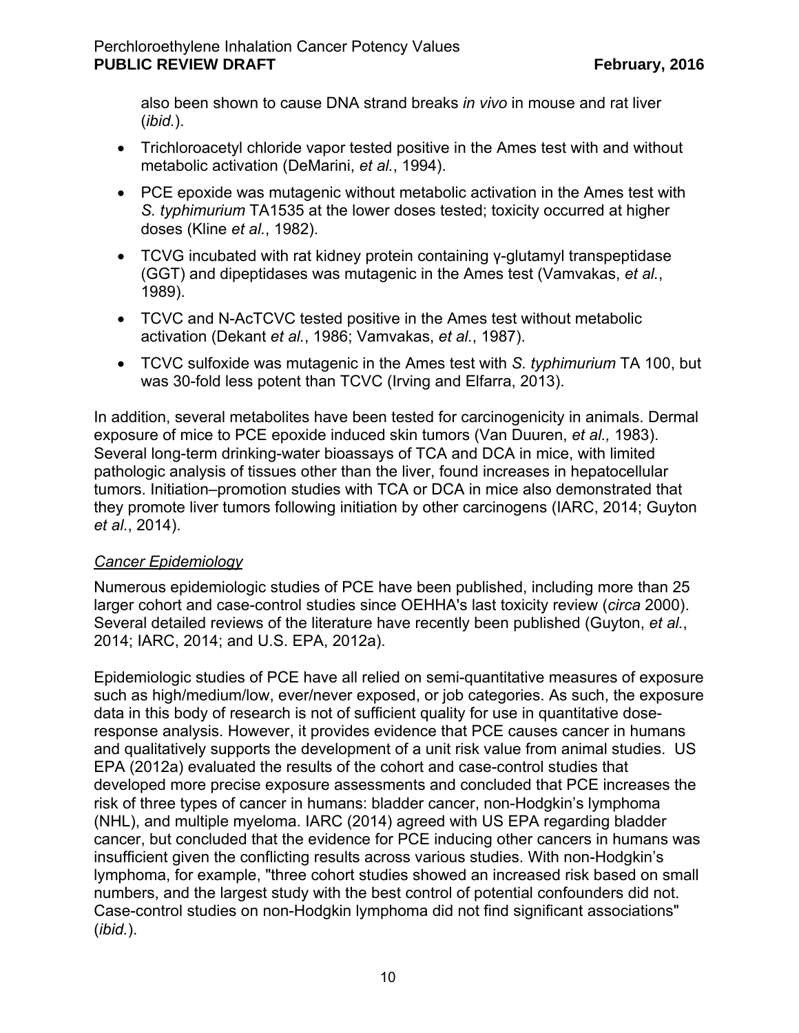also been shown to cause DNA strand breaks *in vivo* in mouse and rat liver (*ibid.*).

- Trichloroacetyl chloride vapor tested positive in the Ames test with and without metabolic activation (DeMarini, *et al.*, 1994).
- PCE epoxide was mutagenic without metabolic activation in the Ames test with *S. typhimurium* TA1535 at the lower doses tested; toxicity occurred at higher doses (Kline *et al.*, 1982).
- TCVG incubated with rat kidney protein containing γ-glutamyl transpeptidase (GGT) and dipeptidases was mutagenic in the Ames test (Vamvakas, *et al.*, 1989).
- TCVC and N-AcTCVC tested positive in the Ames test without metabolic activation (Dekant *et al.*, 1986; Vamvakas, *et al.*, 1987).
- TCVC sulfoxide was mutagenic in the Ames test with *S. typhimurium* TA 100, but was 30-fold less potent than TCVC (Irving and Elfarra, 2013).

In addition, several metabolites have been tested for carcinogenicity in animals. Dermal exposure of mice to PCE epoxide induced skin tumors (Van Duuren, *et al.,* 1983). Several long-term drinking-water bioassays of TCA and DCA in mice, with limited pathologic analysis of tissues other than the liver, found increases in hepatocellular tumors. Initiation–promotion studies with TCA or DCA in mice also demonstrated that they promote liver tumors following initiation by other carcinogens (IARC, 2014; Guyton *et al.*, 2014).

*Cancer Epidemiology*

Numerous epidemiologic studies of PCE have been published, including more than 25 larger cohort and case-control studies since OEHHA's last toxicity review (*circa* 2000). Several detailed reviews of the literature have recently been published (Guyton, *et al.*, 2014; IARC, 2014; and U.S. EPA, 2012a).

Epidemiologic studies of PCE have all relied on semi-quantitative measures of exposure such as high/medium/low, ever/never exposed, or job categories. As such, the exposure data in this body of research is not of sufficient quality for use in quantitative dose-response analysis. However, it provides evidence that PCE causes cancer in humans and qualitatively supports the development of a unit risk value from animal studies. US EPA (2012a) evaluated the results of the cohort and case-control studies that developed more precise exposure assessments and concluded that PCE increases the risk of three types of cancer in humans: bladder cancer, non-Hodgkin's lymphoma (NHL), and multiple myeloma. IARC (2014) agreed with US EPA regarding bladder cancer, but concluded that the evidence for PCE inducing other cancers in humans was insufficient given the conflicting results across various studies. With non-Hodgkin's lymphoma, for example, "three cohort studies showed an increased risk based on small numbers, and the largest study with the best control of potential confounders did not. Case-control studies on non-Hodgkin lymphoma did not find significant associations" (*ibid.*).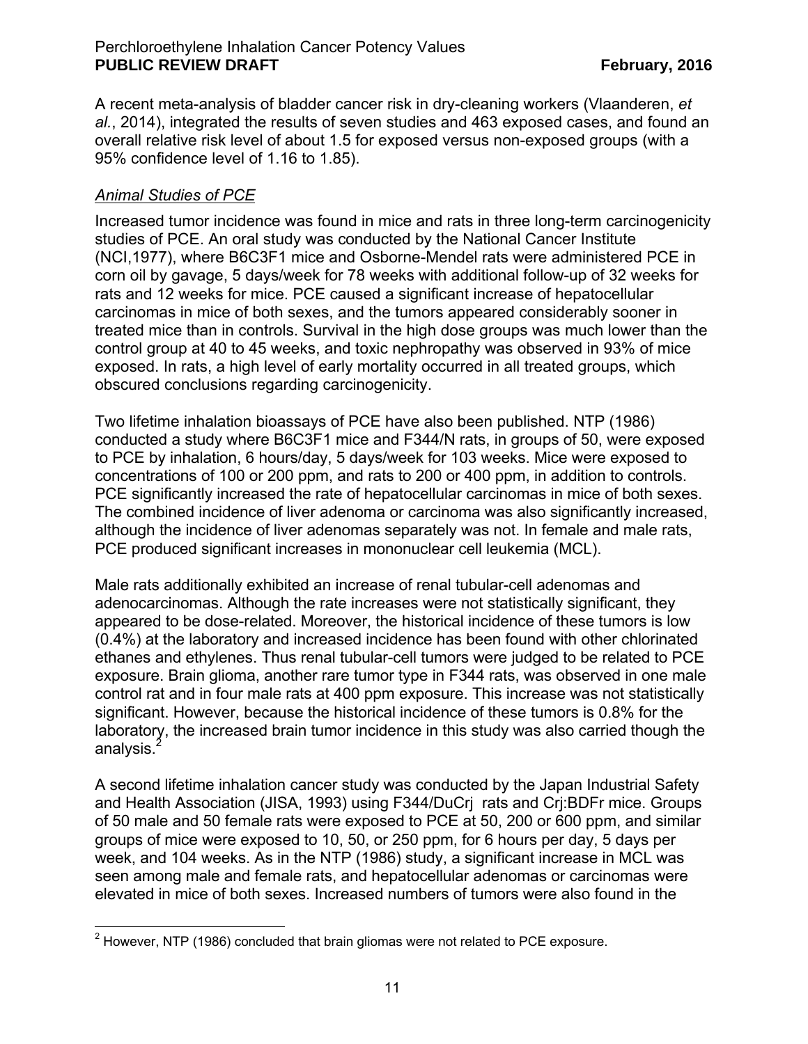A recent meta-analysis of bladder cancer risk in dry-cleaning workers (Vlaanderen, *et al.*, 2014), integrated the results of seven studies and 463 exposed cases, and found an overall relative risk level of about 1.5 for exposed versus non-exposed groups (with a 95% confidence level of 1.16 to 1.85).

*Animal Studies of PCE*

Increased tumor incidence was found in mice and rats in three long-term carcinogenicity studies of PCE. An oral study was conducted by the National Cancer Institute (NCI,1977), where B6C3F1 mice and Osborne-Mendel rats were administered PCE in corn oil by gavage, 5 days/week for 78 weeks with additional follow-up of 32 weeks for rats and 12 weeks for mice. PCE caused a significant increase of hepatocellular carcinomas in mice of both sexes, and the tumors appeared considerably sooner in treated mice than in controls. Survival in the high dose groups was much lower than the control group at 40 to 45 weeks, and toxic nephropathy was observed in 93% of mice exposed. In rats, a high level of early mortality occurred in all treated groups, which obscured conclusions regarding carcinogenicity.

Two lifetime inhalation bioassays of PCE have also been published. NTP (1986) conducted a study where B6C3F1 mice and F344/N rats, in groups of 50, were exposed to PCE by inhalation, 6 hours/day, 5 days/week for 103 weeks. Mice were exposed to concentrations of 100 or 200 ppm, and rats to 200 or 400 ppm, in addition to controls. PCE significantly increased the rate of hepatocellular carcinomas in mice of both sexes. The combined incidence of liver adenoma or carcinoma was also significantly increased, although the incidence of liver adenomas separately was not. In female and male rats, PCE produced significant increases in mononuclear cell leukemia (MCL).

Male rats additionally exhibited an increase of renal tubular-cell adenomas and adenocarcinomas. Although the rate increases were not statistically significant, they appeared to be dose-related. Moreover, the historical incidence of these tumors is low (0.4%) at the laboratory and increased incidence has been found with other chlorinated ethanes and ethylenes. Thus renal tubular-cell tumors were judged to be related to PCE exposure. Brain glioma, another rare tumor type in F344 rats, was observed in one male control rat and in four male rats at 400 ppm exposure. This increase was not statistically significant. However, because the historical incidence of these tumors is 0.8% for the laboratory, the increased brain tumor incidence in this study was also carried though the analysis.[2]

A second lifetime inhalation cancer study was conducted by the Japan Industrial Safety and Health Association (JISA, 1993) using F344/DuCrj rats and Crj:BDFr mice. Groups of 50 male and 50 female rats were exposed to PCE at 50, 200 or 600 ppm, and similar groups of mice were exposed to 10, 50, or 250 ppm, for 6 hours per day, 5 days per week, and 104 weeks. As in the NTP (1986) study, a significant increase in MCL was seen among male and female rats, and hepatocellular adenomas or carcinomas were elevated in mice of both sexes. Increased numbers of tumors were also found in the

[2] However, NTP (1986) concluded that brain gliomas were not related to PCE exposure.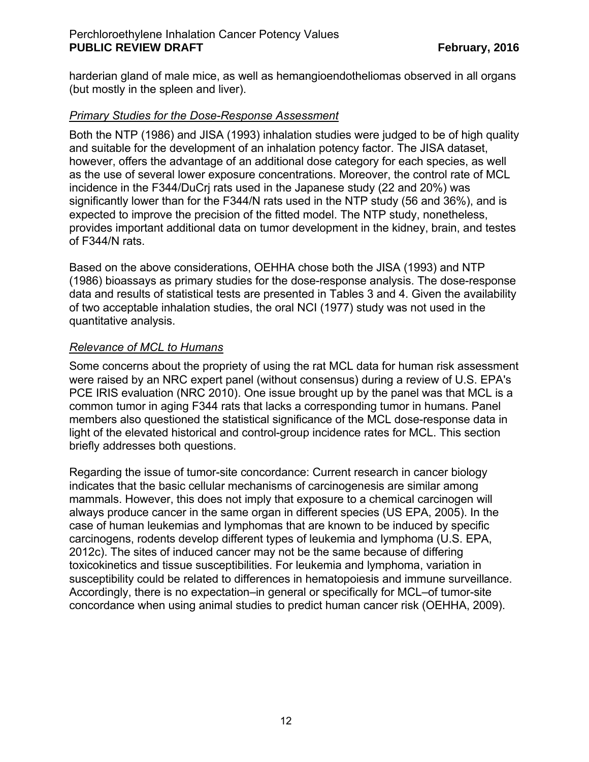harderian gland of male mice, as well as hemangioendotheliomas observed in all organs (but mostly in the spleen and liver).

*Primary Studies for the Dose-Response Assessment*

Both the NTP (1986) and JISA (1993) inhalation studies were judged to be of high quality and suitable for the development of an inhalation potency factor. The JISA dataset, however, offers the advantage of an additional dose category for each species, as well as the use of several lower exposure concentrations. Moreover, the control rate of MCL incidence in the F344/DuCrj rats used in the Japanese study (22 and 20%) was significantly lower than for the F344/N rats used in the NTP study (56 and 36%), and is expected to improve the precision of the fitted model. The NTP study, nonetheless, provides important additional data on tumor development in the kidney, brain, and testes of F344/N rats.

Based on the above considerations, OEHHA chose both the JISA (1993) and NTP (1986) bioassays as primary studies for the dose-response analysis. The dose-response data and results of statistical tests are presented in Tables 3 and 4. Given the availability of two acceptable inhalation studies, the oral NCI (1977) study was not used in the quantitative analysis.

*Relevance of MCL to Humans*

Some concerns about the propriety of using the rat MCL data for human risk assessment were raised by an NRC expert panel (without consensus) during a review of U.S. EPA's PCE IRIS evaluation (NRC 2010). One issue brought up by the panel was that MCL is a common tumor in aging F344 rats that lacks a corresponding tumor in humans. Panel members also questioned the statistical significance of the MCL dose-response data in light of the elevated historical and control-group incidence rates for MCL. This section briefly addresses both questions.

Regarding the issue of tumor-site concordance: Current research in cancer biology indicates that the basic cellular mechanisms of carcinogenesis are similar among mammals. However, this does not imply that exposure to a chemical carcinogen will always produce cancer in the same organ in different species (US EPA, 2005). In the case of human leukemias and lymphomas that are known to be induced by specific carcinogens, rodents develop different types of leukemia and lymphoma (U.S. EPA, 2012c). The sites of induced cancer may not be the same because of differing toxicokinetics and tissue susceptibilities. For leukemia and lymphoma, variation in susceptibility could be related to differences in hematopoiesis and immune surveillance. Accordingly, there is no expectation–in general or specifically for MCL–of tumor-site concordance when using animal studies to predict human cancer risk (OEHHA, 2009).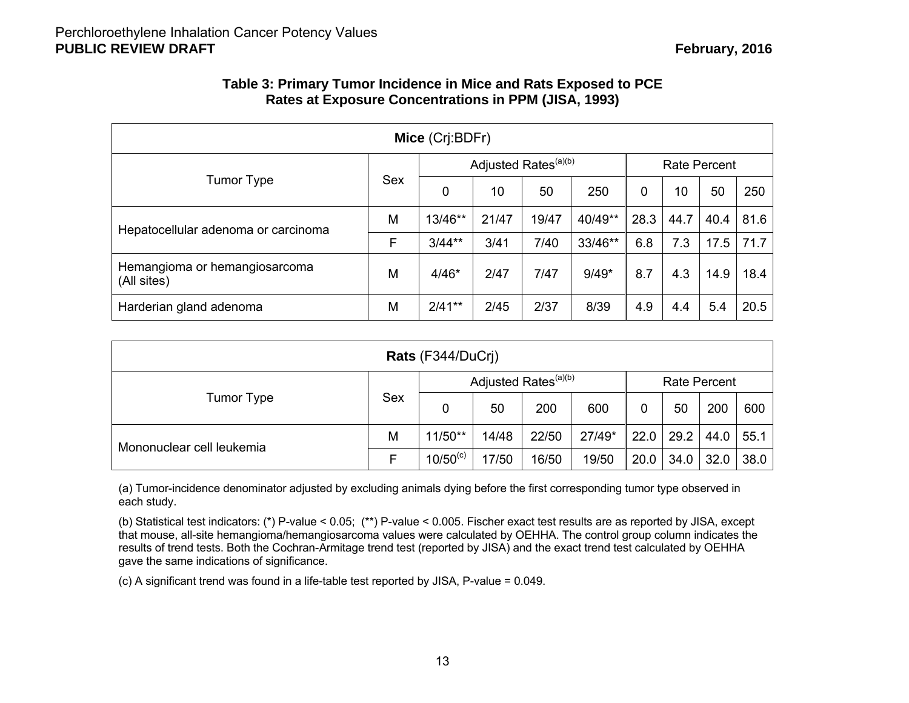**Table 3: Primary Tumor Incidence in Mice and Rats Exposed to PCE Rates at Exposure Concentrations in PPM (JISA, 1993)**

| **Mice** (Crj:BDFr) | | | | | | | | | |
|---|---|---|---|---|---|---|---|---|---|
| Tumor Type | Sex | Adjusted Rates[(a)(b)] | | | | Rate Percent | | | |
| | | 0 | 10 | 50 | 250 | 0 | 10 | 50 | 250 |
| Hepatocellular adenoma or carcinoma | M | 13/46** | 21/47 | 19/47 | 40/49** | 28.3 | 44.7 | 40.4 | 81.6 |
| | F | 3/44** | 3/41 | 7/40 | 33/46** | 6.8 | 7.3 | 17.5 | 71.7 |
| Hemangioma or hemangiosarcoma (All sites) | M | 4/46* | 2/47 | 7/47 | 9/49* | 8.7 | 4.3 | 14.9 | 18.4 |
| Harderian gland adenoma | M | 2/41** | 2/45 | 2/37 | 8/39 | 4.9 | 4.4 | 5.4 | 20.5 |

| **Rats** (F344/DuCrj) | | | | | | | | | |
|---|---|---|---|---|---|---|---|---|---|
| Tumor Type | Sex | Adjusted Rates[(a)(b)] | | | | Rate Percent | | | |
| | | 0 | 50 | 200 | 600 | 0 | 50 | 200 | 600 |
| Mononuclear cell leukemia | M | 11/50** | 14/48 | 22/50 | 27/49* | 22.0 | 29.2 | 44.0 | 55.1 |
| | F | 10/50[(c)] | 17/50 | 16/50 | 19/50 | 20.0 | 34.0 | 32.0 | 38.0 |

(a) Tumor-incidence denominator adjusted by excluding animals dying before the first corresponding tumor type observed in each study.

(b) Statistical test indicators: (*) P-value < 0.05; (**) P-value < 0.005. Fischer exact test results are as reported by JISA, except that mouse, all-site hemangioma/hemangiosarcoma values were calculated by OEHHA. The control group column indicates the results of trend tests. Both the Cochran-Armitage trend test (reported by JISA) and the exact trend test calculated by OEHHA gave the same indications of significance.

(c) A significant trend was found in a life-table test reported by JISA, P-value = 0.049.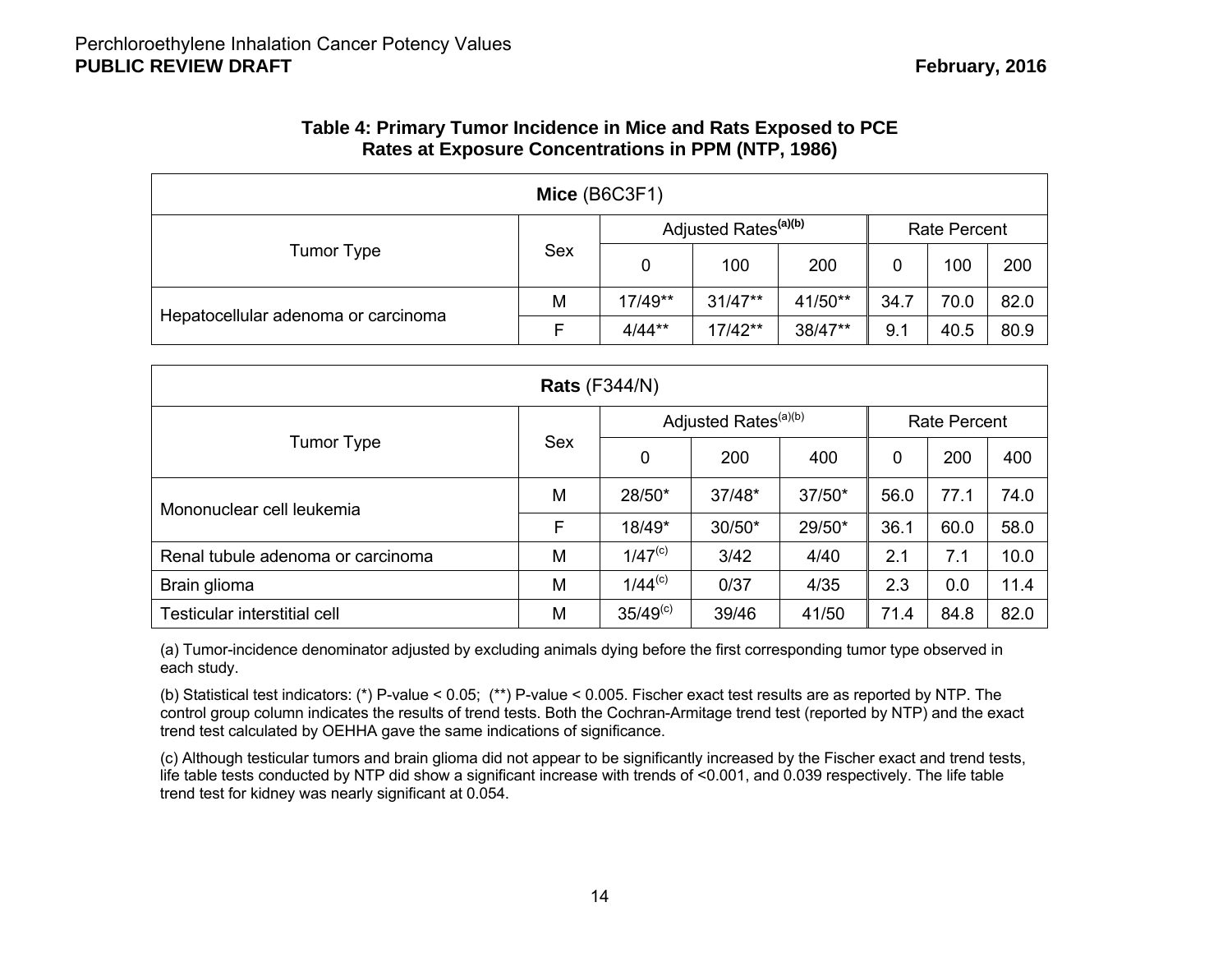**Table 4: Primary Tumor Incidence in Mice and Rats Exposed to PCE Rates at Exposure Concentrations in PPM (NTP, 1986)**

| **Mice** (B6C3F1) | | | | | | | |
|---|---|---|---|---|---|---|---|
| Tumor Type | Sex | Adjusted Rates[(a)(b)] | | | Rate Percent | | |
| | | 0 | 100 | 200 | 0 | 100 | 200 |
| Hepatocellular adenoma or carcinoma | M | 17/49** | 31/47** | 41/50** | 34.7 | 70.0 | 82.0 |
| | F | 4/44** | 17/42** | 38/47** | 9.1 | 40.5 | 80.9 |

| **Rats** (F344/N) | | | | | | | |
|---|---|---|---|---|---|---|---|
| Tumor Type | Sex | Adjusted Rates[(a)(b)] | | | Rate Percent | | |
| | | 0 | 200 | 400 | 0 | 200 | 400 |
| Mononuclear cell leukemia | M | 28/50* | 37/48* | 37/50* | 56.0 | 77.1 | 74.0 |
| | F | 18/49* | 30/50* | 29/50* | 36.1 | 60.0 | 58.0 |
| Renal tubule adenoma or carcinoma | M | 1/47[(c)] | 3/42 | 4/40 | 2.1 | 7.1 | 10.0 |
| Brain glioma | M | 1/44[(c)] | 0/37 | 4/35 | 2.3 | 0.0 | 11.4 |
| Testicular interstitial cell | M | 35/49[(c)] | 39/46 | 41/50 | 71.4 | 84.8 | 82.0 |

(a) Tumor-incidence denominator adjusted by excluding animals dying before the first corresponding tumor type observed in each study.

(b) Statistical test indicators: (*) P-value < 0.05; (**) P-value < 0.005. Fischer exact test results are as reported by NTP. The control group column indicates the results of trend tests. Both the Cochran-Armitage trend test (reported by NTP) and the exact trend test calculated by OEHHA gave the same indications of significance.

(c) Although testicular tumors and brain glioma did not appear to be significantly increased by the Fischer exact and trend tests, life table tests conducted by NTP did show a significant increase with trends of <0.001, and 0.039 respectively. The life table trend test for kidney was nearly significant at 0.054.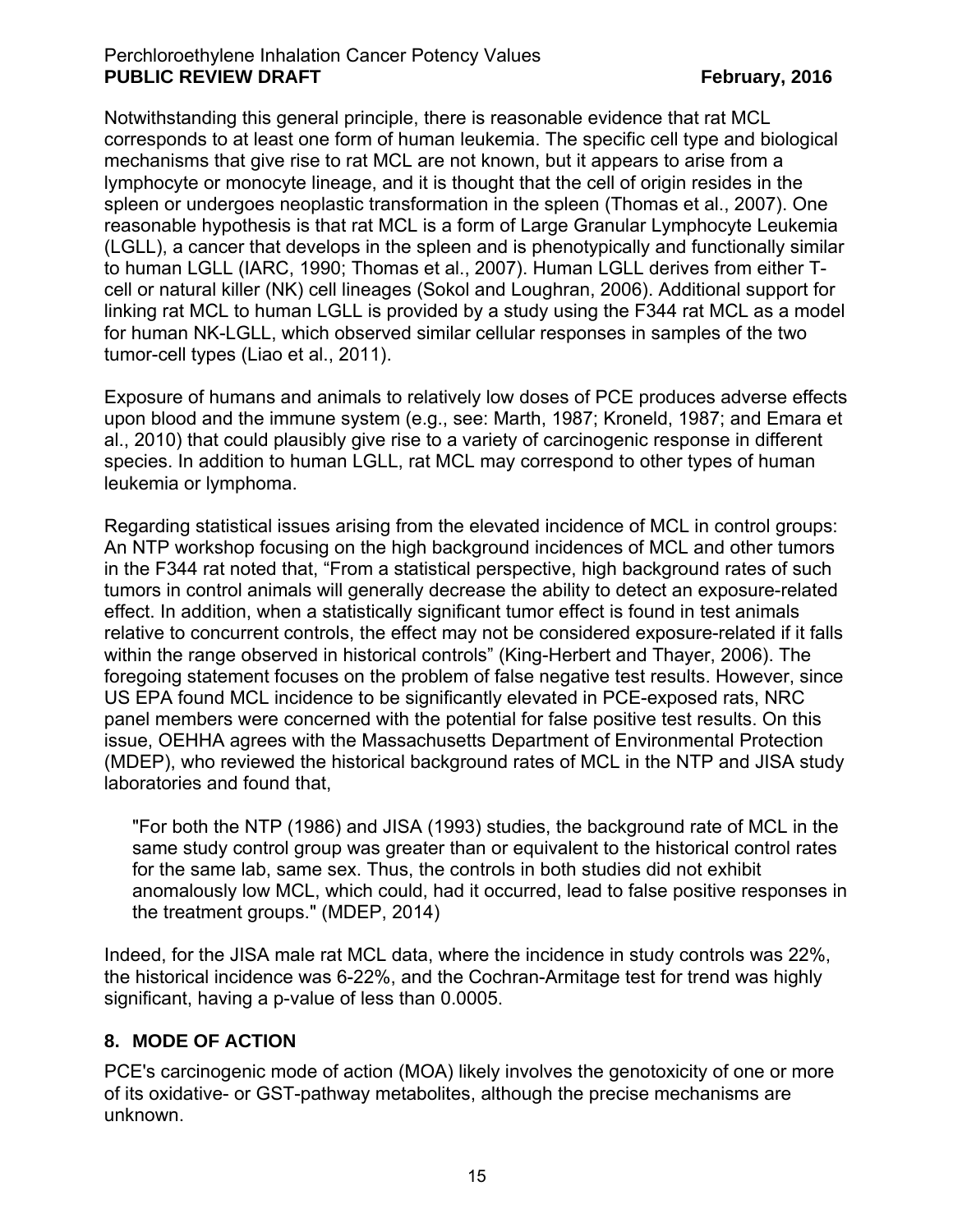Notwithstanding this general principle, there is reasonable evidence that rat MCL corresponds to at least one form of human leukemia. The specific cell type and biological mechanisms that give rise to rat MCL are not known, but it appears to arise from a lymphocyte or monocyte lineage, and it is thought that the cell of origin resides in the spleen or undergoes neoplastic transformation in the spleen (Thomas et al., 2007). One reasonable hypothesis is that rat MCL is a form of Large Granular Lymphocyte Leukemia (LGLL), a cancer that develops in the spleen and is phenotypically and functionally similar to human LGLL (IARC, 1990; Thomas et al., 2007). Human LGLL derives from either T-cell or natural killer (NK) cell lineages (Sokol and Loughran, 2006). Additional support for linking rat MCL to human LGLL is provided by a study using the F344 rat MCL as a model for human NK-LGLL, which observed similar cellular responses in samples of the two tumor-cell types (Liao et al., 2011).

Exposure of humans and animals to relatively low doses of PCE produces adverse effects upon blood and the immune system (e.g., see: Marth, 1987; Kroneld, 1987; and Emara et al., 2010) that could plausibly give rise to a variety of carcinogenic response in different species. In addition to human LGLL, rat MCL may correspond to other types of human leukemia or lymphoma.

Regarding statistical issues arising from the elevated incidence of MCL in control groups: An NTP workshop focusing on the high background incidences of MCL and other tumors in the F344 rat noted that, “From a statistical perspective, high background rates of such tumors in control animals will generally decrease the ability to detect an exposure-related effect. In addition, when a statistically significant tumor effect is found in test animals relative to concurrent controls, the effect may not be considered exposure-related if it falls within the range observed in historical controls” (King-Herbert and Thayer, 2006). The foregoing statement focuses on the problem of false negative test results. However, since US EPA found MCL incidence to be significantly elevated in PCE-exposed rats, NRC panel members were concerned with the potential for false positive test results. On this issue, OEHHA agrees with the Massachusetts Department of Environmental Protection (MDEP), who reviewed the historical background rates of MCL in the NTP and JISA study laboratories and found that,

> "For both the NTP (1986) and JISA (1993) studies, the background rate of MCL in the same study control group was greater than or equivalent to the historical control rates for the same lab, same sex. Thus, the controls in both studies did not exhibit anomalously low MCL, which could, had it occurred, lead to false positive responses in the treatment groups." (MDEP, 2014)

Indeed, for the JISA male rat MCL data, where the incidence in study controls was 22%, the historical incidence was 6-22%, and the Cochran-Armitage test for trend was highly significant, having a p-value of less than 0.0005.

## 8. MODE OF ACTION

PCE's carcinogenic mode of action (MOA) likely involves the genotoxicity of one or more of its oxidative- or GST-pathway metabolites, although the precise mechanisms are unknown.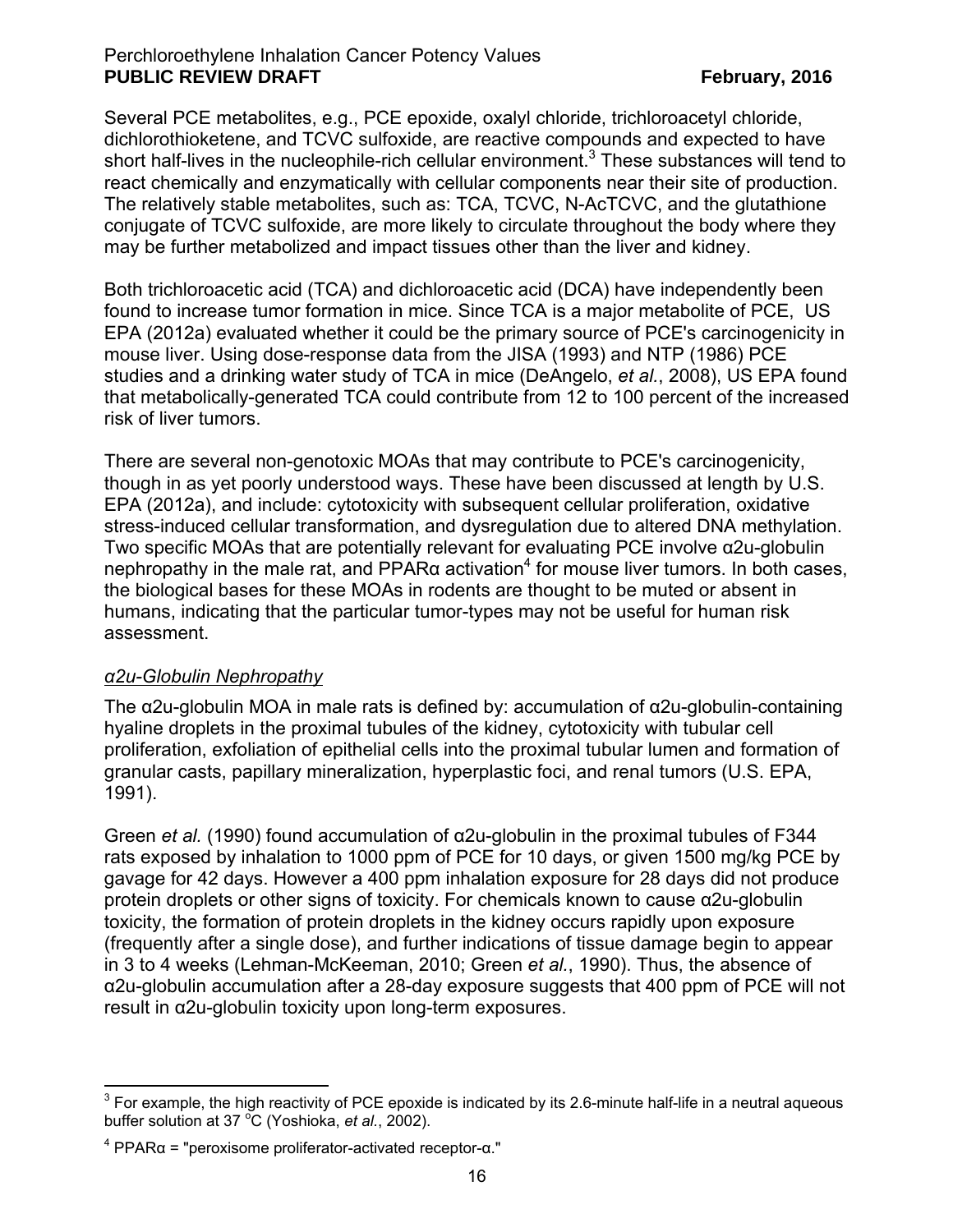Several PCE metabolites, e.g., PCE epoxide, oxalyl chloride, trichloroacetyl chloride, dichlorothioketene, and TCVC sulfoxide, are reactive compounds and expected to have short half-lives in the nucleophile-rich cellular environment.[3] These substances will tend to react chemically and enzymatically with cellular components near their site of production. The relatively stable metabolites, such as: TCA, TCVC, N-AcTCVC, and the glutathione conjugate of TCVC sulfoxide, are more likely to circulate throughout the body where they may be further metabolized and impact tissues other than the liver and kidney.

Both trichloroacetic acid (TCA) and dichloroacetic acid (DCA) have independently been found to increase tumor formation in mice. Since TCA is a major metabolite of PCE, US EPA (2012a) evaluated whether it could be the primary source of PCE's carcinogenicity in mouse liver. Using dose-response data from the JISA (1993) and NTP (1986) PCE studies and a drinking water study of TCA in mice (DeAngelo, *et al.*, 2008), US EPA found that metabolically-generated TCA could contribute from 12 to 100 percent of the increased risk of liver tumors.

There are several non-genotoxic MOAs that may contribute to PCE's carcinogenicity, though in as yet poorly understood ways. These have been discussed at length by U.S. EPA (2012a), and include: cytotoxicity with subsequent cellular proliferation, oxidative stress-induced cellular transformation, and dysregulation due to altered DNA methylation. Two specific MOAs that are potentially relevant for evaluating PCE involve α2u-globulin nephropathy in the male rat, and PPARα activation[4] for mouse liver tumors. In both cases, the biological bases for these MOAs in rodents are thought to be muted or absent in humans, indicating that the particular tumor-types may not be useful for human risk assessment.

*α2u-Globulin Nephropathy*

The α2u-globulin MOA in male rats is defined by: accumulation of α2u-globulin-containing hyaline droplets in the proximal tubules of the kidney, cytotoxicity with tubular cell proliferation, exfoliation of epithelial cells into the proximal tubular lumen and formation of granular casts, papillary mineralization, hyperplastic foci, and renal tumors (U.S. EPA, 1991).

Green *et al.* (1990) found accumulation of α2u-globulin in the proximal tubules of F344 rats exposed by inhalation to 1000 ppm of PCE for 10 days, or given 1500 mg/kg PCE by gavage for 42 days. However a 400 ppm inhalation exposure for 28 days did not produce protein droplets or other signs of toxicity. For chemicals known to cause α2u-globulin toxicity, the formation of protein droplets in the kidney occurs rapidly upon exposure (frequently after a single dose), and further indications of tissue damage begin to appear in 3 to 4 weeks (Lehman-McKeeman, 2010; Green *et al.*, 1990). Thus, the absence of α2u-globulin accumulation after a 28-day exposure suggests that 400 ppm of PCE will not result in α2u-globulin toxicity upon long-term exposures.

---

[3] For example, the high reactivity of PCE epoxide is indicated by its 2.6-minute half-life in a neutral aqueous buffer solution at 37 °C (Yoshioka, *et al.*, 2002).

[4] PPARα = "peroxisome proliferator-activated receptor-α."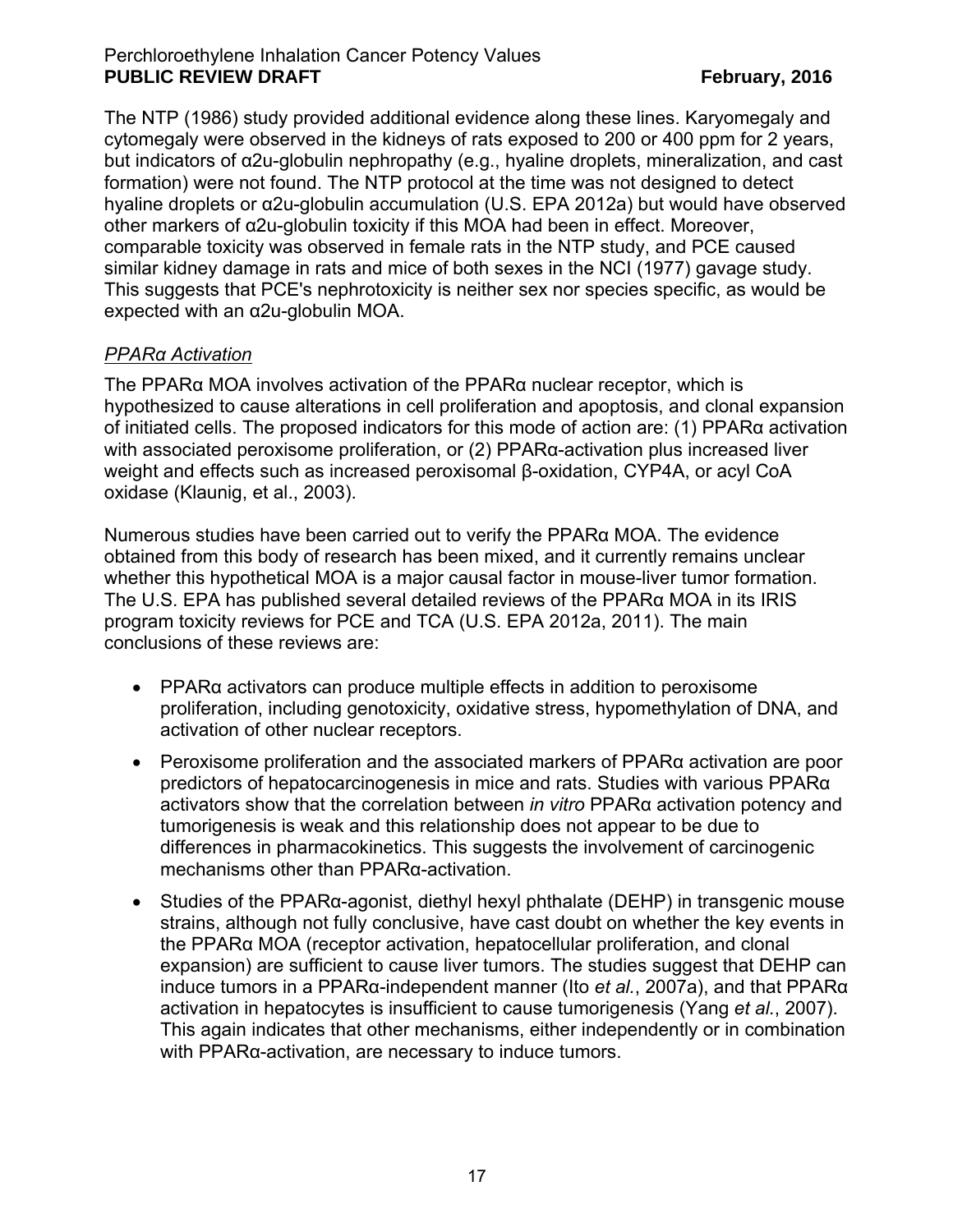The NTP (1986) study provided additional evidence along these lines. Karyomegaly and cytomegaly were observed in the kidneys of rats exposed to 200 or 400 ppm for 2 years, but indicators of α2u-globulin nephropathy (e.g., hyaline droplets, mineralization, and cast formation) were not found. The NTP protocol at the time was not designed to detect hyaline droplets or α2u-globulin accumulation (U.S. EPA 2012a) but would have observed other markers of α2u-globulin toxicity if this MOA had been in effect. Moreover, comparable toxicity was observed in female rats in the NTP study, and PCE caused similar kidney damage in rats and mice of both sexes in the NCI (1977) gavage study. This suggests that PCE's nephrotoxicity is neither sex nor species specific, as would be expected with an α2u-globulin MOA.

*PPARα Activation*

The PPARα MOA involves activation of the PPARα nuclear receptor, which is hypothesized to cause alterations in cell proliferation and apoptosis, and clonal expansion of initiated cells. The proposed indicators for this mode of action are: (1) PPARα activation with associated peroxisome proliferation, or (2) PPARα-activation plus increased liver weight and effects such as increased peroxisomal β-oxidation, CYP4A, or acyl CoA oxidase (Klaunig, et al., 2003).

Numerous studies have been carried out to verify the PPARα MOA. The evidence obtained from this body of research has been mixed, and it currently remains unclear whether this hypothetical MOA is a major causal factor in mouse-liver tumor formation. The U.S. EPA has published several detailed reviews of the PPARα MOA in its IRIS program toxicity reviews for PCE and TCA (U.S. EPA 2012a, 2011). The main conclusions of these reviews are:

- PPARα activators can produce multiple effects in addition to peroxisome proliferation, including genotoxicity, oxidative stress, hypomethylation of DNA, and activation of other nuclear receptors.
- Peroxisome proliferation and the associated markers of PPARα activation are poor predictors of hepatocarcinogenesis in mice and rats. Studies with various PPARα activators show that the correlation between *in vitro* PPARα activation potency and tumorigenesis is weak and this relationship does not appear to be due to differences in pharmacokinetics. This suggests the involvement of carcinogenic mechanisms other than PPARα-activation.
- Studies of the PPARα-agonist, diethyl hexyl phthalate (DEHP) in transgenic mouse strains, although not fully conclusive, have cast doubt on whether the key events in the PPARα MOA (receptor activation, hepatocellular proliferation, and clonal expansion) are sufficient to cause liver tumors. The studies suggest that DEHP can induce tumors in a PPARα-independent manner (Ito *et al.*, 2007a), and that PPARα activation in hepatocytes is insufficient to cause tumorigenesis (Yang *et al.*, 2007). This again indicates that other mechanisms, either independently or in combination with PPARα-activation, are necessary to induce tumors.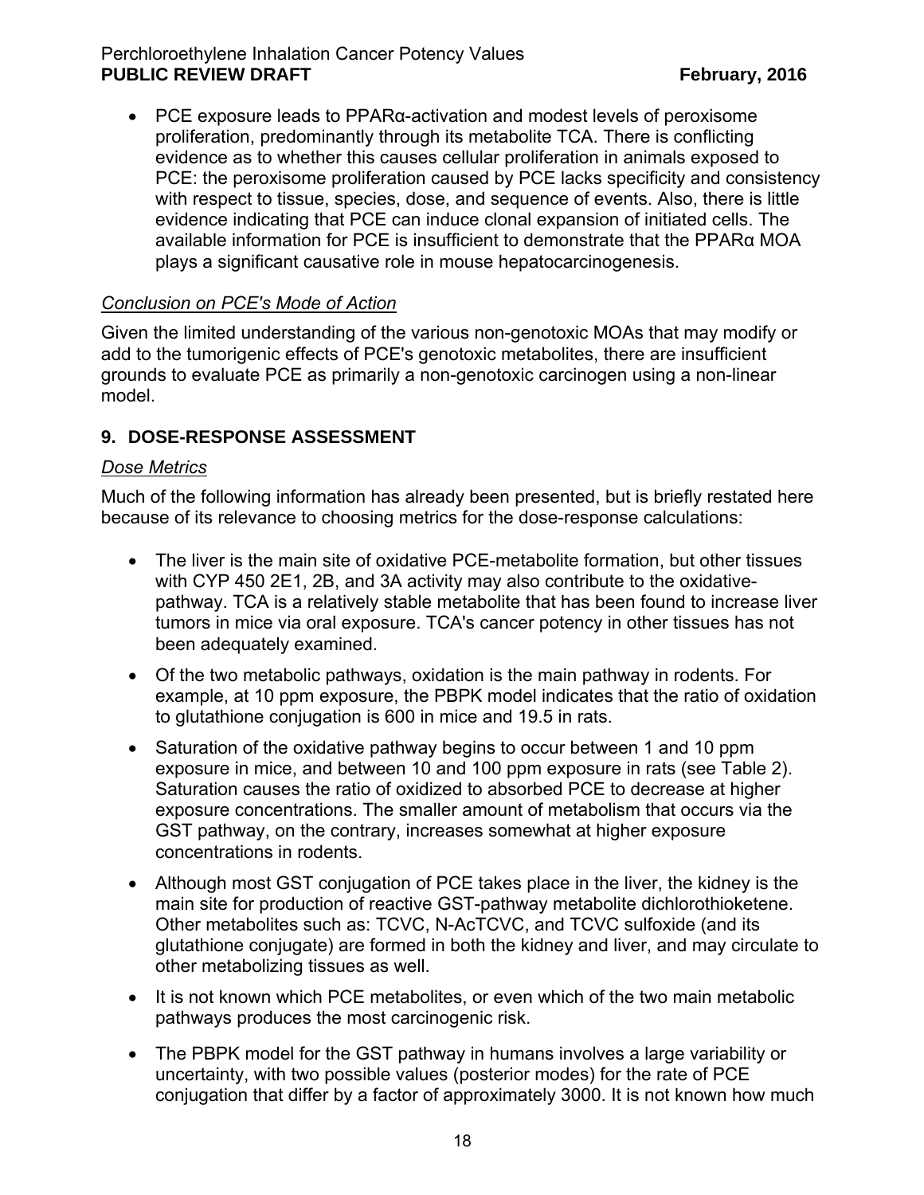- PCE exposure leads to PPARα-activation and modest levels of peroxisome proliferation, predominantly through its metabolite TCA. There is conflicting evidence as to whether this causes cellular proliferation in animals exposed to PCE: the peroxisome proliferation caused by PCE lacks specificity and consistency with respect to tissue, species, dose, and sequence of events. Also, there is little evidence indicating that PCE can induce clonal expansion of initiated cells. The available information for PCE is insufficient to demonstrate that the PPARα MOA plays a significant causative role in mouse hepatocarcinogenesis.

*Conclusion on PCE's Mode of Action*

Given the limited understanding of the various non-genotoxic MOAs that may modify or add to the tumorigenic effects of PCE's genotoxic metabolites, there are insufficient grounds to evaluate PCE as primarily a non-genotoxic carcinogen using a non-linear model.

## 9. DOSE-RESPONSE ASSESSMENT

*Dose Metrics*

Much of the following information has already been presented, but is briefly restated here because of its relevance to choosing metrics for the dose-response calculations:

- The liver is the main site of oxidative PCE-metabolite formation, but other tissues with CYP 450 2E1, 2B, and 3A activity may also contribute to the oxidative-pathway. TCA is a relatively stable metabolite that has been found to increase liver tumors in mice via oral exposure. TCA's cancer potency in other tissues has not been adequately examined.
- Of the two metabolic pathways, oxidation is the main pathway in rodents. For example, at 10 ppm exposure, the PBPK model indicates that the ratio of oxidation to glutathione conjugation is 600 in mice and 19.5 in rats.
- Saturation of the oxidative pathway begins to occur between 1 and 10 ppm exposure in mice, and between 10 and 100 ppm exposure in rats (see Table 2). Saturation causes the ratio of oxidized to absorbed PCE to decrease at higher exposure concentrations. The smaller amount of metabolism that occurs via the GST pathway, on the contrary, increases somewhat at higher exposure concentrations in rodents.
- Although most GST conjugation of PCE takes place in the liver, the kidney is the main site for production of reactive GST-pathway metabolite dichlorothioketene. Other metabolites such as: TCVC, N-AcTCVC, and TCVC sulfoxide (and its glutathione conjugate) are formed in both the kidney and liver, and may circulate to other metabolizing tissues as well.
- It is not known which PCE metabolites, or even which of the two main metabolic pathways produces the most carcinogenic risk.
- The PBPK model for the GST pathway in humans involves a large variability or uncertainty, with two possible values (posterior modes) for the rate of PCE conjugation that differ by a factor of approximately 3000. It is not known how much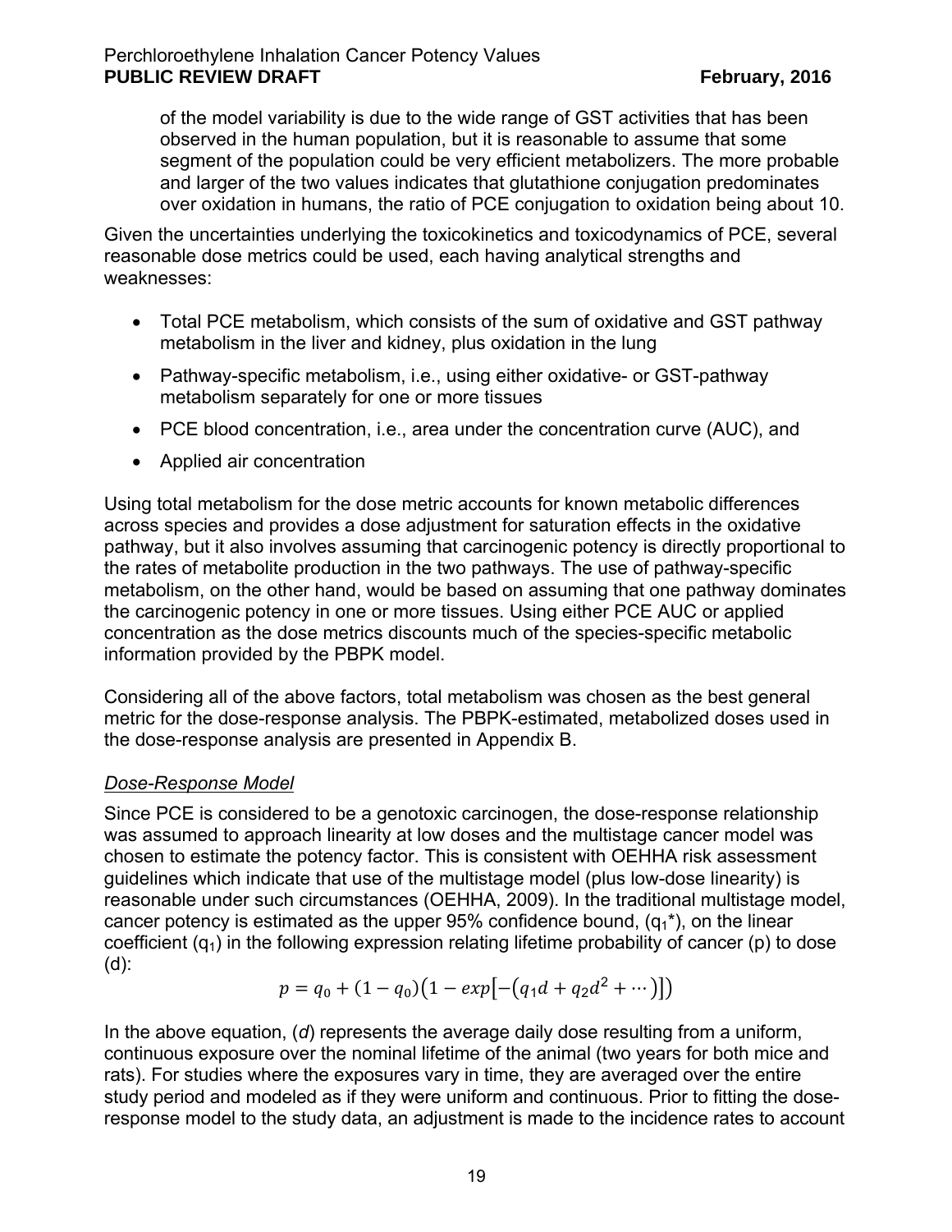of the model variability is due to the wide range of GST activities that has been observed in the human population, but it is reasonable to assume that some segment of the population could be very efficient metabolizers. The more probable and larger of the two values indicates that glutathione conjugation predominates over oxidation in humans, the ratio of PCE conjugation to oxidation being about 10.

Given the uncertainties underlying the toxicokinetics and toxicodynamics of PCE, several reasonable dose metrics could be used, each having analytical strengths and weaknesses:

- Total PCE metabolism, which consists of the sum of oxidative and GST pathway metabolism in the liver and kidney, plus oxidation in the lung
- Pathway-specific metabolism, i.e., using either oxidative- or GST-pathway metabolism separately for one or more tissues
- PCE blood concentration, i.e., area under the concentration curve (AUC), and
- Applied air concentration

Using total metabolism for the dose metric accounts for known metabolic differences across species and provides a dose adjustment for saturation effects in the oxidative pathway, but it also involves assuming that carcinogenic potency is directly proportional to the rates of metabolite production in the two pathways. The use of pathway-specific metabolism, on the other hand, would be based on assuming that one pathway dominates the carcinogenic potency in one or more tissues. Using either PCE AUC or applied concentration as the dose metrics discounts much of the species-specific metabolic information provided by the PBPK model.

Considering all of the above factors, total metabolism was chosen as the best general metric for the dose-response analysis. The PBPK-estimated, metabolized doses used in the dose-response analysis are presented in Appendix B.

*Dose-Response Model*

Since PCE is considered to be a genotoxic carcinogen, the dose-response relationship was assumed to approach linearity at low doses and the multistage cancer model was chosen to estimate the potency factor. This is consistent with OEHHA risk assessment guidelines which indicate that use of the multistage model (plus low-dose linearity) is reasonable under such circumstances (OEHHA, 2009). In the traditional multistage model, cancer potency is estimated as the upper 95% confidence bound, ($q_1^*$), on the linear coefficient ($q_1$) in the following expression relating lifetime probability of cancer (p) to dose (d):

$$p = q_0 + (1 - q_0)\left(1 - exp\left[-\left(q_1 d + q_2 d^2 + \cdots\right)\right]\right)$$

In the above equation, (*d*) represents the average daily dose resulting from a uniform, continuous exposure over the nominal lifetime of the animal (two years for both mice and rats). For studies where the exposures vary in time, they are averaged over the entire study period and modeled as if they were uniform and continuous. Prior to fitting the dose-response model to the study data, an adjustment is made to the incidence rates to account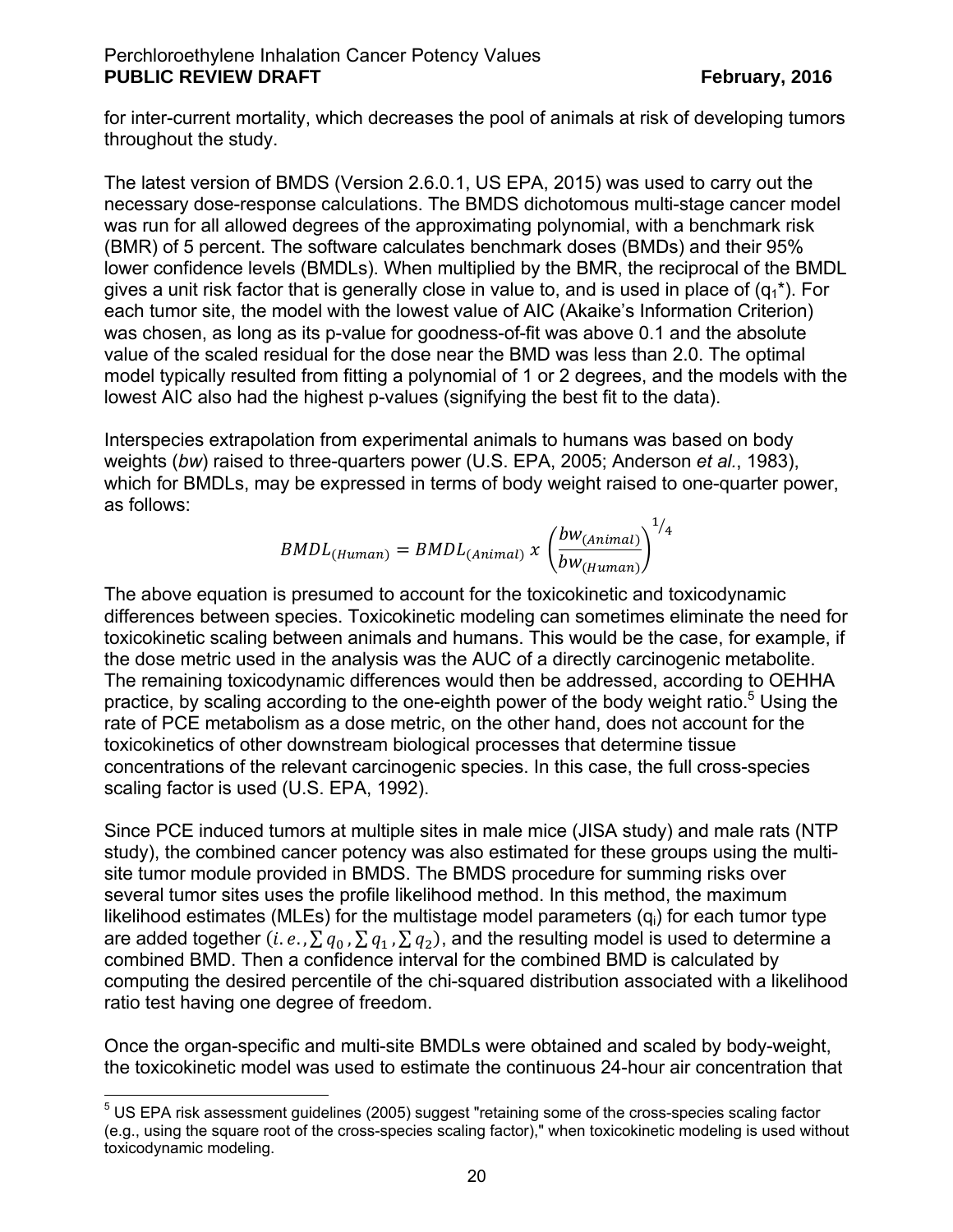for inter-current mortality, which decreases the pool of animals at risk of developing tumors throughout the study.

The latest version of BMDS (Version 2.6.0.1, US EPA, 2015) was used to carry out the necessary dose-response calculations. The BMDS dichotomous multi-stage cancer model was run for all allowed degrees of the approximating polynomial, with a benchmark risk (BMR) of 5 percent. The software calculates benchmark doses (BMDs) and their 95% lower confidence levels (BMDLs). When multiplied by the BMR, the reciprocal of the BMDL gives a unit risk factor that is generally close in value to, and is used in place of ($q_1$*). For each tumor site, the model with the lowest value of AIC (Akaike's Information Criterion) was chosen, as long as its p-value for goodness-of-fit was above 0.1 and the absolute value of the scaled residual for the dose near the BMD was less than 2.0. The optimal model typically resulted from fitting a polynomial of 1 or 2 degrees, and the models with the lowest AIC also had the highest p-values (signifying the best fit to the data).

Interspecies extrapolation from experimental animals to humans was based on body weights (*bw*) raised to three-quarters power (U.S. EPA, 2005; Anderson *et al.*, 1983), which for BMDLs, may be expressed in terms of body weight raised to one-quarter power, as follows:

$$BMDL_{(Human)} = BMDL_{(Animal)} \ x \ \left(\frac{bw_{(Animal)}}{bw_{(Human)}}\right)^{1/4}$$

The above equation is presumed to account for the toxicokinetic and toxicodynamic differences between species. Toxicokinetic modeling can sometimes eliminate the need for toxicokinetic scaling between animals and humans. This would be the case, for example, if the dose metric used in the analysis was the AUC of a directly carcinogenic metabolite. The remaining toxicodynamic differences would then be addressed, according to OEHHA practice, by scaling according to the one-eighth power of the body weight ratio.[5] Using the rate of PCE metabolism as a dose metric, on the other hand, does not account for the toxicokinetics of other downstream biological processes that determine tissue concentrations of the relevant carcinogenic species. In this case, the full cross-species scaling factor is used (U.S. EPA, 1992).

Since PCE induced tumors at multiple sites in male mice (JISA study) and male rats (NTP study), the combined cancer potency was also estimated for these groups using the multi-site tumor module provided in BMDS. The BMDS procedure for summing risks over several tumor sites uses the profile likelihood method. In this method, the maximum likelihood estimates (MLEs) for the multistage model parameters ($q_i$) for each tumor type are added together $(i.e., \sum q_0, \sum q_1, \sum q_2)$, and the resulting model is used to determine a combined BMD. Then a confidence interval for the combined BMD is calculated by computing the desired percentile of the chi-squared distribution associated with a likelihood ratio test having one degree of freedom.

Once the organ-specific and multi-site BMDLs were obtained and scaled by body-weight, the toxicokinetic model was used to estimate the continuous 24-hour air concentration that

[5] US EPA risk assessment guidelines (2005) suggest "retaining some of the cross-species scaling factor (e.g., using the square root of the cross-species scaling factor)," when toxicokinetic modeling is used without toxicodynamic modeling.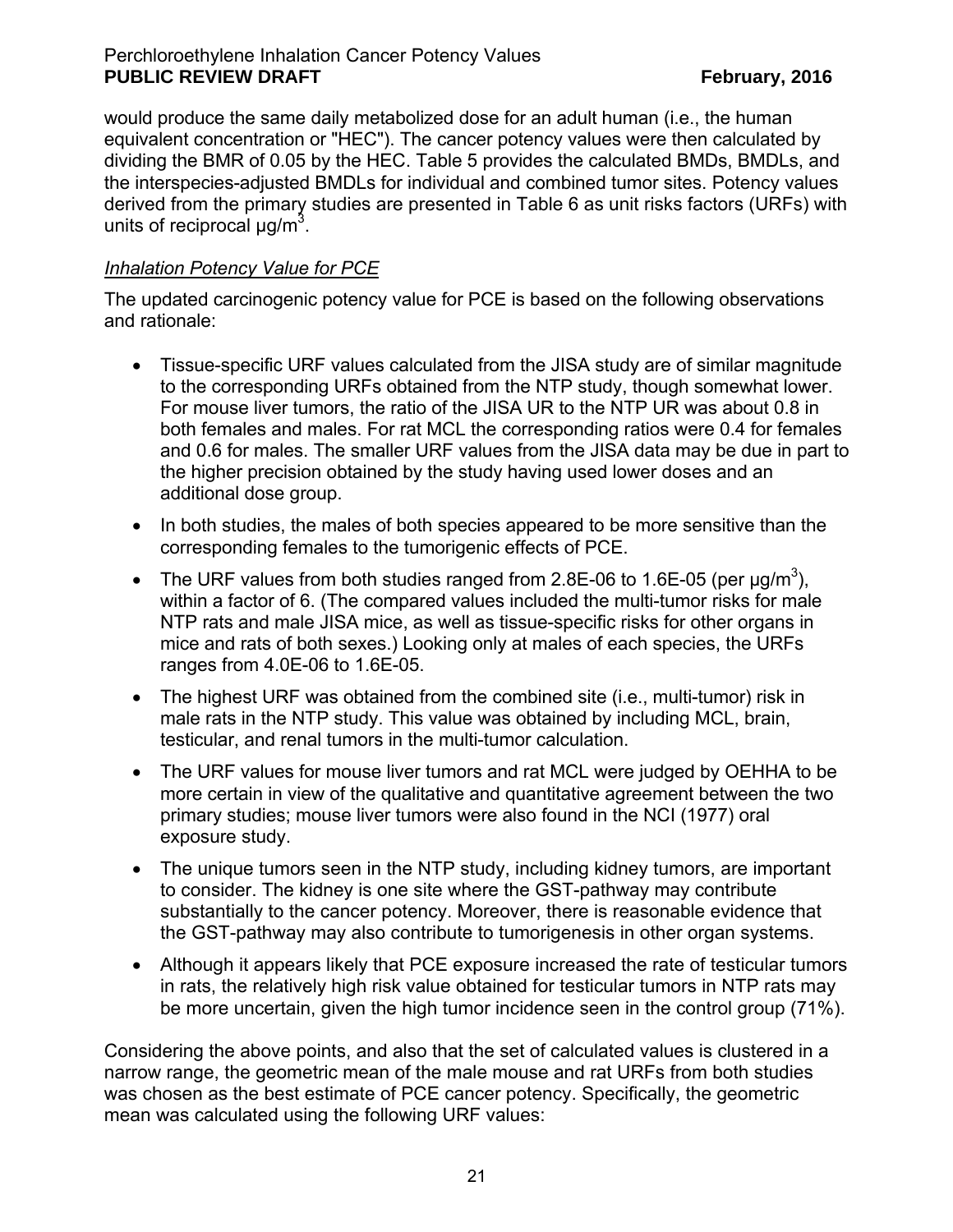would produce the same daily metabolized dose for an adult human (i.e., the human equivalent concentration or "HEC"). The cancer potency values were then calculated by dividing the BMR of 0.05 by the HEC. Table 5 provides the calculated BMDs, BMDLs, and the interspecies-adjusted BMDLs for individual and combined tumor sites. Potency values derived from the primary studies are presented in Table 6 as unit risks factors (URFs) with units of reciprocal µg/m$^3$.

*Inhalation Potency Value for PCE*

The updated carcinogenic potency value for PCE is based on the following observations and rationale:

- Tissue-specific URF values calculated from the JISA study are of similar magnitude to the corresponding URFs obtained from the NTP study, though somewhat lower. For mouse liver tumors, the ratio of the JISA UR to the NTP UR was about 0.8 in both females and males. For rat MCL the corresponding ratios were 0.4 for females and 0.6 for males. The smaller URF values from the JISA data may be due in part to the higher precision obtained by the study having used lower doses and an additional dose group.
- In both studies, the males of both species appeared to be more sensitive than the corresponding females to the tumorigenic effects of PCE.
- The URF values from both studies ranged from 2.8E-06 to 1.6E-05 (per µg/m$^3$), within a factor of 6. (The compared values included the multi-tumor risks for male NTP rats and male JISA mice, as well as tissue-specific risks for other organs in mice and rats of both sexes.) Looking only at males of each species, the URFs ranges from 4.0E-06 to 1.6E-05.
- The highest URF was obtained from the combined site (i.e., multi-tumor) risk in male rats in the NTP study. This value was obtained by including MCL, brain, testicular, and renal tumors in the multi-tumor calculation.
- The URF values for mouse liver tumors and rat MCL were judged by OEHHA to be more certain in view of the qualitative and quantitative agreement between the two primary studies; mouse liver tumors were also found in the NCI (1977) oral exposure study.
- The unique tumors seen in the NTP study, including kidney tumors, are important to consider. The kidney is one site where the GST-pathway may contribute substantially to the cancer potency. Moreover, there is reasonable evidence that the GST-pathway may also contribute to tumorigenesis in other organ systems.
- Although it appears likely that PCE exposure increased the rate of testicular tumors in rats, the relatively high risk value obtained for testicular tumors in NTP rats may be more uncertain, given the high tumor incidence seen in the control group (71%).

Considering the above points, and also that the set of calculated values is clustered in a narrow range, the geometric mean of the male mouse and rat URFs from both studies was chosen as the best estimate of PCE cancer potency. Specifically, the geometric mean was calculated using the following URF values: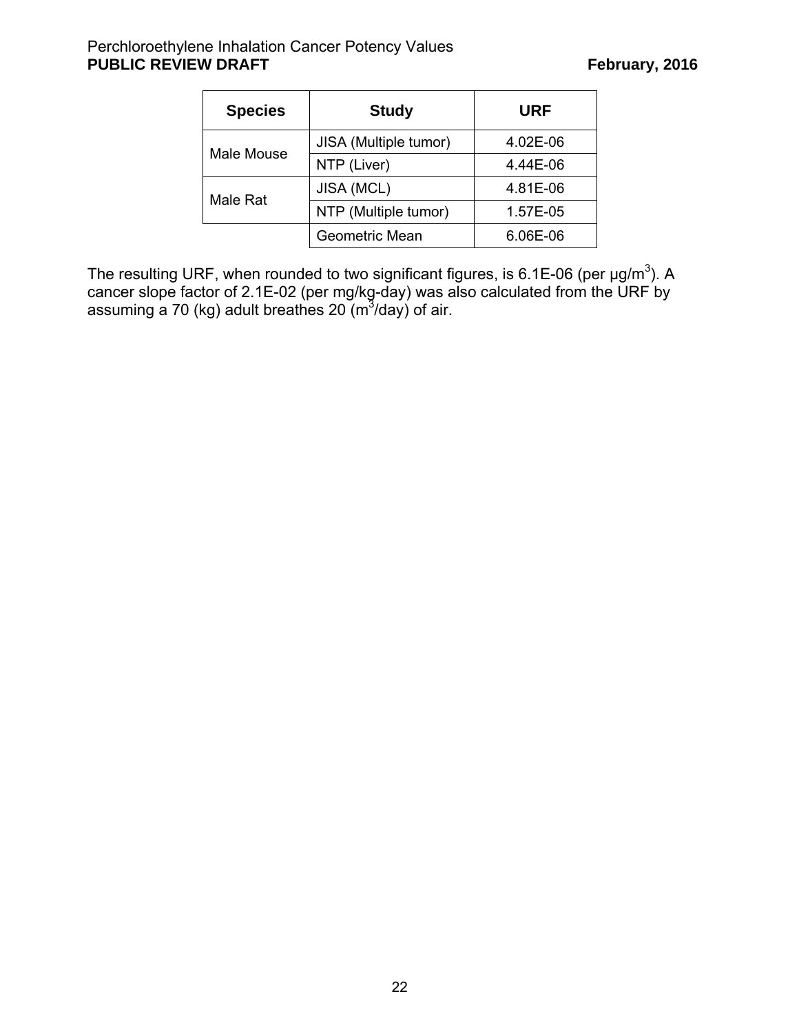| Species | Study | URF |
| --- | --- | --- |
| Male Mouse | JISA (Multiple tumor) | 4.02E-06 |
| | NTP (Liver) | 4.44E-06 |
| Male Rat | JISA (MCL) | 4.81E-06 |
| | NTP (Multiple tumor) | 1.57E-05 |
| | Geometric Mean | 6.06E-06 |

The resulting URF, when rounded to two significant figures, is 6.1E-06 (per μg/m$^3$). A cancer slope factor of 2.1E-02 (per mg/kg-day) was also calculated from the URF by assuming a 70 (kg) adult breathes 20 (m$^3$/day) of air.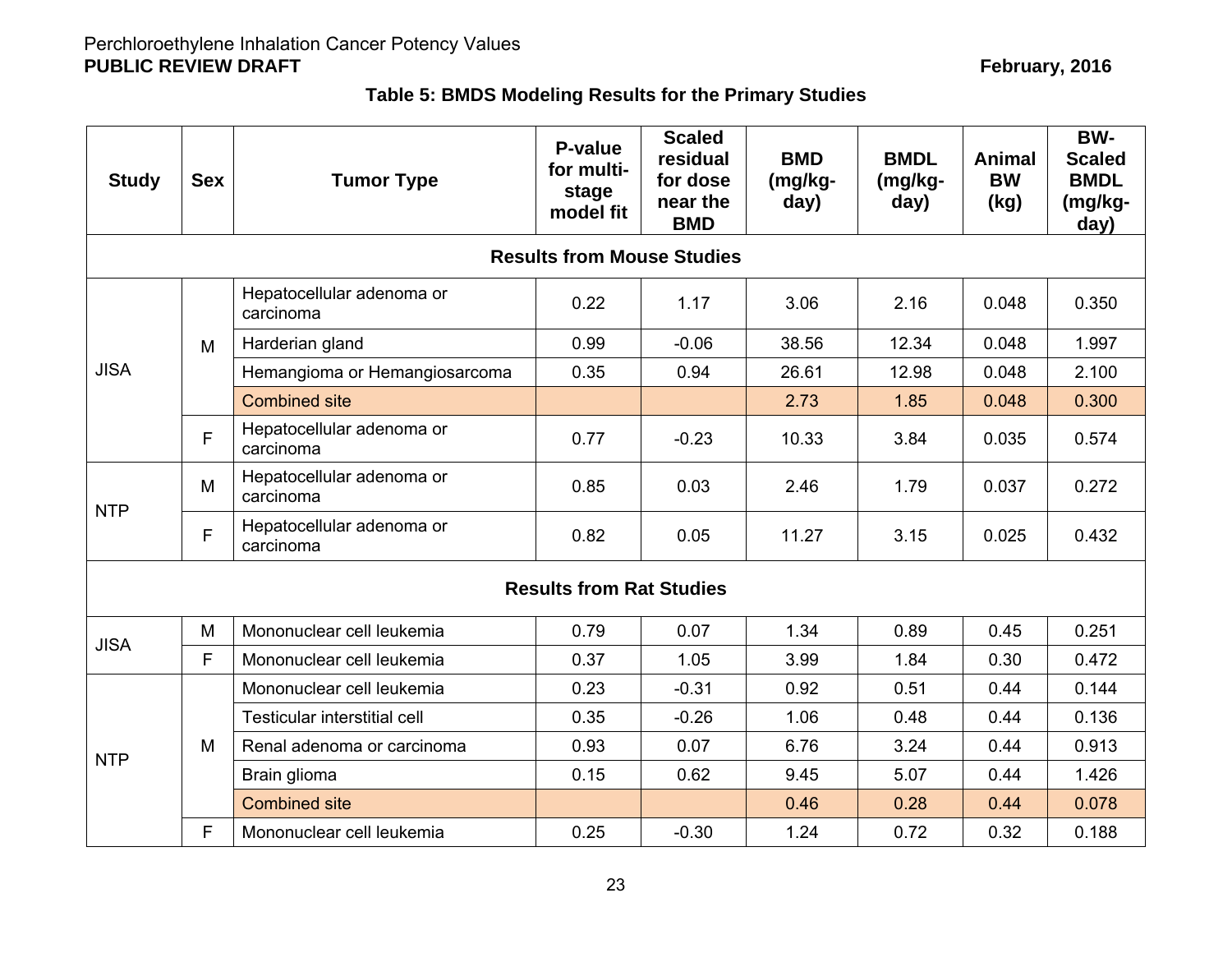**Table 5: BMDS Modeling Results for the Primary Studies**

| Study | Sex | Tumor Type | P-value for multi-stage model fit | Scaled residual for dose near the BMD | BMD (mg/kg-day) | BMDL (mg/kg-day) | Animal BW (kg) | BW-Scaled BMDL (mg/kg-day) |
|---|---|---|---|---|---|---|---|---|
| **Results from Mouse Studies** | | | | | | | | |
| JISA | M | Hepatocellular adenoma or carcinoma | 0.22 | 1.17 | 3.06 | 2.16 | 0.048 | 0.350 |
| | | Harderian gland | 0.99 | -0.06 | 38.56 | 12.34 | 0.048 | 1.997 |
| | | Hemangioma or Hemangiosarcoma | 0.35 | 0.94 | 26.61 | 12.98 | 0.048 | 2.100 |
| | | Combined site | | | 2.73 | 1.85 | 0.048 | 0.300 |
| | F | Hepatocellular adenoma or carcinoma | 0.77 | -0.23 | 10.33 | 3.84 | 0.035 | 0.574 |
| NTP | M | Hepatocellular adenoma or carcinoma | 0.85 | 0.03 | 2.46 | 1.79 | 0.037 | 0.272 |
| | F | Hepatocellular adenoma or carcinoma | 0.82 | 0.05 | 11.27 | 3.15 | 0.025 | 0.432 |
| **Results from Rat Studies** | | | | | | | | |
| JISA | M | Mononuclear cell leukemia | 0.79 | 0.07 | 1.34 | 0.89 | 0.45 | 0.251 |
| | F | Mononuclear cell leukemia | 0.37 | 1.05 | 3.99 | 1.84 | 0.30 | 0.472 |
| NTP | M | Mononuclear cell leukemia | 0.23 | -0.31 | 0.92 | 0.51 | 0.44 | 0.144 |
| | | Testicular interstitial cell | 0.35 | -0.26 | 1.06 | 0.48 | 0.44 | 0.136 |
| | | Renal adenoma or carcinoma | 0.93 | 0.07 | 6.76 | 3.24 | 0.44 | 0.913 |
| | | Brain glioma | 0.15 | 0.62 | 9.45 | 5.07 | 0.44 | 1.426 |
| | | Combined site | | | 0.46 | 0.28 | 0.44 | 0.078 |
| | F | Mononuclear cell leukemia | 0.25 | -0.30 | 1.24 | 0.72 | 0.32 | 0.188 |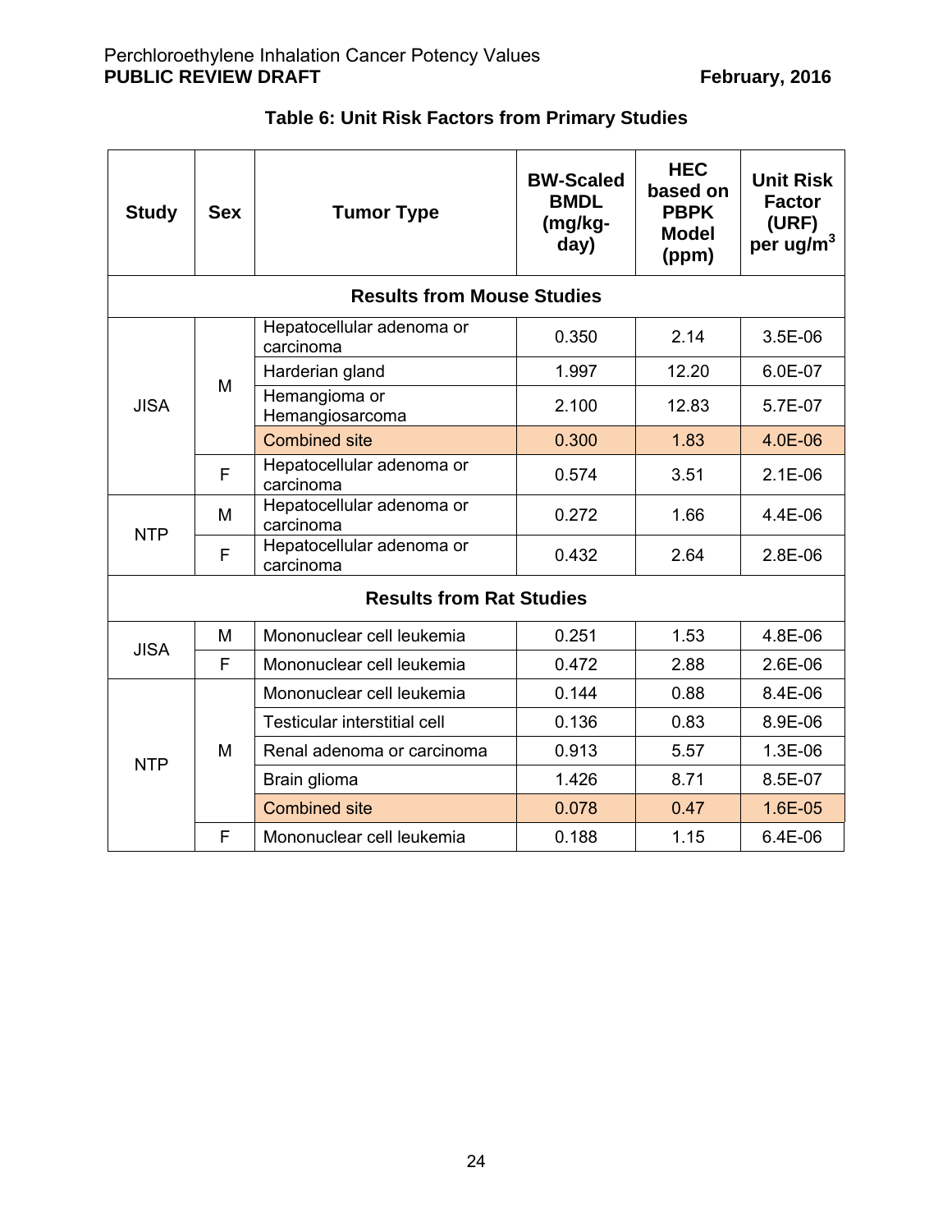**Table 6: Unit Risk Factors from Primary Studies**

| Study | Sex | Tumor Type | BW-Scaled BMDL (mg/kg-day) | HEC based on PBPK Model (ppm) | Unit Risk Factor (URF) per ug/m$^3$ |
|---|---|---|---|---|---|
| **Results from Mouse Studies** | | | | | |
| JISA | M | Hepatocellular adenoma or carcinoma | 0.350 | 2.14 | 3.5E-06 |
| | | Harderian gland | 1.997 | 12.20 | 6.0E-07 |
| | | Hemangioma or Hemangiosarcoma | 2.100 | 12.83 | 5.7E-07 |
| | | Combined site | 0.300 | 1.83 | 4.0E-06 |
| | F | Hepatocellular adenoma or carcinoma | 0.574 | 3.51 | 2.1E-06 |
| NTP | M | Hepatocellular adenoma or carcinoma | 0.272 | 1.66 | 4.4E-06 |
| | F | Hepatocellular adenoma or carcinoma | 0.432 | 2.64 | 2.8E-06 |
| **Results from Rat Studies** | | | | | |
| JISA | M | Mononuclear cell leukemia | 0.251 | 1.53 | 4.8E-06 |
| | F | Mononuclear cell leukemia | 0.472 | 2.88 | 2.6E-06 |
| NTP | M | Mononuclear cell leukemia | 0.144 | 0.88 | 8.4E-06 |
| | | Testicular interstitial cell | 0.136 | 0.83 | 8.9E-06 |
| | | Renal adenoma or carcinoma | 0.913 | 5.57 | 1.3E-06 |
| | | Brain glioma | 1.426 | 8.71 | 8.5E-07 |
| | | Combined site | 0.078 | 0.47 | 1.6E-05 |
| | F | Mononuclear cell leukemia | 0.188 | 1.15 | 6.4E-06 |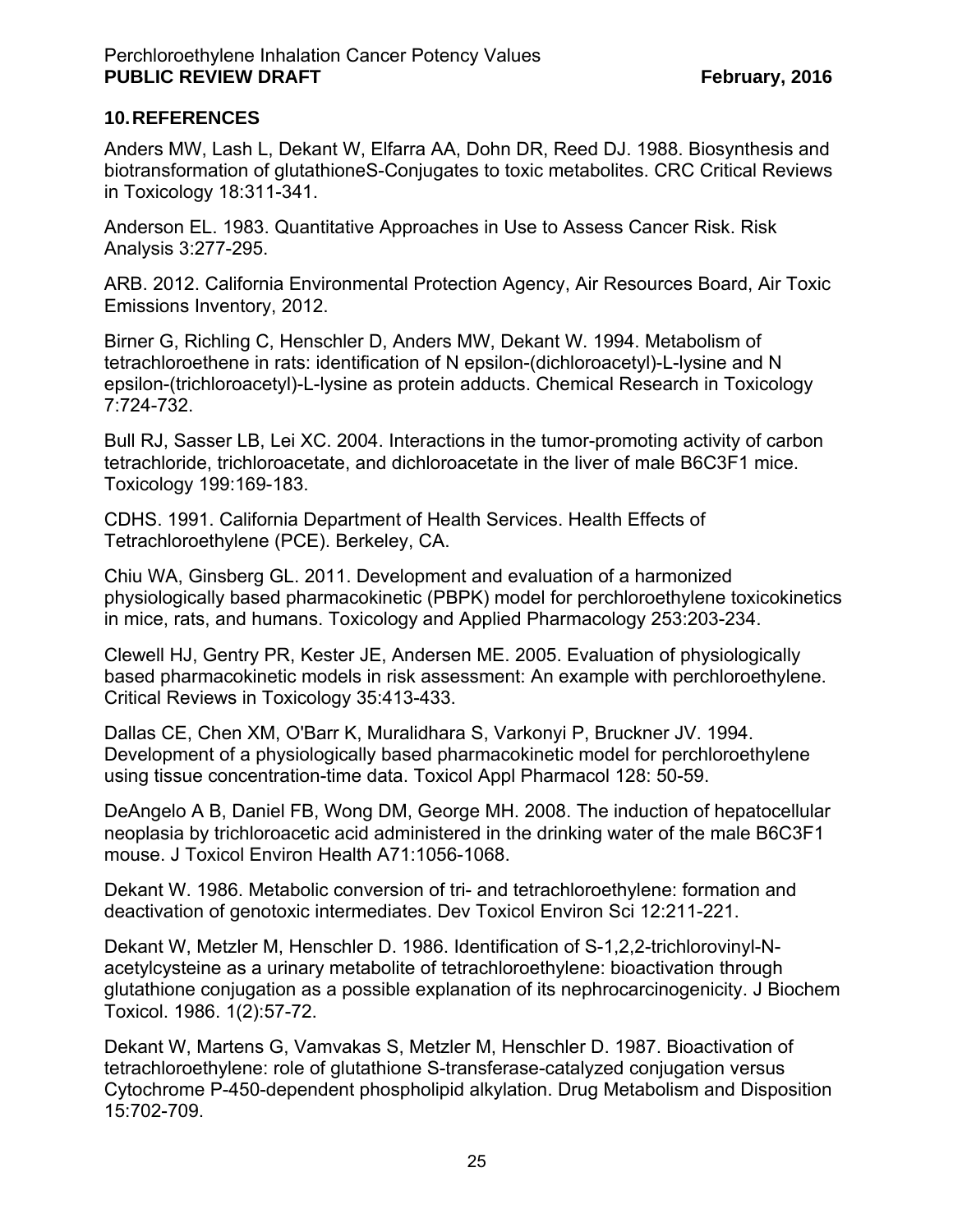## 10. REFERENCES

Anders MW, Lash L, Dekant W, Elfarra AA, Dohn DR, Reed DJ. 1988. Biosynthesis and biotransformation of glutathioneS-Conjugates to toxic metabolites. CRC Critical Reviews in Toxicology 18:311-341.

Anderson EL. 1983. Quantitative Approaches in Use to Assess Cancer Risk. Risk Analysis 3:277-295.

ARB. 2012. California Environmental Protection Agency, Air Resources Board, Air Toxic Emissions Inventory, 2012.

Birner G, Richling C, Henschler D, Anders MW, Dekant W. 1994. Metabolism of tetrachloroethene in rats: identification of N epsilon-(dichloroacetyl)-L-lysine and N epsilon-(trichloroacetyl)-L-lysine as protein adducts. Chemical Research in Toxicology 7:724-732.

Bull RJ, Sasser LB, Lei XC. 2004. Interactions in the tumor-promoting activity of carbon tetrachloride, trichloroacetate, and dichloroacetate in the liver of male B6C3F1 mice. Toxicology 199:169-183.

CDHS. 1991. California Department of Health Services. Health Effects of Tetrachloroethylene (PCE). Berkeley, CA.

Chiu WA, Ginsberg GL. 2011. Development and evaluation of a harmonized physiologically based pharmacokinetic (PBPK) model for perchloroethylene toxicokinetics in mice, rats, and humans. Toxicology and Applied Pharmacology 253:203-234.

Clewell HJ, Gentry PR, Kester JE, Andersen ME. 2005. Evaluation of physiologically based pharmacokinetic models in risk assessment: An example with perchloroethylene. Critical Reviews in Toxicology 35:413-433.

Dallas CE, Chen XM, O'Barr K, Muralidhara S, Varkonyi P, Bruckner JV. 1994. Development of a physiologically based pharmacokinetic model for perchloroethylene using tissue concentration-time data. Toxicol Appl Pharmacol 128: 50-59.

DeAngelo A B, Daniel FB, Wong DM, George MH. 2008. The induction of hepatocellular neoplasia by trichloroacetic acid administered in the drinking water of the male B6C3F1 mouse. J Toxicol Environ Health A71:1056-1068.

Dekant W. 1986. Metabolic conversion of tri- and tetrachloroethylene: formation and deactivation of genotoxic intermediates. Dev Toxicol Environ Sci 12:211-221.

Dekant W, Metzler M, Henschler D. 1986. Identification of S-1,2,2-trichlorovinyl-N-acetylcysteine as a urinary metabolite of tetrachloroethylene: bioactivation through glutathione conjugation as a possible explanation of its nephrocarcinogenicity. J Biochem Toxicol. 1986. 1(2):57-72.

Dekant W, Martens G, Vamvakas S, Metzler M, Henschler D. 1987. Bioactivation of tetrachloroethylene: role of glutathione S-transferase-catalyzed conjugation versus Cytochrome P-450-dependent phospholipid alkylation. Drug Metabolism and Disposition 15:702-709.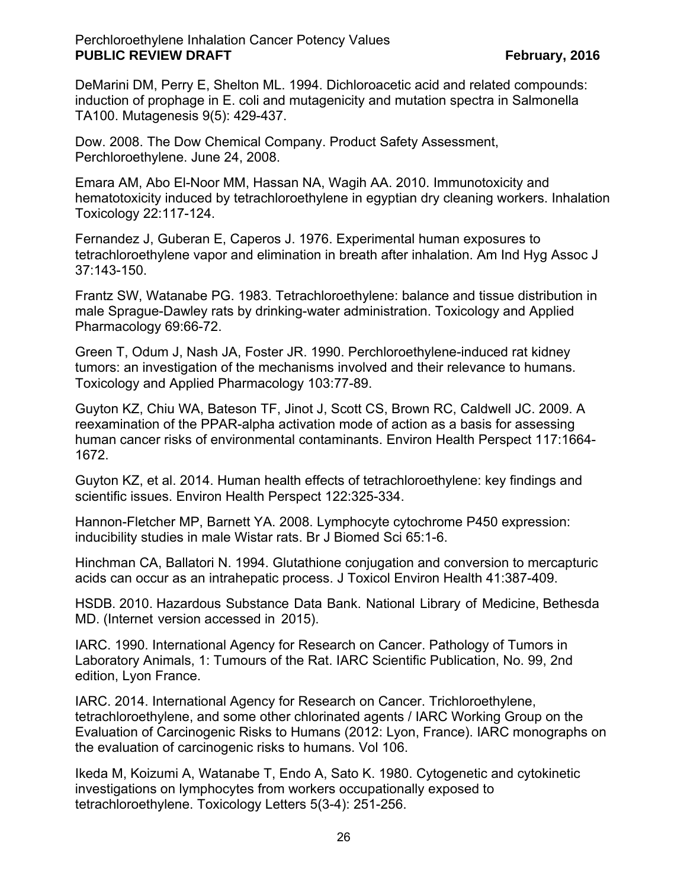DeMarini DM, Perry E, Shelton ML. 1994. Dichloroacetic acid and related compounds: induction of prophage in E. coli and mutagenicity and mutation spectra in Salmonella TA100. Mutagenesis 9(5): 429-437.

Dow. 2008. The Dow Chemical Company. Product Safety Assessment, Perchloroethylene. June 24, 2008.

Emara AM, Abo El-Noor MM, Hassan NA, Wagih AA. 2010. Immunotoxicity and hematotoxicity induced by tetrachloroethylene in egyptian dry cleaning workers. Inhalation Toxicology 22:117-124.

Fernandez J, Guberan E, Caperos J. 1976. Experimental human exposures to tetrachloroethylene vapor and elimination in breath after inhalation. Am Ind Hyg Assoc J 37:143-150.

Frantz SW, Watanabe PG. 1983. Tetrachloroethylene: balance and tissue distribution in male Sprague-Dawley rats by drinking-water administration. Toxicology and Applied Pharmacology 69:66-72.

Green T, Odum J, Nash JA, Foster JR. 1990. Perchloroethylene-induced rat kidney tumors: an investigation of the mechanisms involved and their relevance to humans. Toxicology and Applied Pharmacology 103:77-89.

Guyton KZ, Chiu WA, Bateson TF, Jinot J, Scott CS, Brown RC, Caldwell JC. 2009. A reexamination of the PPAR-alpha activation mode of action as a basis for assessing human cancer risks of environmental contaminants. Environ Health Perspect 117:1664-1672.

Guyton KZ, et al. 2014. Human health effects of tetrachloroethylene: key findings and scientific issues. Environ Health Perspect 122:325-334.

Hannon-Fletcher MP, Barnett YA. 2008. Lymphocyte cytochrome P450 expression: inducibility studies in male Wistar rats. Br J Biomed Sci 65:1-6.

Hinchman CA, Ballatori N. 1994. Glutathione conjugation and conversion to mercapturic acids can occur as an intrahepatic process. J Toxicol Environ Health 41:387-409.

HSDB. 2010. Hazardous Substance Data Bank. National Library of Medicine, Bethesda MD. (Internet version accessed in 2015).

IARC. 1990. International Agency for Research on Cancer. Pathology of Tumors in Laboratory Animals, 1: Tumours of the Rat. IARC Scientific Publication, No. 99, 2nd edition, Lyon France.

IARC. 2014. International Agency for Research on Cancer. Trichloroethylene, tetrachloroethylene, and some other chlorinated agents / IARC Working Group on the Evaluation of Carcinogenic Risks to Humans (2012: Lyon, France). IARC monographs on the evaluation of carcinogenic risks to humans. Vol 106.

Ikeda M, Koizumi A, Watanabe T, Endo A, Sato K. 1980. Cytogenetic and cytokinetic investigations on lymphocytes from workers occupationally exposed to tetrachloroethylene. Toxicology Letters 5(3-4): 251-256.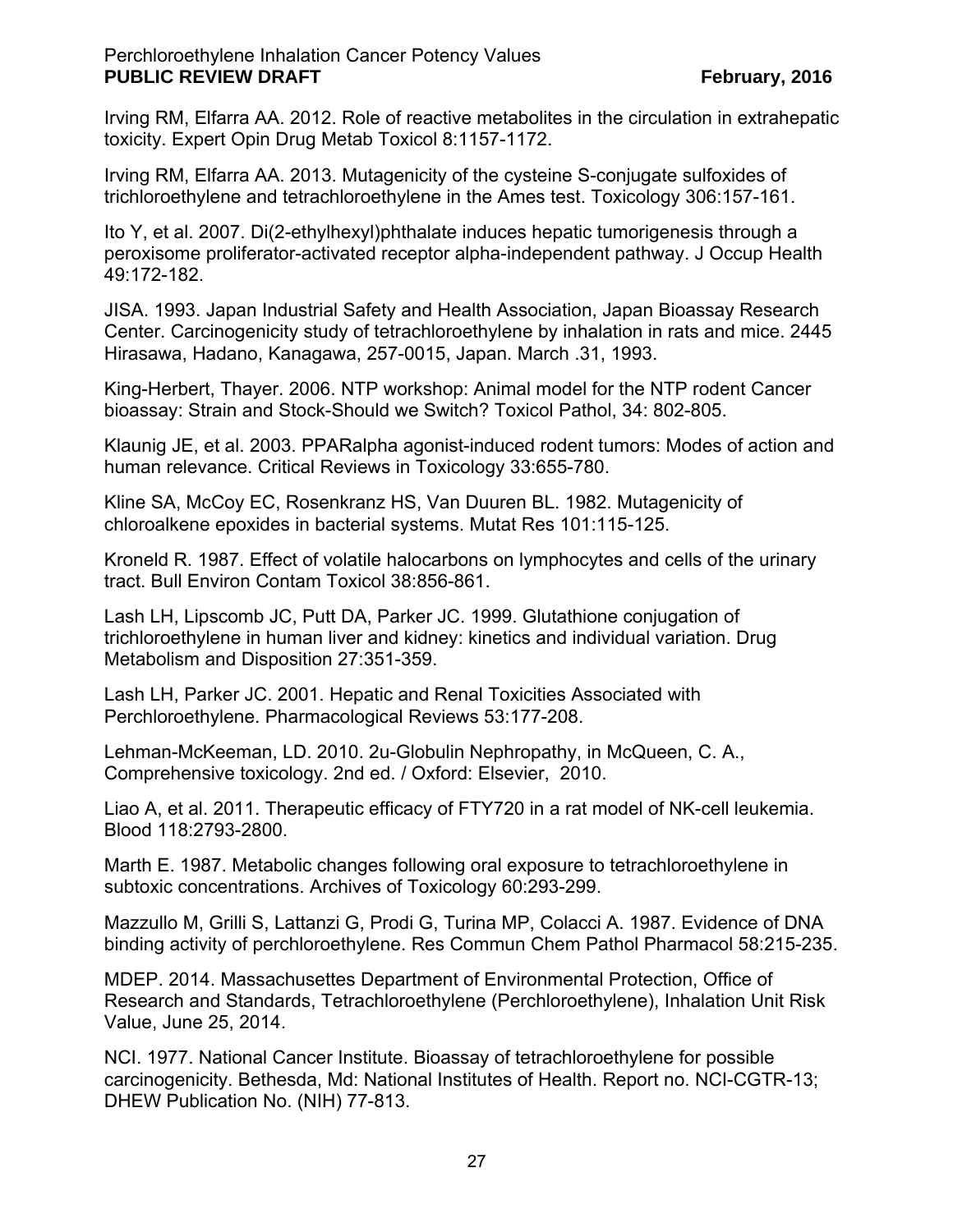Irving RM, Elfarra AA. 2012. Role of reactive metabolites in the circulation in extrahepatic toxicity. Expert Opin Drug Metab Toxicol 8:1157-1172.

Irving RM, Elfarra AA. 2013. Mutagenicity of the cysteine S-conjugate sulfoxides of trichloroethylene and tetrachloroethylene in the Ames test. Toxicology 306:157-161.

Ito Y, et al. 2007. Di(2-ethylhexyl)phthalate induces hepatic tumorigenesis through a peroxisome proliferator-activated receptor alpha-independent pathway. J Occup Health 49:172-182.

JISA. 1993. Japan Industrial Safety and Health Association, Japan Bioassay Research Center. Carcinogenicity study of tetrachloroethylene by inhalation in rats and mice. 2445 Hirasawa, Hadano, Kanagawa, 257-0015, Japan. March .31, 1993.

King-Herbert, Thayer. 2006. NTP workshop: Animal model for the NTP rodent Cancer bioassay: Strain and Stock-Should we Switch? Toxicol Pathol, 34: 802-805.

Klaunig JE, et al. 2003. PPARalpha agonist-induced rodent tumors: Modes of action and human relevance. Critical Reviews in Toxicology 33:655-780.

Kline SA, McCoy EC, Rosenkranz HS, Van Duuren BL. 1982. Mutagenicity of chloroalkene epoxides in bacterial systems. Mutat Res 101:115-125.

Kroneld R. 1987. Effect of volatile halocarbons on lymphocytes and cells of the urinary tract. Bull Environ Contam Toxicol 38:856-861.

Lash LH, Lipscomb JC, Putt DA, Parker JC. 1999. Glutathione conjugation of trichloroethylene in human liver and kidney: kinetics and individual variation. Drug Metabolism and Disposition 27:351-359.

Lash LH, Parker JC. 2001. Hepatic and Renal Toxicities Associated with Perchloroethylene. Pharmacological Reviews 53:177-208.

Lehman-McKeeman, LD. 2010. 2u-Globulin Nephropathy, in McQueen, C. A., Comprehensive toxicology. 2nd ed. / Oxford: Elsevier, 2010.

Liao A, et al. 2011. Therapeutic efficacy of FTY720 in a rat model of NK-cell leukemia. Blood 118:2793-2800.

Marth E. 1987. Metabolic changes following oral exposure to tetrachloroethylene in subtoxic concentrations. Archives of Toxicology 60:293-299.

Mazzullo M, Grilli S, Lattanzi G, Prodi G, Turina MP, Colacci A. 1987. Evidence of DNA binding activity of perchloroethylene. Res Commun Chem Pathol Pharmacol 58:215-235.

MDEP. 2014. Massachusettes Department of Environmental Protection, Office of Research and Standards, Tetrachloroethylene (Perchloroethylene), Inhalation Unit Risk Value, June 25, 2014.

NCI. 1977. National Cancer Institute. Bioassay of tetrachloroethylene for possible carcinogenicity. Bethesda, Md: National Institutes of Health. Report no. NCI-CGTR-13; DHEW Publication No. (NIH) 77-813.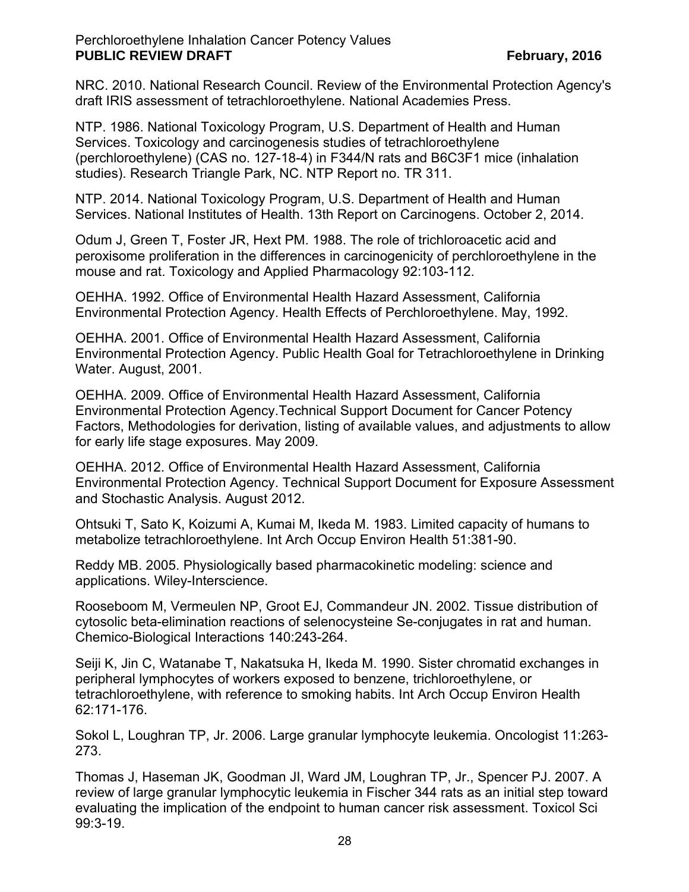NRC. 2010. National Research Council. Review of the Environmental Protection Agency's draft IRIS assessment of tetrachloroethylene. National Academies Press.

NTP. 1986. National Toxicology Program, U.S. Department of Health and Human Services. Toxicology and carcinogenesis studies of tetrachloroethylene (perchloroethylene) (CAS no. 127-18-4) in F344/N rats and B6C3F1 mice (inhalation studies). Research Triangle Park, NC. NTP Report no. TR 311.

NTP. 2014. National Toxicology Program, U.S. Department of Health and Human Services. National Institutes of Health. 13th Report on Carcinogens. October 2, 2014.

Odum J, Green T, Foster JR, Hext PM. 1988. The role of trichloroacetic acid and peroxisome proliferation in the differences in carcinogenicity of perchloroethylene in the mouse and rat. Toxicology and Applied Pharmacology 92:103-112.

OEHHA. 1992. Office of Environmental Health Hazard Assessment, California Environmental Protection Agency. Health Effects of Perchloroethylene. May, 1992.

OEHHA. 2001. Office of Environmental Health Hazard Assessment, California Environmental Protection Agency. Public Health Goal for Tetrachloroethylene in Drinking Water. August, 2001.

OEHHA. 2009. Office of Environmental Health Hazard Assessment, California Environmental Protection Agency.Technical Support Document for Cancer Potency Factors, Methodologies for derivation, listing of available values, and adjustments to allow for early life stage exposures. May 2009.

OEHHA. 2012. Office of Environmental Health Hazard Assessment, California Environmental Protection Agency. Technical Support Document for Exposure Assessment and Stochastic Analysis. August 2012.

Ohtsuki T, Sato K, Koizumi A, Kumai M, Ikeda M. 1983. Limited capacity of humans to metabolize tetrachloroethylene. Int Arch Occup Environ Health 51:381-90.

Reddy MB. 2005. Physiologically based pharmacokinetic modeling: science and applications. Wiley-Interscience.

Rooseboom M, Vermeulen NP, Groot EJ, Commandeur JN. 2002. Tissue distribution of cytosolic beta-elimination reactions of selenocysteine Se-conjugates in rat and human. Chemico-Biological Interactions 140:243-264.

Seiji K, Jin C, Watanabe T, Nakatsuka H, Ikeda M. 1990. Sister chromatid exchanges in peripheral lymphocytes of workers exposed to benzene, trichloroethylene, or tetrachloroethylene, with reference to smoking habits. Int Arch Occup Environ Health 62:171-176.

Sokol L, Loughran TP, Jr. 2006. Large granular lymphocyte leukemia. Oncologist 11:263-273.

Thomas J, Haseman JK, Goodman JI, Ward JM, Loughran TP, Jr., Spencer PJ. 2007. A review of large granular lymphocytic leukemia in Fischer 344 rats as an initial step toward evaluating the implication of the endpoint to human cancer risk assessment. Toxicol Sci 99:3-19.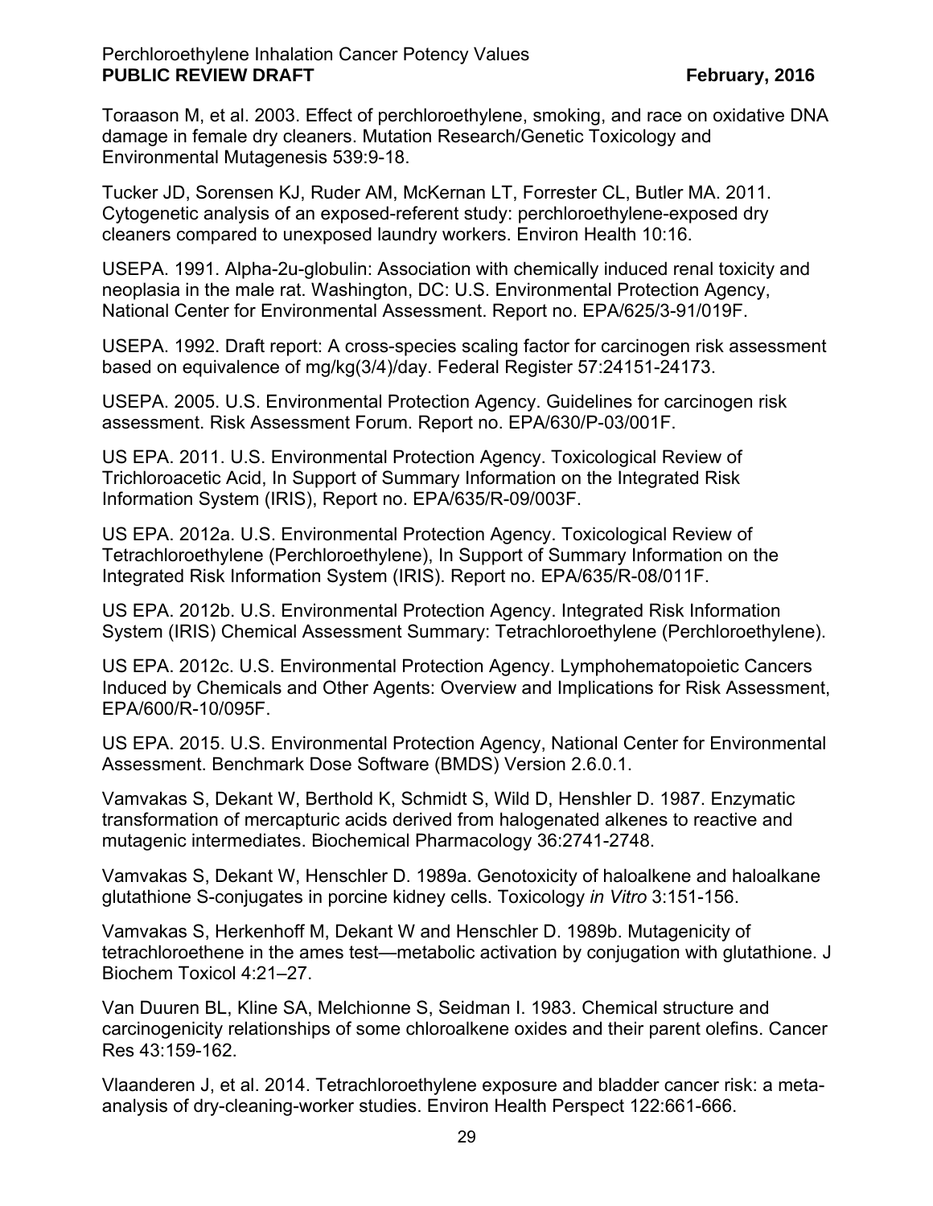Toraason M, et al. 2003. Effect of perchloroethylene, smoking, and race on oxidative DNA damage in female dry cleaners. Mutation Research/Genetic Toxicology and Environmental Mutagenesis 539:9-18.

Tucker JD, Sorensen KJ, Ruder AM, McKernan LT, Forrester CL, Butler MA. 2011. Cytogenetic analysis of an exposed-referent study: perchloroethylene-exposed dry cleaners compared to unexposed laundry workers. Environ Health 10:16.

USEPA. 1991. Alpha-2u-globulin: Association with chemically induced renal toxicity and neoplasia in the male rat. Washington, DC: U.S. Environmental Protection Agency, National Center for Environmental Assessment. Report no. EPA/625/3-91/019F.

USEPA. 1992. Draft report: A cross-species scaling factor for carcinogen risk assessment based on equivalence of mg/kg(3/4)/day. Federal Register 57:24151-24173.

USEPA. 2005. U.S. Environmental Protection Agency. Guidelines for carcinogen risk assessment. Risk Assessment Forum. Report no. EPA/630/P-03/001F.

US EPA. 2011. U.S. Environmental Protection Agency. Toxicological Review of Trichloroacetic Acid, In Support of Summary Information on the Integrated Risk Information System (IRIS), Report no. EPA/635/R-09/003F.

US EPA. 2012a. U.S. Environmental Protection Agency. Toxicological Review of Tetrachloroethylene (Perchloroethylene), In Support of Summary Information on the Integrated Risk Information System (IRIS). Report no. EPA/635/R-08/011F.

US EPA. 2012b. U.S. Environmental Protection Agency. Integrated Risk Information System (IRIS) Chemical Assessment Summary: Tetrachloroethylene (Perchloroethylene).

US EPA. 2012c. U.S. Environmental Protection Agency. Lymphohematopoietic Cancers Induced by Chemicals and Other Agents: Overview and Implications for Risk Assessment, EPA/600/R-10/095F.

US EPA. 2015. U.S. Environmental Protection Agency, National Center for Environmental Assessment. Benchmark Dose Software (BMDS) Version 2.6.0.1.

Vamvakas S, Dekant W, Berthold K, Schmidt S, Wild D, Henshler D. 1987. Enzymatic transformation of mercapturic acids derived from halogenated alkenes to reactive and mutagenic intermediates. Biochemical Pharmacology 36:2741-2748.

Vamvakas S, Dekant W, Henschler D. 1989a. Genotoxicity of haloalkene and haloalkane glutathione S-conjugates in porcine kidney cells. Toxicology *in Vitro* 3:151-156.

Vamvakas S, Herkenhoff M, Dekant W and Henschler D. 1989b. Mutagenicity of tetrachloroethene in the ames test—metabolic activation by conjugation with glutathione. J Biochem Toxicol 4:21–27.

Van Duuren BL, Kline SA, Melchionne S, Seidman I. 1983. Chemical structure and carcinogenicity relationships of some chloroalkene oxides and their parent olefins. Cancer Res 43:159-162.

Vlaanderen J, et al. 2014. Tetrachloroethylene exposure and bladder cancer risk: a meta-analysis of dry-cleaning-worker studies. Environ Health Perspect 122:661-666.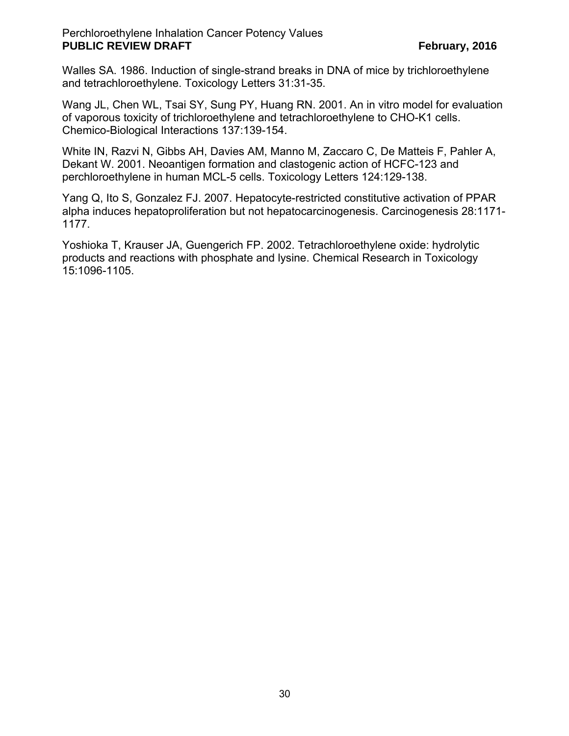Walles SA. 1986. Induction of single-strand breaks in DNA of mice by trichloroethylene and tetrachloroethylene. Toxicology Letters 31:31-35.

Wang JL, Chen WL, Tsai SY, Sung PY, Huang RN. 2001. An in vitro model for evaluation of vaporous toxicity of trichloroethylene and tetrachloroethylene to CHO-K1 cells. Chemico-Biological Interactions 137:139-154.

White IN, Razvi N, Gibbs AH, Davies AM, Manno M, Zaccaro C, De Matteis F, Pahler A, Dekant W. 2001. Neoantigen formation and clastogenic action of HCFC-123 and perchloroethylene in human MCL-5 cells. Toxicology Letters 124:129-138.

Yang Q, Ito S, Gonzalez FJ. 2007. Hepatocyte-restricted constitutive activation of PPAR alpha induces hepatoproliferation but not hepatocarcinogenesis. Carcinogenesis 28:1171-1177.

Yoshioka T, Krauser JA, Guengerich FP. 2002. Tetrachloroethylene oxide: hydrolytic products and reactions with phosphate and lysine. Chemical Research in Toxicology 15:1096-1105.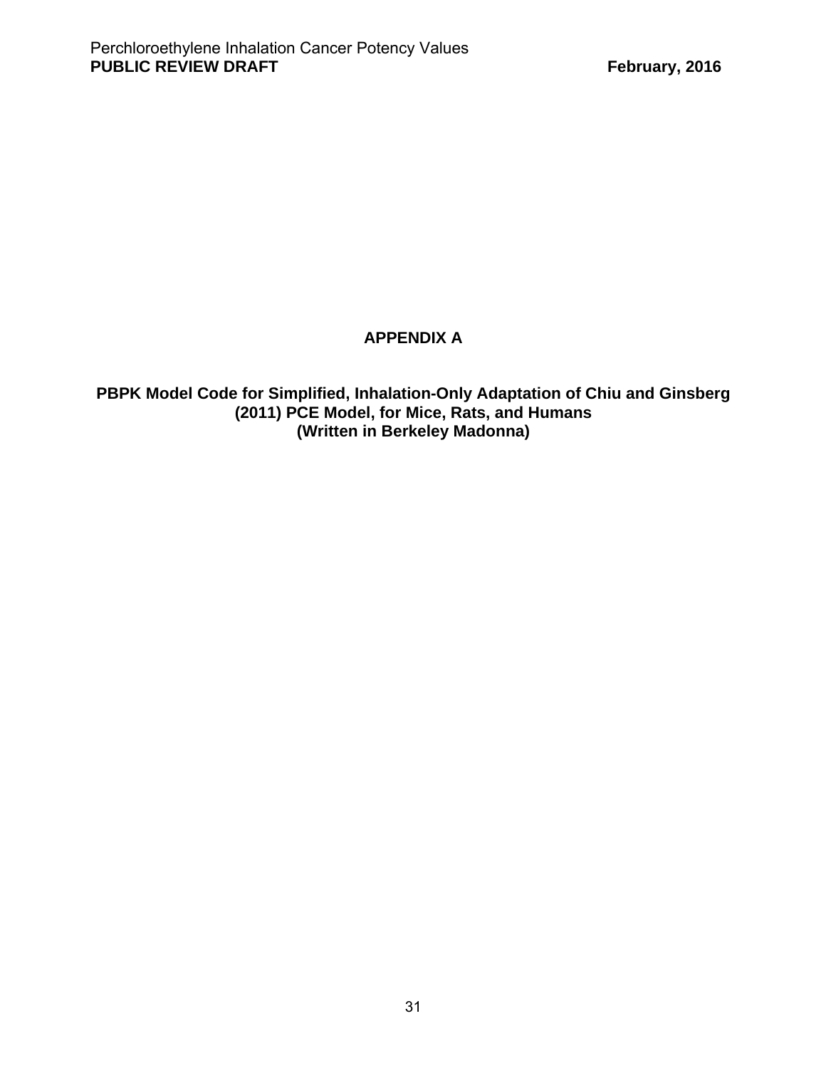# APPENDIX A

## PBPK Model Code for Simplified, Inhalation-Only Adaptation of Chiu and Ginsberg (2011) PCE Model, for Mice, Rats, and Humans (Written in Berkeley Madonna)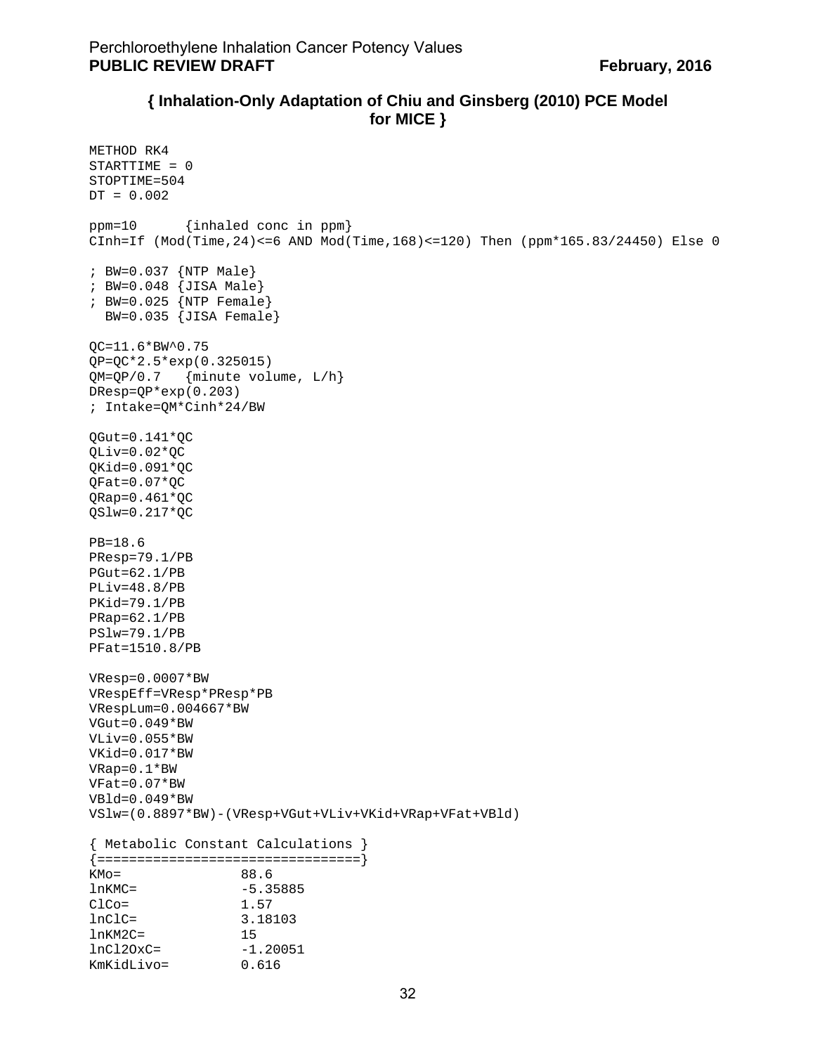### { Inhalation-Only Adaptation of Chiu and Ginsberg (2010) PCE Model for MICE }

```
METHOD RK4
STARTTIME = 0
STOPTIME=504
DT = 0.002

ppm=10      {inhaled conc in ppm}
CInh=If (Mod(Time,24)<=6 AND Mod(Time,168)<=120) Then (ppm*165.83/24450) Else 0

; BW=0.037 {NTP Male}
; BW=0.048 {JISA Male}
; BW=0.025 {NTP Female}
  BW=0.035 {JISA Female}

QC=11.6*BW^0.75
QP=QC*2.5*exp(0.325015)
QM=QP/0.7   {minute volume, L/h}
DResp=QP*exp(0.203)
; Intake=QM*Cinh*24/BW

QGut=0.141*QC
QLiv=0.02*QC
QKid=0.091*QC
QFat=0.07*QC
QRap=0.461*QC
QSlw=0.217*QC

PB=18.6
PResp=79.1/PB
PGut=62.1/PB
PLiv=48.8/PB
PKid=79.1/PB
PRap=62.1/PB
PSlw=79.1/PB
PFat=1510.8/PB

VResp=0.0007*BW
VRespEff=VResp*PResp*PB
VRespLum=0.004667*BW
VGut=0.049*BW
VLiv=0.055*BW
VKid=0.017*BW
VRap=0.1*BW
VFat=0.07*BW
VBld=0.049*BW
VSlw=(0.8897*BW)-(VResp+VGut+VLiv+VKid+VRap+VFat+VBld)

{ Metabolic Constant Calculations }
{=================================}
KMo=             88.6
lnKMC=           -5.35885
ClCo=            1.57
lnClC=           3.18103
lnKM2C=          15
lnCl2OxC=        -1.20051
KmKidLivo=       0.616
```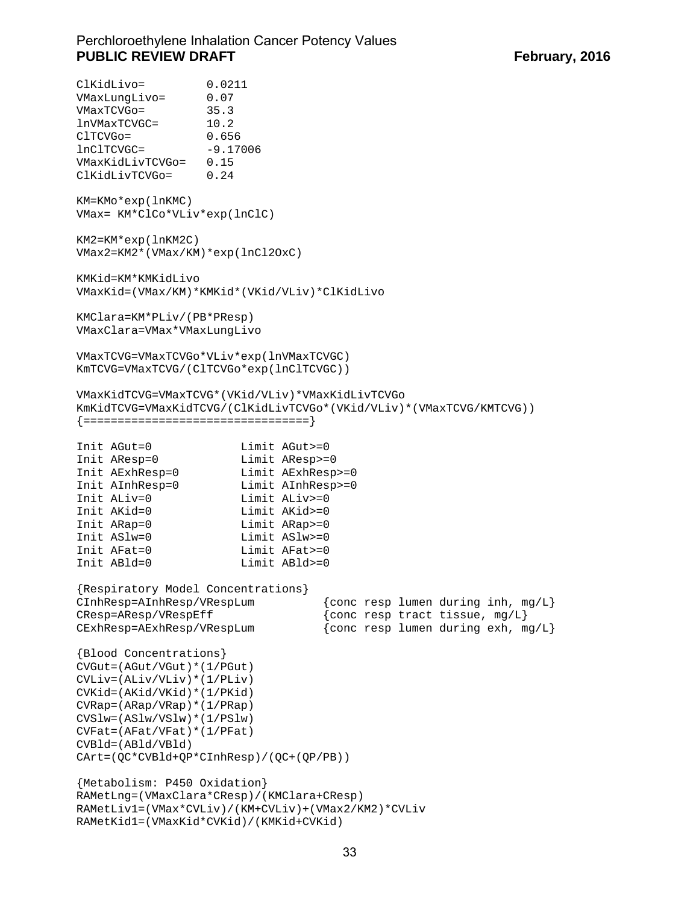```
ClKidLivo=         0.0211
VMaxLungLivo=      0.07
VMaxTCVGo=         35.3
lnVMaxTCVGC=       10.2
ClTCVGo=           0.656
lnClTCVGC=         -9.17006
VMaxKidLivTCVGo=   0.15
ClKidLivTCVGo=     0.24

KM=KMo*exp(lnKMC)
VMax= KM*ClCo*VLiv*exp(lnClC)

KM2=KM*exp(lnKM2C)
VMax2=KM2*(VMax/KM)*exp(lnCl2OxC)

KMKid=KM*KMKidLivo
VMaxKid=(VMax/KM)*KMKid*(VKid/VLiv)*ClKidLivo

KMClara=KM*PLiv/(PB*PResp)
VMaxClara=VMax*VMaxLungLivo

VMaxTCVG=VMaxTCVGo*VLiv*exp(lnVMaxTCVGC)
KmTCVG=VMaxTCVG/(ClTCVGo*exp(lnClTCVGC))

VMaxKidTCVG=VMaxTCVG*(VKid/VLiv)*VMaxKidLivTCVGo
KmKidTCVG=VMaxKidTCVG/(ClKidLivTCVGo*(VKid/VLiv)*(VMaxTCVG/KMTCVG))
{================================}

Init AGut=0             Limit AGut>=0
Init AResp=0            Limit AResp>=0
Init AExhResp=0         Limit AExhResp>=0
Init AInhResp=0         Limit AInhResp>=0
Init ALiv=0             Limit ALiv>=0
Init AKid=0             Limit AKid>=0
Init ARap=0             Limit ARap>=0
Init ASlw=0             Limit ASlw>=0
Init AFat=0             Limit AFat>=0
Init ABld=0             Limit ABld>=0

{Respiratory Model Concentrations}
CInhResp=AInhResp/VRespLum          {conc resp lumen during inh, mg/L}
CResp=AResp/VRespEff                {conc resp tract tissue, mg/L}
CExhResp=AExhResp/VRespLum          {conc resp lumen during exh, mg/L}

{Blood Concentrations}
CVGut=(AGut/VGut)*(1/PGut)
CVLiv=(ALiv/VLiv)*(1/PLiv)
CVKid=(AKid/VKid)*(1/PKid)
CVRap=(ARap/VRap)*(1/PRap)
CVSlw=(ASlw/VSlw)*(1/PSlw)
CVFat=(AFat/VFat)*(1/PFat)
CVBld=(ABld/VBld)
CArt=(QC*CVBld+QP*CInhResp)/(QC+(QP/PB))

{Metabolism: P450 Oxidation}
RAMetLng=(VMaxClara*CResp)/(KMClara+CResp)
RAMetLiv1=(VMax*CVLiv)/(KM+CVLiv)+(VMax2/KM2)*CVLiv
RAMetKid1=(VMaxKid*CVKid)/(KMKid+CVKid)
```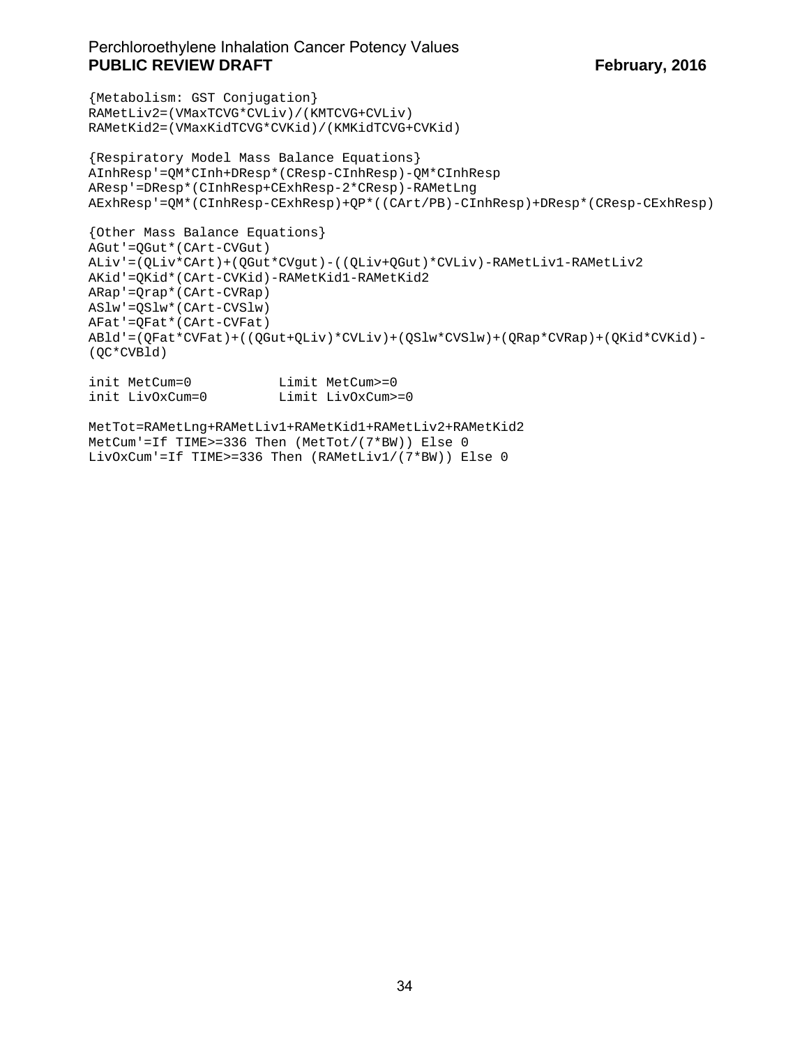```
{Metabolism: GST Conjugation}
RAMetLiv2=(VMaxTCVG*CVLiv)/(KMTCVG+CVLiv)
RAMetKid2=(VMaxKidTCVG*CVKid)/(KMKidTCVG+CVKid)

{Respiratory Model Mass Balance Equations}
AInhResp'=QM*CInh+DResp*(CResp-CInhResp)-QM*CInhResp
AResp'=DResp*(CInhResp+CExhResp-2*CResp)-RAMetLng
AExhResp'=QM*(CInhResp-CExhResp)+QP*((CArt/PB)-CInhResp)+DResp*(CResp-CExhResp)

{Other Mass Balance Equations}
AGut'=QGut*(CArt-CVGut)
ALiv'=(QLiv*CArt)+(QGut*CVgut)-((QLiv+QGut)*CVLiv)-RAMetLiv1-RAMetLiv2
AKid'=QKid*(CArt-CVKid)-RAMetKid1-RAMetKid2
ARap'=Qrap*(CArt-CVRap)
ASlw'=QSlw*(CArt-CVSlw)
AFat'=QFat*(CArt-CVFat)
ABld'=(QFat*CVFat)+((QGut+QLiv)*CVLiv)+(QSlw*CVSlw)+(QRap*CVRap)+(QKid*CVKid)-
(QC*CVBld)

init MetCum=0           Limit MetCum>=0
init LivOxCum=0         Limit LivOxCum>=0

MetTot=RAMetLng+RAMetLiv1+RAMetKid1+RAMetLiv2+RAMetKid2
MetCum'=If TIME>=336 Then (MetTot/(7*BW)) Else 0
LivOxCum'=If TIME>=336 Then (RAMetLiv1/(7*BW)) Else 0
```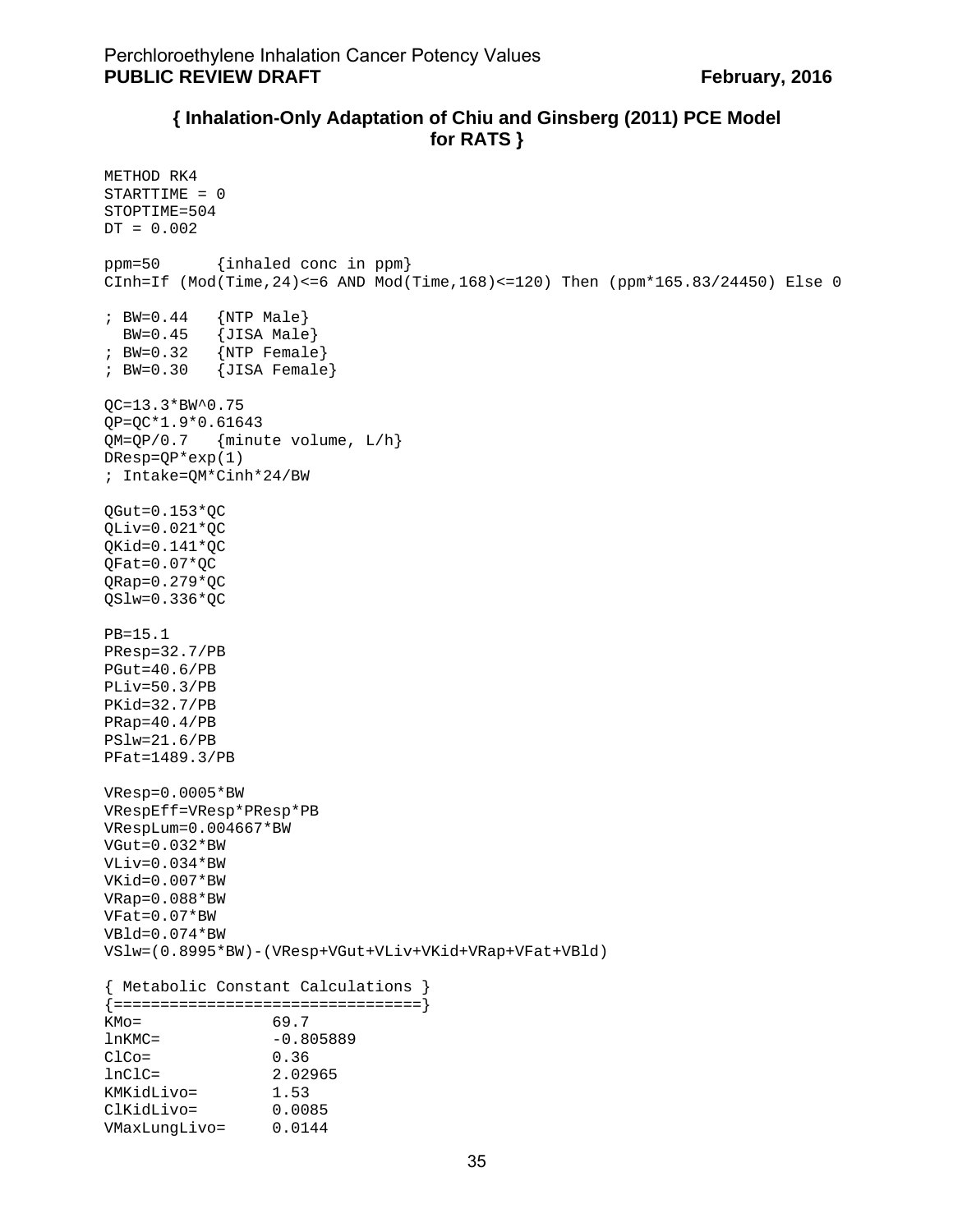**{ Inhalation-Only Adaptation of Chiu and Ginsberg (2011) PCE Model for RATS }**

```
METHOD RK4
STARTTIME = 0
STOPTIME=504
DT = 0.002

ppm=50      {inhaled conc in ppm}
CInh=If (Mod(Time,24)<=6 AND Mod(Time,168)<=120) Then (ppm*165.83/24450) Else 0

; BW=0.44   {NTP Male}
  BW=0.45   {JISA Male}
; BW=0.32   {NTP Female}
; BW=0.30   {JISA Female}

QC=13.3*BW^0.75
QP=QC*1.9*0.61643
QM=QP/0.7   {minute volume, L/h}
DResp=QP*exp(1)
; Intake=QM*Cinh*24/BW

QGut=0.153*QC
QLiv=0.021*QC
QKid=0.141*QC
QFat=0.07*QC
QRap=0.279*QC
QSlw=0.336*QC

PB=15.1
PResp=32.7/PB
PGut=40.6/PB
PLiv=50.3/PB
PKid=32.7/PB
PRap=40.4/PB
PSlw=21.6/PB
PFat=1489.3/PB

VResp=0.0005*BW
VRespEff=VResp*PResp*PB
VRespLum=0.004667*BW
VGut=0.032*BW
VLiv=0.034*BW
VKid=0.007*BW
VRap=0.088*BW
VFat=0.07*BW
VBld=0.074*BW
VSlw=(0.8995*BW)-(VResp+VGut+VLiv+VKid+VRap+VFat+VBld)

{ Metabolic Constant Calculations }
{=================================}
KMo=            69.7
lnKMC=          -0.805889
ClCo=           0.36
lnClC=          2.02965
KMKidLivo=      1.53
ClKidLivo=      0.0085
VMaxLungLivo=   0.0144
```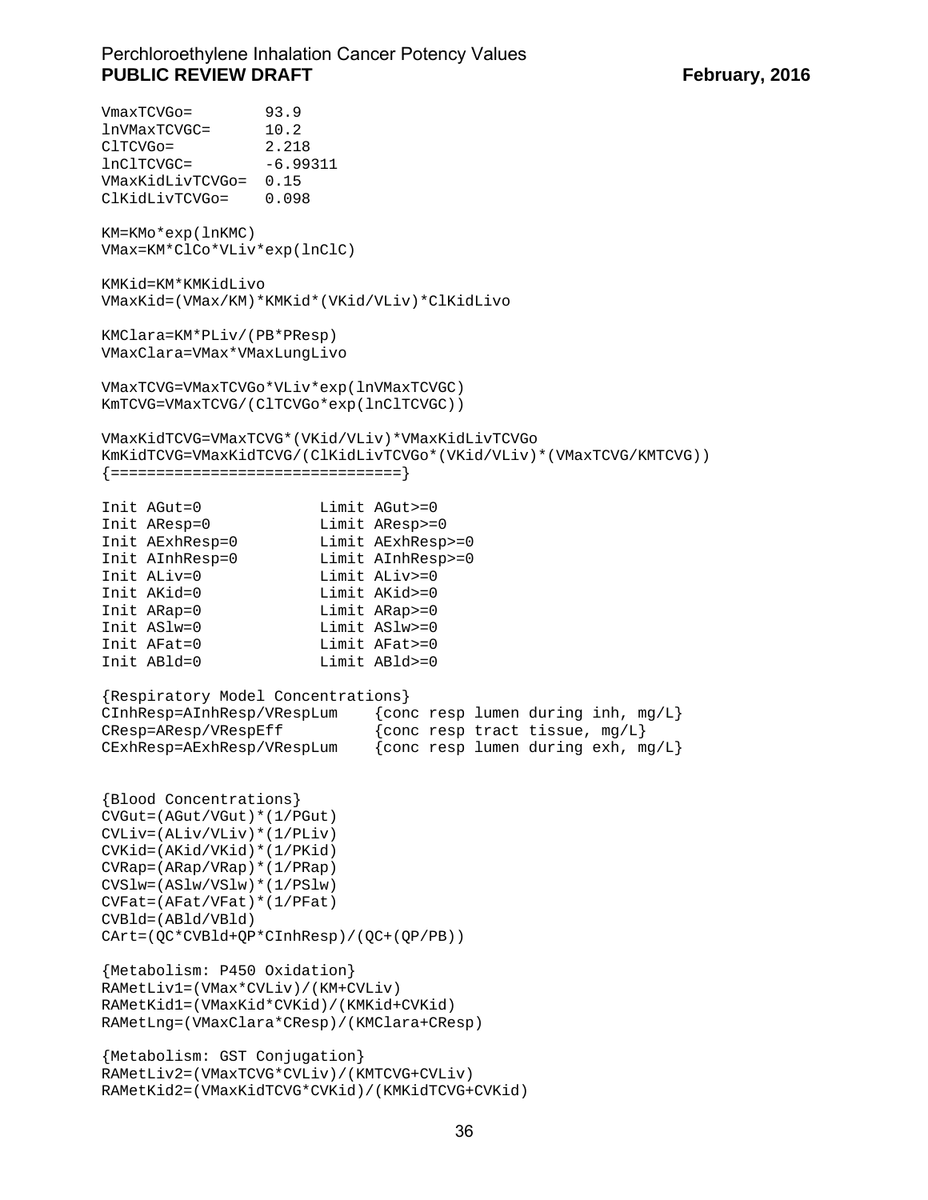```
VmaxTCVGo=        93.9
lnVMaxTCVGC=      10.2
ClTCVGo=          2.218
lnClTCVGC=        -6.99311
VMaxKidLivTCVGo=  0.15
ClKidLivTCVGo=    0.098

KM=KMo*exp(lnKMC)
VMax=KM*ClCo*VLiv*exp(lnClC)

KMKid=KM*KMKidLivo
VMaxKid=(VMax/KM)*KMKid*(VKid/VLiv)*ClKidLivo

KMClara=KM*PLiv/(PB*PResp)
VMaxClara=VMax*VMaxLungLivo

VMaxTCVG=VMaxTCVGo*VLiv*exp(lnVMaxTCVGC)
KmTCVG=VMaxTCVG/(ClTCVGo*exp(lnClTCVGC))

VMaxKidTCVG=VMaxTCVG*(VKid/VLiv)*VMaxKidLivTCVGo
KmKidTCVG=VMaxKidTCVG/(ClKidLivTCVGo*(VKid/VLiv)*(VMaxTCVG/KMTCVG))
{================================}

Init AGut=0             Limit AGut>=0
Init AResp=0            Limit AResp>=0
Init AExhResp=0         Limit AExhResp>=0
Init AInhResp=0         Limit AInhResp>=0
Init ALiv=0             Limit ALiv>=0
Init AKid=0             Limit AKid>=0
Init ARap=0             Limit ARap>=0
Init ASlw=0             Limit ASlw>=0
Init AFat=0             Limit AFat>=0
Init ABld=0             Limit ABld>=0

{Respiratory Model Concentrations}
CInhResp=AInhResp/VRespLum    {conc resp lumen during inh, mg/L}
CResp=AResp/VRespEff          {conc resp tract tissue, mg/L}
CExhResp=AExhResp/VRespLum    {conc resp lumen during exh, mg/L}


{Blood Concentrations}
CVGut=(AGut/VGut)*(1/PGut)
CVLiv=(ALiv/VLiv)*(1/PLiv)
CVKid=(AKid/VKid)*(1/PKid)
CVRap=(ARap/VRap)*(1/PRap)
CVSlw=(ASlw/VSlw)*(1/PSlw)
CVFat=(AFat/VFat)*(1/PFat)
CVBld=(ABld/VBld)
CArt=(QC*CVBld+QP*CInhResp)/(QC+(QP/PB))

{Metabolism: P450 Oxidation}
RAMetLiv1=(VMax*CVLiv)/(KM+CVLiv)
RAMetKid1=(VMaxKid*CVKid)/(KMKid+CVKid)
RAMetLng=(VMaxClara*CResp)/(KMClara+CResp)

{Metabolism: GST Conjugation}
RAMetLiv2=(VMaxTCVG*CVLiv)/(KMTCVG+CVLiv)
RAMetKid2=(VMaxKidTCVG*CVKid)/(KMKidTCVG+CVKid)
```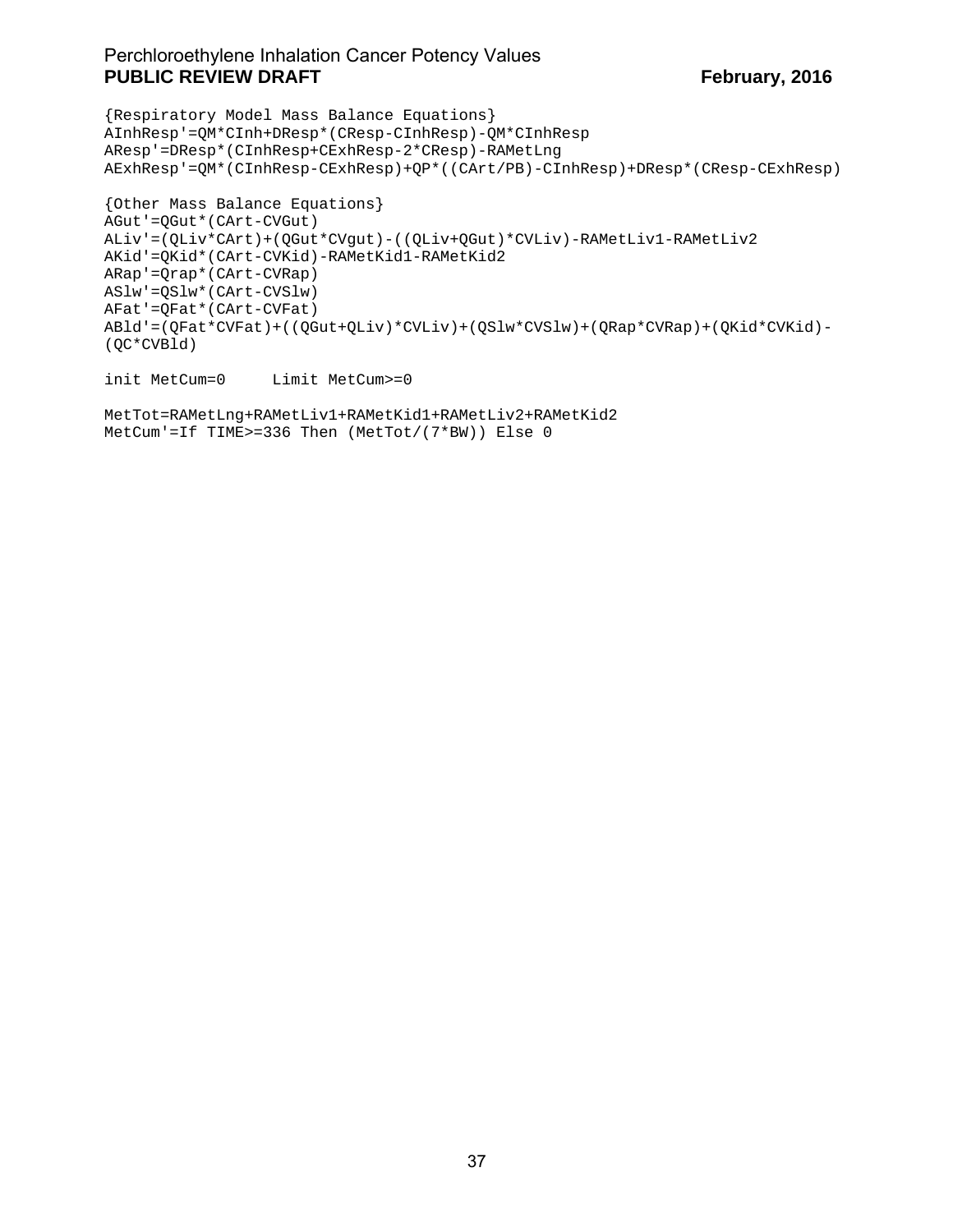```
{Respiratory Model Mass Balance Equations}
AInhResp'=QM*CInh+DResp*(CResp-CInhResp)-QM*CInhResp
AResp'=DResp*(CInhResp+CExhResp-2*CResp)-RAMetLng
AExhResp'=QM*(CInhResp-CExhResp)+QP*((CArt/PB)-CInhResp)+DResp*(CResp-CExhResp)

{Other Mass Balance Equations}
AGut'=QGut*(CArt-CVGut)
ALiv'=(QLiv*CArt)+(QGut*CVgut)-((QLiv+QGut)*CVLiv)-RAMetLiv1-RAMetLiv2
AKid'=QKid*(CArt-CVKid)-RAMetKid1-RAMetKid2
ARap'=Qrap*(CArt-CVRap)
ASlw'=QSlw*(CArt-CVSlw)
AFat'=QFat*(CArt-CVFat)
ABld'=(QFat*CVFat)+((QGut+QLiv)*CVLiv)+(QSlw*CVSlw)+(QRap*CVRap)+(QKid*CVKid)-
(QC*CVBld)

init MetCum=0     Limit MetCum>=0

MetTot=RAMetLng+RAMetLiv1+RAMetKid1+RAMetLiv2+RAMetKid2
MetCum'=If TIME>=336 Then (MetTot/(7*BW)) Else 0
```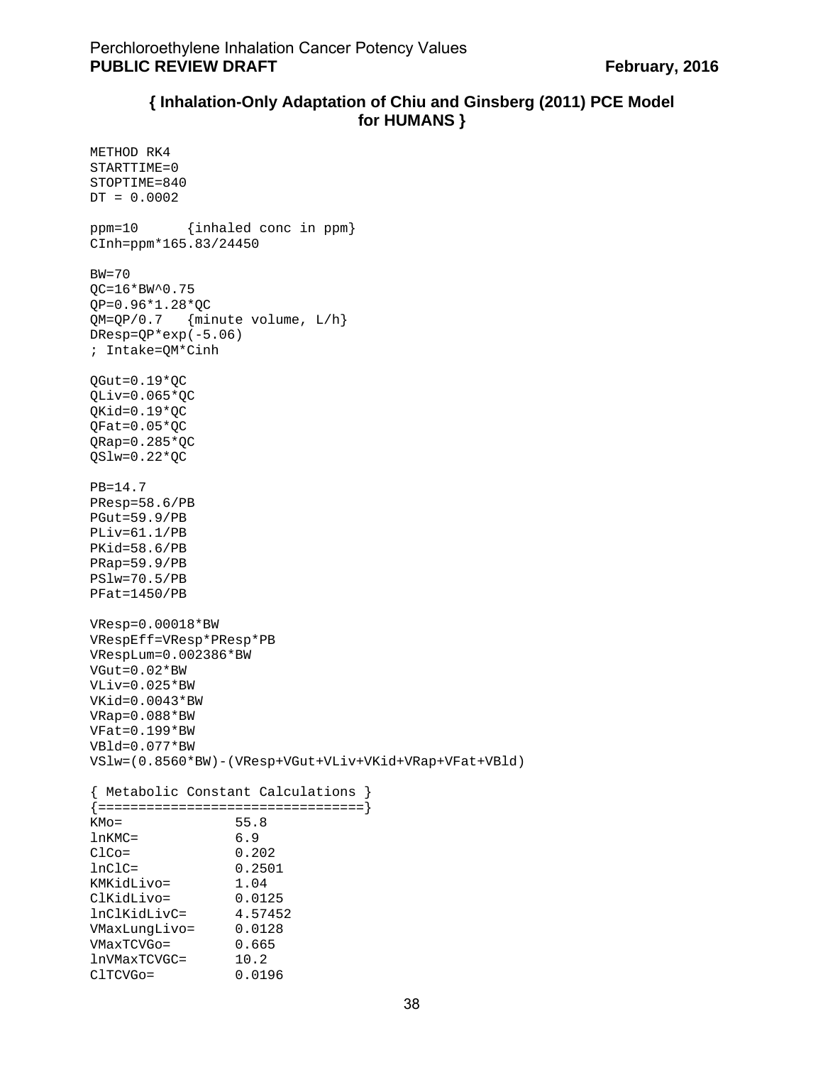**{ Inhalation-Only Adaptation of Chiu and Ginsberg (2011) PCE Model for HUMANS }**

```
METHOD RK4
STARTTIME=0
STOPTIME=840
DT = 0.0002

ppm=10      {inhaled conc in ppm}
CInh=ppm*165.83/24450

BW=70
QC=16*BW^0.75
QP=0.96*1.28*QC
QM=QP/0.7   {minute volume, L/h}
DResp=QP*exp(-5.06)
; Intake=QM*Cinh

QGut=0.19*QC
QLiv=0.065*QC
QKid=0.19*QC
QFat=0.05*QC
QRap=0.285*QC
QSlw=0.22*QC

PB=14.7
PResp=58.6/PB
PGut=59.9/PB
PLiv=61.1/PB
PKid=58.6/PB
PRap=59.9/PB
PSlw=70.5/PB
PFat=1450/PB

VResp=0.00018*BW
VRespEff=VResp*PResp*PB
VRespLum=0.002386*BW
VGut=0.02*BW
VLiv=0.025*BW
VKid=0.0043*BW
VRap=0.088*BW
VFat=0.199*BW
VBld=0.077*BW
VSlw=(0.8560*BW)-(VResp+VGut+VLiv+VKid+VRap+VFat+VBld)

{ Metabolic Constant Calculations }
{=================================}
KMo=              55.8
lnKMC=            6.9
ClCo=             0.202
lnClC=            0.2501
KMKidLivo=        1.04
ClKidLivo=        0.0125
lnClKidLivC=      4.57452
VMaxLungLivo=     0.0128
VMaxTCVGo=        0.665
lnVMaxTCVGC=      10.2
ClTCVGo=          0.0196
```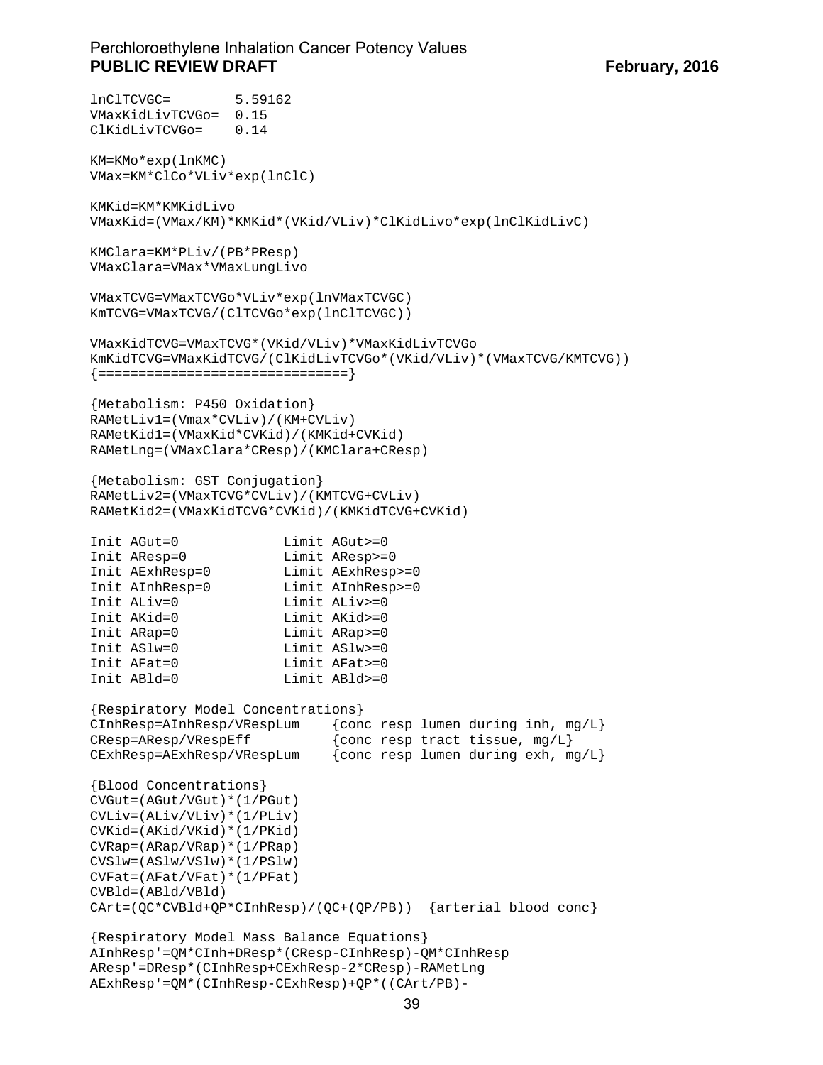```
lnClTCVGC=        5.59162
VMaxKidLivTCVGo=  0.15
ClKidLivTCVGo=    0.14

KM=KMo*exp(lnKMC)
VMax=KM*ClCo*VLiv*exp(lnClC)

KMKid=KM*KMKidLivo
VMaxKid=(VMax/KM)*KMKid*(VKid/VLiv)*ClKidLivo*exp(lnClKidLivC)

KMClara=KM*PLiv/(PB*PResp)
VMaxClara=VMax*VMaxLungLivo

VMaxTCVG=VMaxTCVGo*VLiv*exp(lnVMaxTCVGC)
KmTCVG=VMaxTCVG/(ClTCVGo*exp(lnClTCVGC))

VMaxKidTCVG=VMaxTCVG*(VKid/VLiv)*VMaxKidLivTCVGo
KmKidTCVG=VMaxKidTCVG/(ClKidLivTCVGo*(VKid/VLiv)*(VMaxTCVG/KMTCVG))
{===============================}

{Metabolism: P450 Oxidation}
RAMetLiv1=(Vmax*CVLiv)/(KM+CVLiv)
RAMetKid1=(VMaxKid*CVKid)/(KMKid+CVKid)
RAMetLng=(VMaxClara*CResp)/(KMClara+CResp)

{Metabolism: GST Conjugation}
RAMetLiv2=(VMaxTCVG*CVLiv)/(KMTCVG+CVLiv)
RAMetKid2=(VMaxKidTCVG*CVKid)/(KMKidTCVG+CVKid)

Init AGut=0             Limit AGut>=0
Init AResp=0            Limit AResp>=0
Init AExhResp=0         Limit AExhResp>=0
Init AInhResp=0         Limit AInhResp>=0
Init ALiv=0             Limit ALiv>=0
Init AKid=0             Limit AKid>=0
Init ARap=0             Limit ARap>=0
Init ASlw=0             Limit ASlw>=0
Init AFat=0             Limit AFat>=0
Init ABld=0             Limit ABld>=0

{Respiratory Model Concentrations}
CInhResp=AInhResp/VRespLum    {conc resp lumen during inh, mg/L}
CResp=AResp/VRespEff          {conc resp tract tissue, mg/L}
CExhResp=AExhResp/VRespLum    {conc resp lumen during exh, mg/L}

{Blood Concentrations}
CVGut=(AGut/VGut)*(1/PGut)
CVLiv=(ALiv/VLiv)*(1/PLiv)
CVKid=(AKid/VKid)*(1/PKid)
CVRap=(ARap/VRap)*(1/PRap)
CVSlw=(ASlw/VSlw)*(1/PSlw)
CVFat=(AFat/VFat)*(1/PFat)
CVBld=(ABld/VBld)
CArt=(QC*CVBld+QP*CInhResp)/(QC+(QP/PB))  {arterial blood conc}

{Respiratory Model Mass Balance Equations}
AInhResp'=QM*CInh+DResp*(CResp-CInhResp)-QM*CInhResp
AResp'=DResp*(CInhResp+CExhResp-2*CResp)-RAMetLng
AExhResp'=QM*(CInhResp-CExhResp)+QP*((CArt/PB)-
```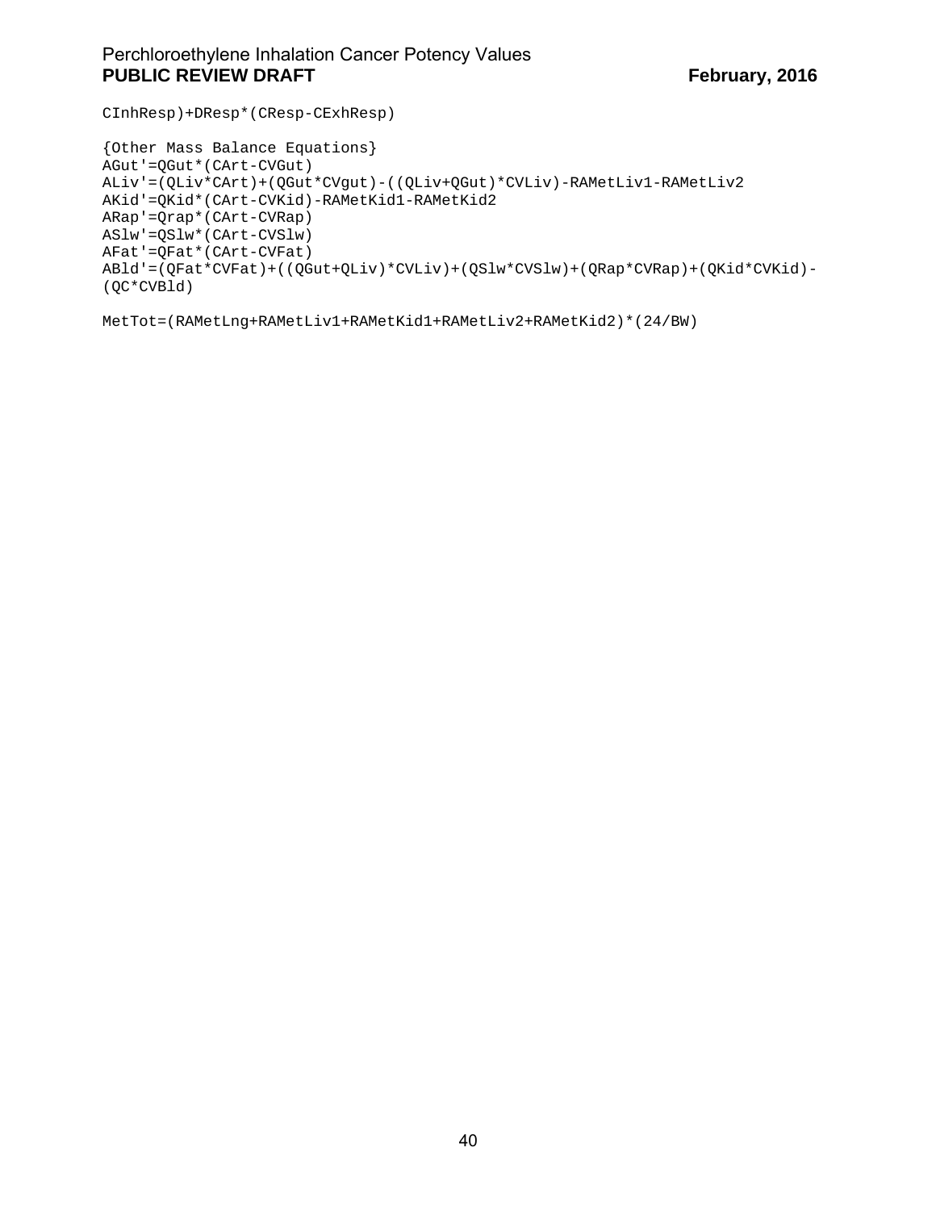```
CInhResp)+DResp*(CResp-CExhResp)

{Other Mass Balance Equations}
AGut'=QGut*(CArt-CVGut)
ALiv'=(QLiv*CArt)+(QGut*CVgut)-((QLiv+QGut)*CVLiv)-RAMetLiv1-RAMetLiv2
AKid'=QKid*(CArt-CVKid)-RAMetKid1-RAMetKid2
ARap'=Qrap*(CArt-CVRap)
ASlw'=QSlw*(CArt-CVSlw)
AFat'=QFat*(CArt-CVFat)
ABld'=(QFat*CVFat)+((QGut+QLiv)*CVLiv)+(QSlw*CVSlw)+(QRap*CVRap)+(QKid*CVKid)-
(QC*CVBld)

MetTot=(RAMetLng+RAMetLiv1+RAMetKid1+RAMetLiv2+RAMetKid2)*(24/BW)
```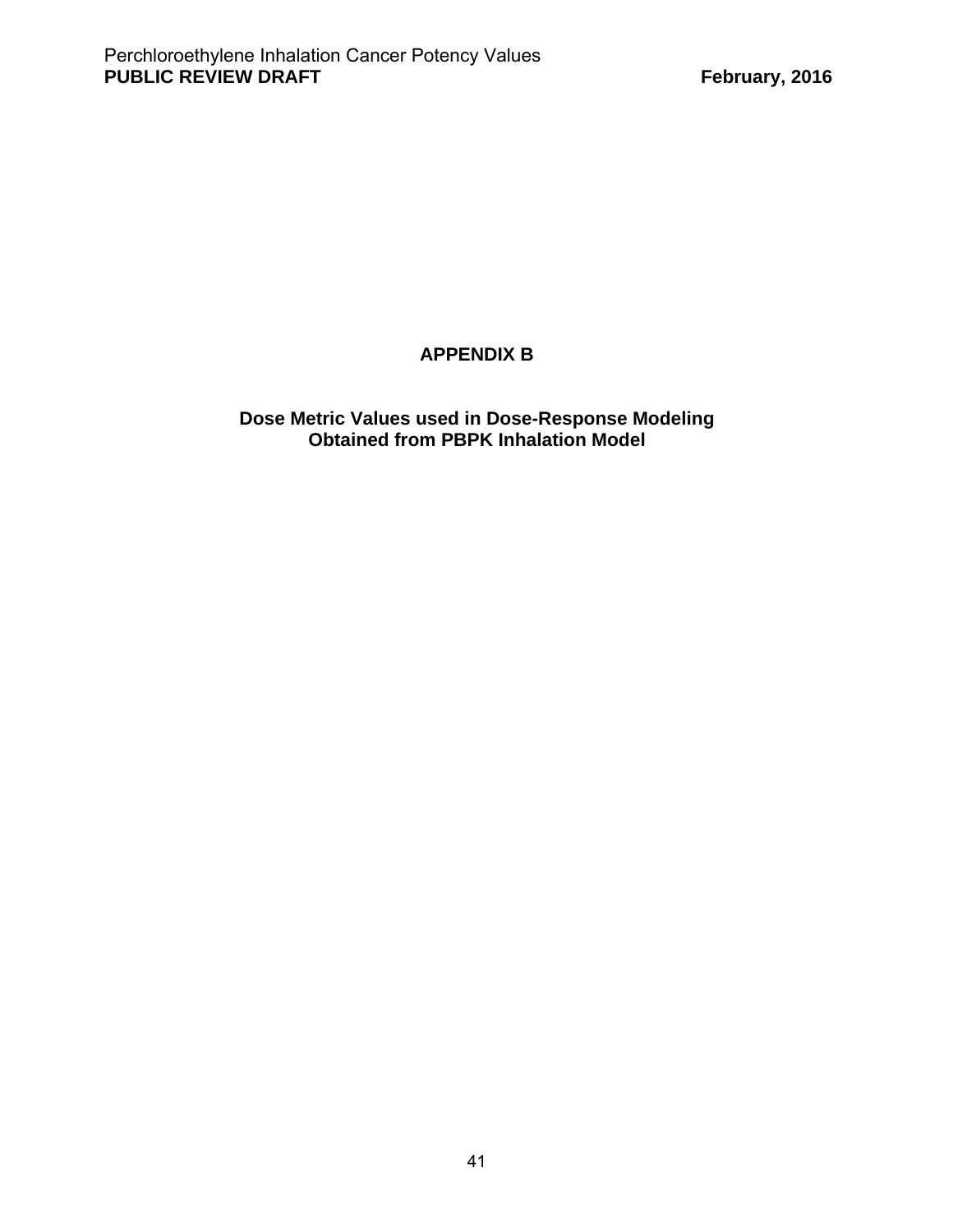# APPENDIX B

## Dose Metric Values used in Dose-Response Modeling Obtained from PBPK Inhalation Model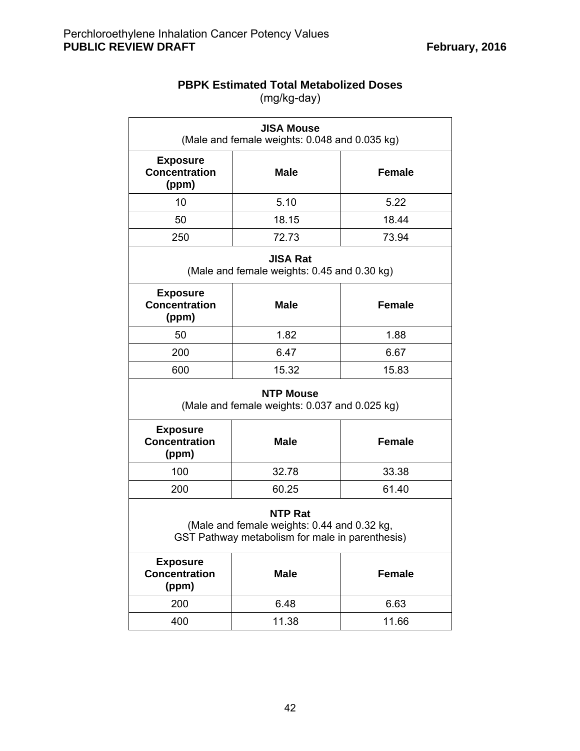**PBPK Estimated Total Metabolized Doses**
(mg/kg-day)

| **JISA Mouse** (Male and female weights: 0.048 and 0.035 kg) | | |
|---|---|---|
| **Exposure Concentration (ppm)** | **Male** | **Female** |
| 10 | 5.10 | 5.22 |
| 50 | 18.15 | 18.44 |
| 250 | 72.73 | 73.94 |
| **JISA Rat** (Male and female weights: 0.45 and 0.30 kg) | | |
| **Exposure Concentration (ppm)** | **Male** | **Female** |
| 50 | 1.82 | 1.88 |
| 200 | 6.47 | 6.67 |
| 600 | 15.32 | 15.83 |
| **NTP Mouse** (Male and female weights: 0.037 and 0.025 kg) | | |
| **Exposure Concentration (ppm)** | **Male** | **Female** |
| 100 | 32.78 | 33.38 |
| 200 | 60.25 | 61.40 |
| **NTP Rat** (Male and female weights: 0.44 and 0.32 kg, GST Pathway metabolism for male in parenthesis) | | |
| **Exposure Concentration (ppm)** | **Male** | **Female** |
| 200 | 6.48 | 6.63 |
| 400 | 11.38 | 11.66 |